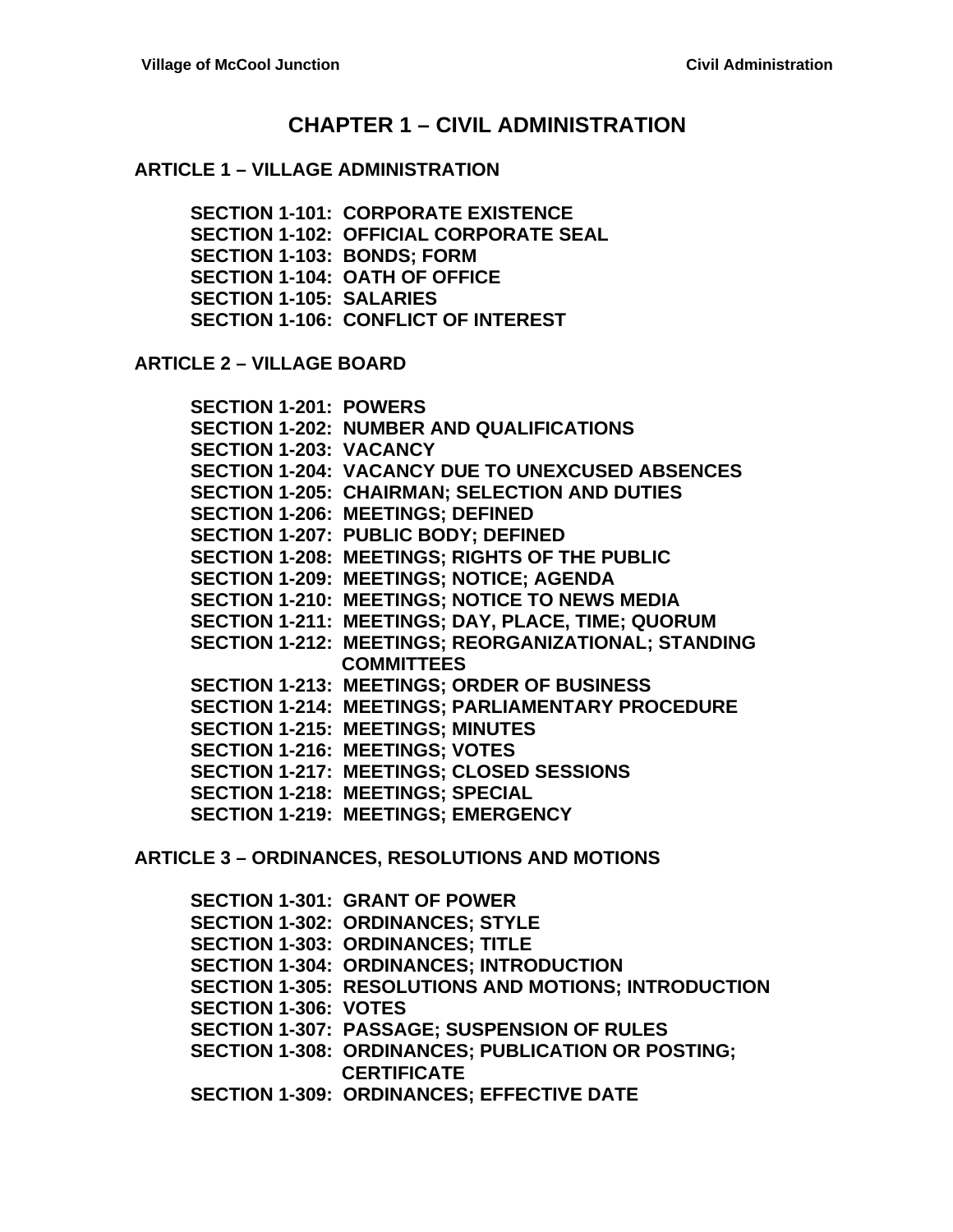# CHAPTER 1 – CIVIL ADMINISTRATION

## ARTICLE 1 – VILLAGE ADMINISTRATION

**SECTION 1-101: CORPORATE EXISTENCE**
**SECTION 1-102: OFFICIAL CORPORATE SEAL**
**SECTION 1-103: BONDS; FORM**
**SECTION 1-104: OATH OF OFFICE**
**SECTION 1-105: SALARIES**
**SECTION 1-106: CONFLICT OF INTEREST**

## ARTICLE 2 – VILLAGE BOARD

**SECTION 1-201: POWERS**
**SECTION 1-202: NUMBER AND QUALIFICATIONS**
**SECTION 1-203: VACANCY**
**SECTION 1-204: VACANCY DUE TO UNEXCUSED ABSENCES**
**SECTION 1-205: CHAIRMAN; SELECTION AND DUTIES**
**SECTION 1-206: MEETINGS; DEFINED**
**SECTION 1-207: PUBLIC BODY; DEFINED**
**SECTION 1-208: MEETINGS; RIGHTS OF THE PUBLIC**
**SECTION 1-209: MEETINGS; NOTICE; AGENDA**
**SECTION 1-210: MEETINGS; NOTICE TO NEWS MEDIA**
**SECTION 1-211: MEETINGS; DAY, PLACE, TIME; QUORUM**
**SECTION 1-212: MEETINGS; REORGANIZATIONAL; STANDING COMMITTEES**
**SECTION 1-213: MEETINGS; ORDER OF BUSINESS**
**SECTION 1-214: MEETINGS; PARLIAMENTARY PROCEDURE**
**SECTION 1-215: MEETINGS; MINUTES**
**SECTION 1-216: MEETINGS; VOTES**
**SECTION 1-217: MEETINGS; CLOSED SESSIONS**
**SECTION 1-218: MEETINGS; SPECIAL**
**SECTION 1-219: MEETINGS; EMERGENCY**

## ARTICLE 3 – ORDINANCES, RESOLUTIONS AND MOTIONS

**SECTION 1-301: GRANT OF POWER**
**SECTION 1-302: ORDINANCES; STYLE**
**SECTION 1-303: ORDINANCES; TITLE**
**SECTION 1-304: ORDINANCES; INTRODUCTION**
**SECTION 1-305: RESOLUTIONS AND MOTIONS; INTRODUCTION**
**SECTION 1-306: VOTES**
**SECTION 1-307: PASSAGE; SUSPENSION OF RULES**
**SECTION 1-308: ORDINANCES; PUBLICATION OR POSTING; CERTIFICATE**
**SECTION 1-309: ORDINANCES; EFFECTIVE DATE**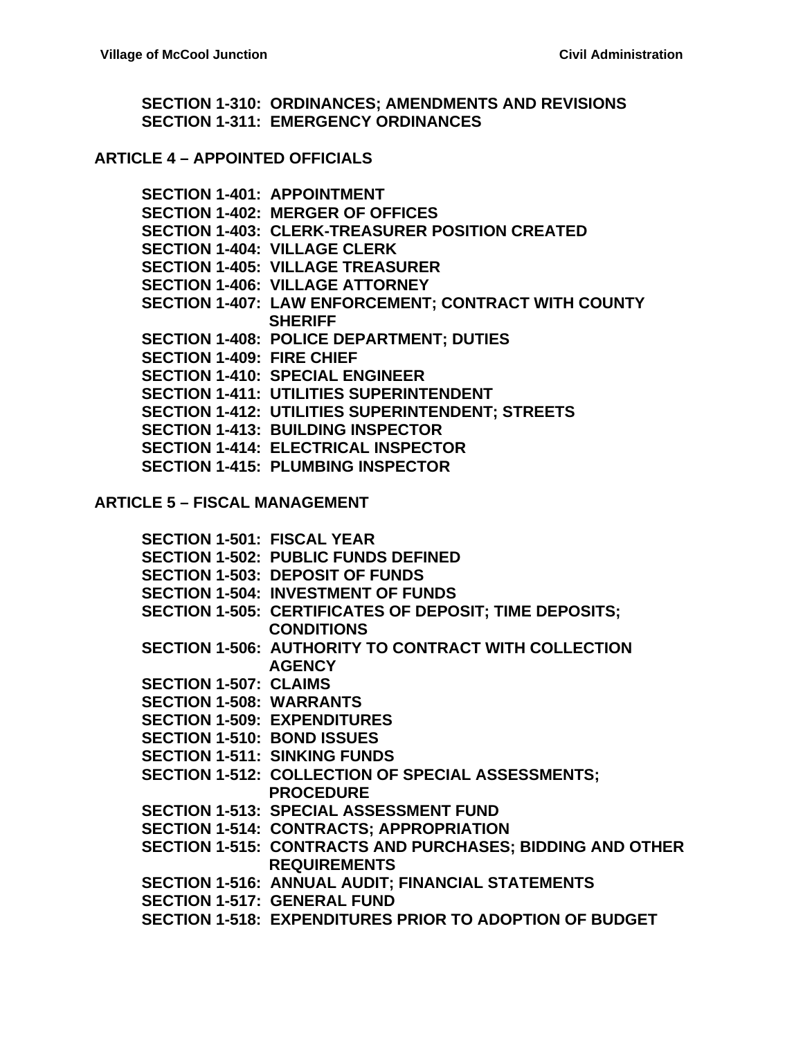**SECTION 1-310: ORDINANCES; AMENDMENTS AND REVISIONS**
**SECTION 1-311: EMERGENCY ORDINANCES**

## ARTICLE 4 – APPOINTED OFFICIALS

**SECTION 1-401: APPOINTMENT**
**SECTION 1-402: MERGER OF OFFICES**
**SECTION 1-403: CLERK-TREASURER POSITION CREATED**
**SECTION 1-404: VILLAGE CLERK**
**SECTION 1-405: VILLAGE TREASURER**
**SECTION 1-406: VILLAGE ATTORNEY**
**SECTION 1-407: LAW ENFORCEMENT; CONTRACT WITH COUNTY SHERIFF**
**SECTION 1-408: POLICE DEPARTMENT; DUTIES**
**SECTION 1-409: FIRE CHIEF**
**SECTION 1-410: SPECIAL ENGINEER**
**SECTION 1-411: UTILITIES SUPERINTENDENT**
**SECTION 1-412: UTILITIES SUPERINTENDENT; STREETS**
**SECTION 1-413: BUILDING INSPECTOR**
**SECTION 1-414: ELECTRICAL INSPECTOR**
**SECTION 1-415: PLUMBING INSPECTOR**

## ARTICLE 5 – FISCAL MANAGEMENT

**SECTION 1-501: FISCAL YEAR**
**SECTION 1-502: PUBLIC FUNDS DEFINED**
**SECTION 1-503: DEPOSIT OF FUNDS**
**SECTION 1-504: INVESTMENT OF FUNDS**
**SECTION 1-505: CERTIFICATES OF DEPOSIT; TIME DEPOSITS; CONDITIONS**
**SECTION 1-506: AUTHORITY TO CONTRACT WITH COLLECTION AGENCY**
**SECTION 1-507: CLAIMS**
**SECTION 1-508: WARRANTS**
**SECTION 1-509: EXPENDITURES**
**SECTION 1-510: BOND ISSUES**
**SECTION 1-511: SINKING FUNDS**
**SECTION 1-512: COLLECTION OF SPECIAL ASSESSMENTS; PROCEDURE**
**SECTION 1-513: SPECIAL ASSESSMENT FUND**
**SECTION 1-514: CONTRACTS; APPROPRIATION**
**SECTION 1-515: CONTRACTS AND PURCHASES; BIDDING AND OTHER REQUIREMENTS**
**SECTION 1-516: ANNUAL AUDIT; FINANCIAL STATEMENTS**
**SECTION 1-517: GENERAL FUND**
**SECTION 1-518: EXPENDITURES PRIOR TO ADOPTION OF BUDGET**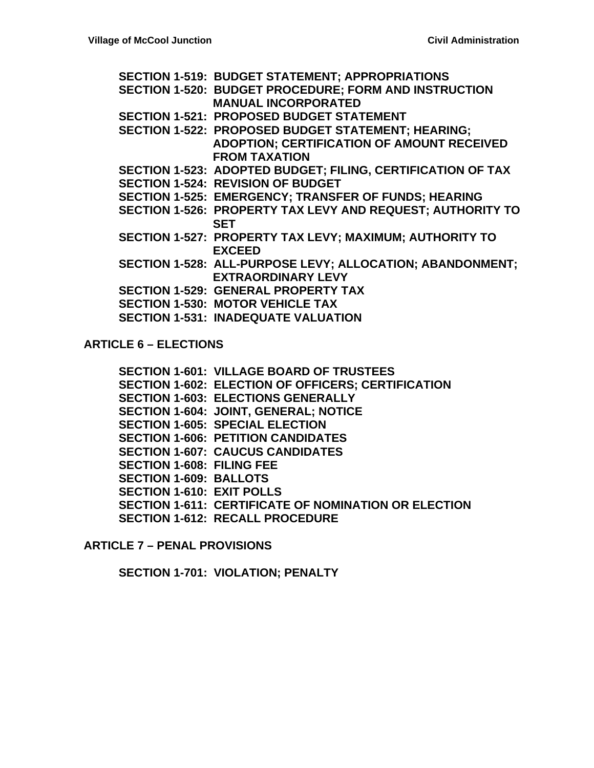**SECTION 1-519: BUDGET STATEMENT; APPROPRIATIONS**
**SECTION 1-520: BUDGET PROCEDURE; FORM AND INSTRUCTION MANUAL INCORPORATED**
**SECTION 1-521: PROPOSED BUDGET STATEMENT**
**SECTION 1-522: PROPOSED BUDGET STATEMENT; HEARING; ADOPTION; CERTIFICATION OF AMOUNT RECEIVED FROM TAXATION**
**SECTION 1-523: ADOPTED BUDGET; FILING, CERTIFICATION OF TAX**
**SECTION 1-524: REVISION OF BUDGET**
**SECTION 1-525: EMERGENCY; TRANSFER OF FUNDS; HEARING**
**SECTION 1-526: PROPERTY TAX LEVY AND REQUEST; AUTHORITY TO SET**
**SECTION 1-527: PROPERTY TAX LEVY; MAXIMUM; AUTHORITY TO EXCEED**
**SECTION 1-528: ALL-PURPOSE LEVY; ALLOCATION; ABANDONMENT; EXTRAORDINARY LEVY**
**SECTION 1-529: GENERAL PROPERTY TAX**
**SECTION 1-530: MOTOR VEHICLE TAX**
**SECTION 1-531: INADEQUATE VALUATION**

## ARTICLE 6 – ELECTIONS

**SECTION 1-601: VILLAGE BOARD OF TRUSTEES**
**SECTION 1-602: ELECTION OF OFFICERS; CERTIFICATION**
**SECTION 1-603: ELECTIONS GENERALLY**
**SECTION 1-604: JOINT, GENERAL; NOTICE**
**SECTION 1-605: SPECIAL ELECTION**
**SECTION 1-606: PETITION CANDIDATES**
**SECTION 1-607: CAUCUS CANDIDATES**
**SECTION 1-608: FILING FEE**
**SECTION 1-609: BALLOTS**
**SECTION 1-610: EXIT POLLS**
**SECTION 1-611: CERTIFICATE OF NOMINATION OR ELECTION**
**SECTION 1-612: RECALL PROCEDURE**

## ARTICLE 7 – PENAL PROVISIONS

**SECTION 1-701: VIOLATION; PENALTY**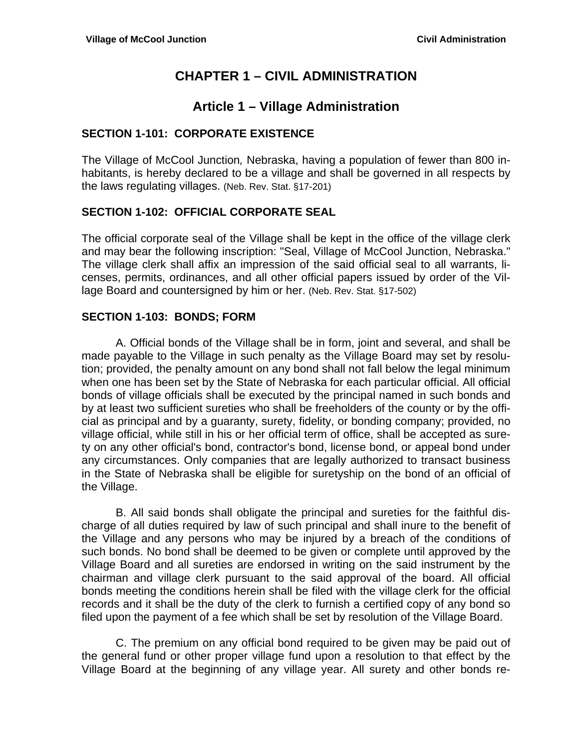# CHAPTER 1 – CIVIL ADMINISTRATION

## Article 1 – Village Administration

### SECTION 1-101: CORPORATE EXISTENCE

The Village of McCool Junction*,* Nebraska, having a population of fewer than 800 inhabitants, is hereby declared to be a village and shall be governed in all respects by the laws regulating villages. (Neb. Rev. Stat. §17-201)

### SECTION 1-102: OFFICIAL CORPORATE SEAL

The official corporate seal of the Village shall be kept in the office of the village clerk and may bear the following inscription: "Seal, Village of McCool Junction, Nebraska." The village clerk shall affix an impression of the said official seal to all warrants, licenses, permits, ordinances, and all other official papers issued by order of the Village Board and countersigned by him or her. (Neb. Rev. Stat. §17-502)

### SECTION 1-103: BONDS; FORM

A. Official bonds of the Village shall be in form, joint and several, and shall be made payable to the Village in such penalty as the Village Board may set by resolution; provided, the penalty amount on any bond shall not fall below the legal minimum when one has been set by the State of Nebraska for each particular official. All official bonds of village officials shall be executed by the principal named in such bonds and by at least two sufficient sureties who shall be freeholders of the county or by the official as principal and by a guaranty, surety, fidelity, or bonding company; provided, no village official, while still in his or her official term of office, shall be accepted as surety on any other official's bond, contractor's bond, license bond, or appeal bond under any circumstances. Only companies that are legally authorized to transact business in the State of Nebraska shall be eligible for suretyship on the bond of an official of the Village.

B. All said bonds shall obligate the principal and sureties for the faithful discharge of all duties required by law of such principal and shall inure to the benefit of the Village and any persons who may be injured by a breach of the conditions of such bonds. No bond shall be deemed to be given or complete until approved by the Village Board and all sureties are endorsed in writing on the said instrument by the chairman and village clerk pursuant to the said approval of the board. All official bonds meeting the conditions herein shall be filed with the village clerk for the official records and it shall be the duty of the clerk to furnish a certified copy of any bond so filed upon the payment of a fee which shall be set by resolution of the Village Board.

C. The premium on any official bond required to be given may be paid out of the general fund or other proper village fund upon a resolution to that effect by the Village Board at the beginning of any village year. All surety and other bonds re-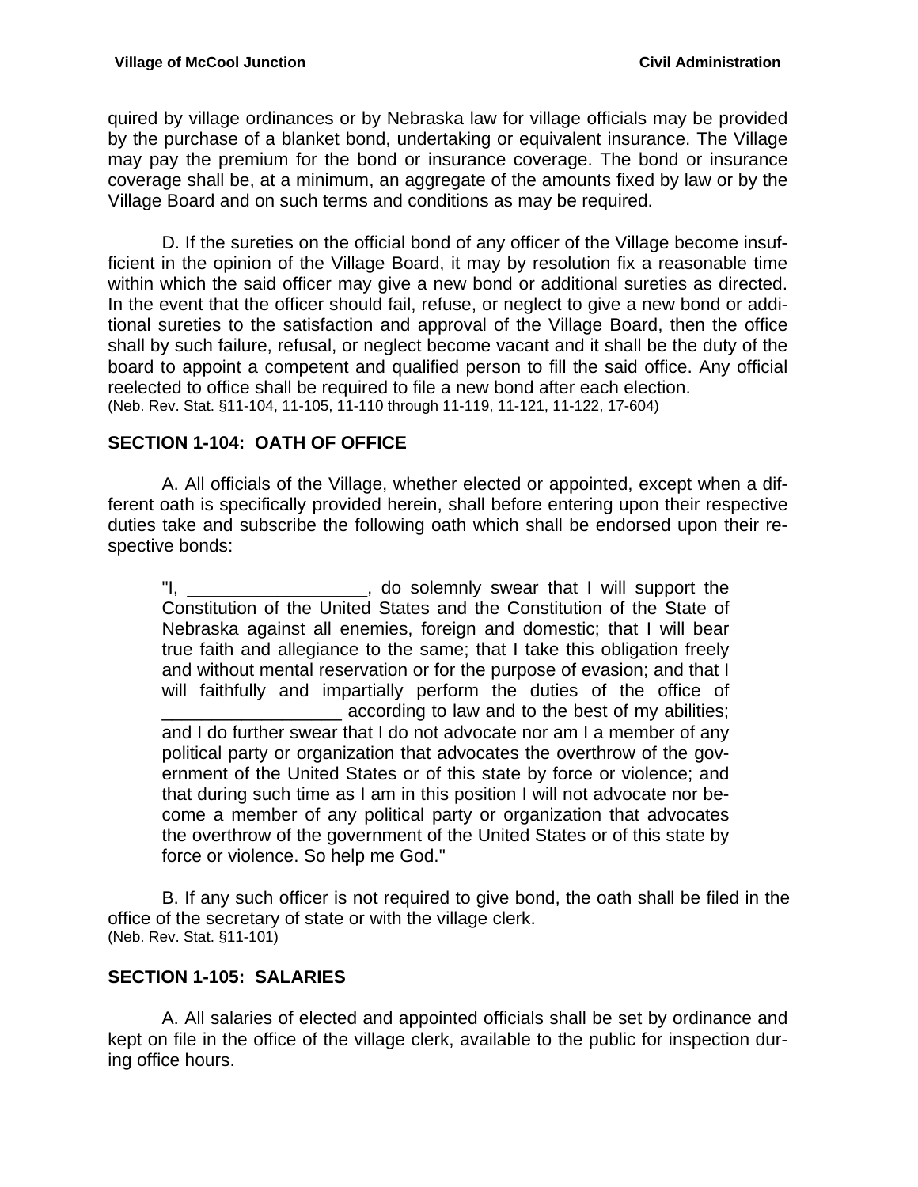quired by village ordinances or by Nebraska law for village officials may be provided by the purchase of a blanket bond, undertaking or equivalent insurance. The Village may pay the premium for the bond or insurance coverage. The bond or insurance coverage shall be, at a minimum, an aggregate of the amounts fixed by law or by the Village Board and on such terms and conditions as may be required.

D. If the sureties on the official bond of any officer of the Village become insufficient in the opinion of the Village Board, it may by resolution fix a reasonable time within which the said officer may give a new bond or additional sureties as directed. In the event that the officer should fail, refuse, or neglect to give a new bond or additional sureties to the satisfaction and approval of the Village Board, then the office shall by such failure, refusal, or neglect become vacant and it shall be the duty of the board to appoint a competent and qualified person to fill the said office. Any official reelected to office shall be required to file a new bond after each election.
(Neb. Rev. Stat. §11-104, 11-105, 11-110 through 11-119, 11-121, 11-122, 17-604)

## SECTION 1-104: OATH OF OFFICE

A. All officials of the Village, whether elected or appointed, except when a different oath is specifically provided herein, shall before entering upon their respective duties take and subscribe the following oath which shall be endorsed upon their respective bonds:

> "I, __________________, do solemnly swear that I will support the Constitution of the United States and the Constitution of the State of Nebraska against all enemies, foreign and domestic; that I will bear true faith and allegiance to the same; that I take this obligation freely and without mental reservation or for the purpose of evasion; and that I will faithfully and impartially perform the duties of the office of __________________ according to law and to the best of my abilities; and I do further swear that I do not advocate nor am I a member of any political party or organization that advocates the overthrow of the government of the United States or of this state by force or violence; and that during such time as I am in this position I will not advocate nor become a member of any political party or organization that advocates the overthrow of the government of the United States or of this state by force or violence. So help me God."

B. If any such officer is not required to give bond, the oath shall be filed in the office of the secretary of state or with the village clerk.
(Neb. Rev. Stat. §11-101)

## SECTION 1-105: SALARIES

A. All salaries of elected and appointed officials shall be set by ordinance and kept on file in the office of the village clerk, available to the public for inspection during office hours.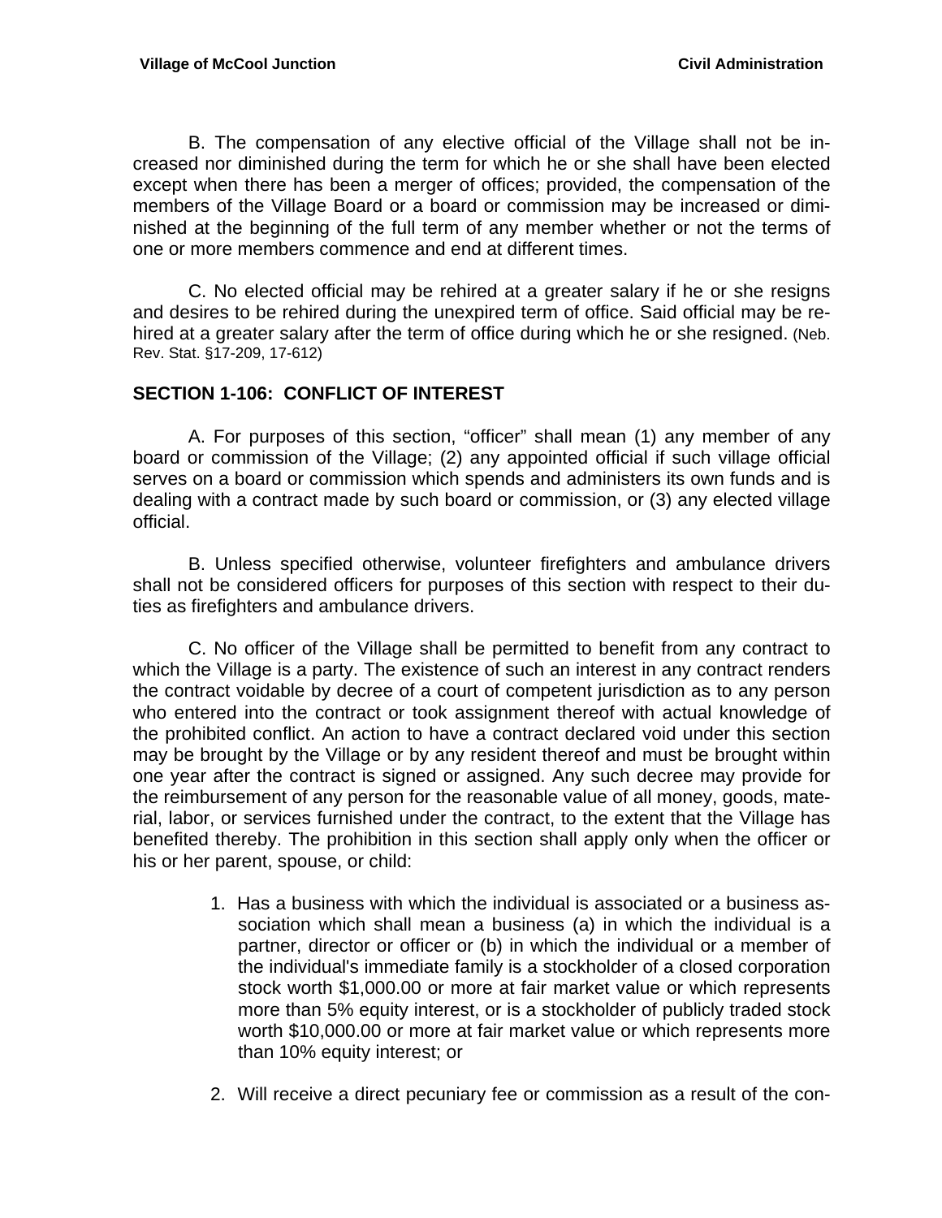B. The compensation of any elective official of the Village shall not be increased nor diminished during the term for which he or she shall have been elected except when there has been a merger of offices; provided, the compensation of the members of the Village Board or a board or commission may be increased or diminished at the beginning of the full term of any member whether or not the terms of one or more members commence and end at different times.

C. No elected official may be rehired at a greater salary if he or she resigns and desires to be rehired during the unexpired term of office. Said official may be rehired at a greater salary after the term of office during which he or she resigned. (Neb. Rev. Stat. §17-209, 17-612)

## SECTION 1-106: CONFLICT OF INTEREST

A. For purposes of this section, "officer" shall mean (1) any member of any board or commission of the Village; (2) any appointed official if such village official serves on a board or commission which spends and administers its own funds and is dealing with a contract made by such board or commission, or (3) any elected village official.

B. Unless specified otherwise, volunteer firefighters and ambulance drivers shall not be considered officers for purposes of this section with respect to their duties as firefighters and ambulance drivers.

C. No officer of the Village shall be permitted to benefit from any contract to which the Village is a party. The existence of such an interest in any contract renders the contract voidable by decree of a court of competent jurisdiction as to any person who entered into the contract or took assignment thereof with actual knowledge of the prohibited conflict. An action to have a contract declared void under this section may be brought by the Village or by any resident thereof and must be brought within one year after the contract is signed or assigned. Any such decree may provide for the reimbursement of any person for the reasonable value of all money, goods, material, labor, or services furnished under the contract, to the extent that the Village has benefited thereby. The prohibition in this section shall apply only when the officer or his or her parent, spouse, or child:

1. Has a business with which the individual is associated or a business association which shall mean a business (a) in which the individual is a partner, director or officer or (b) in which the individual or a member of the individual's immediate family is a stockholder of a closed corporation stock worth $1,000.00 or more at fair market value or which represents more than 5% equity interest, or is a stockholder of publicly traded stock worth $10,000.00 or more at fair market value or which represents more than 10% equity interest; or

2. Will receive a direct pecuniary fee or commission as a result of the con-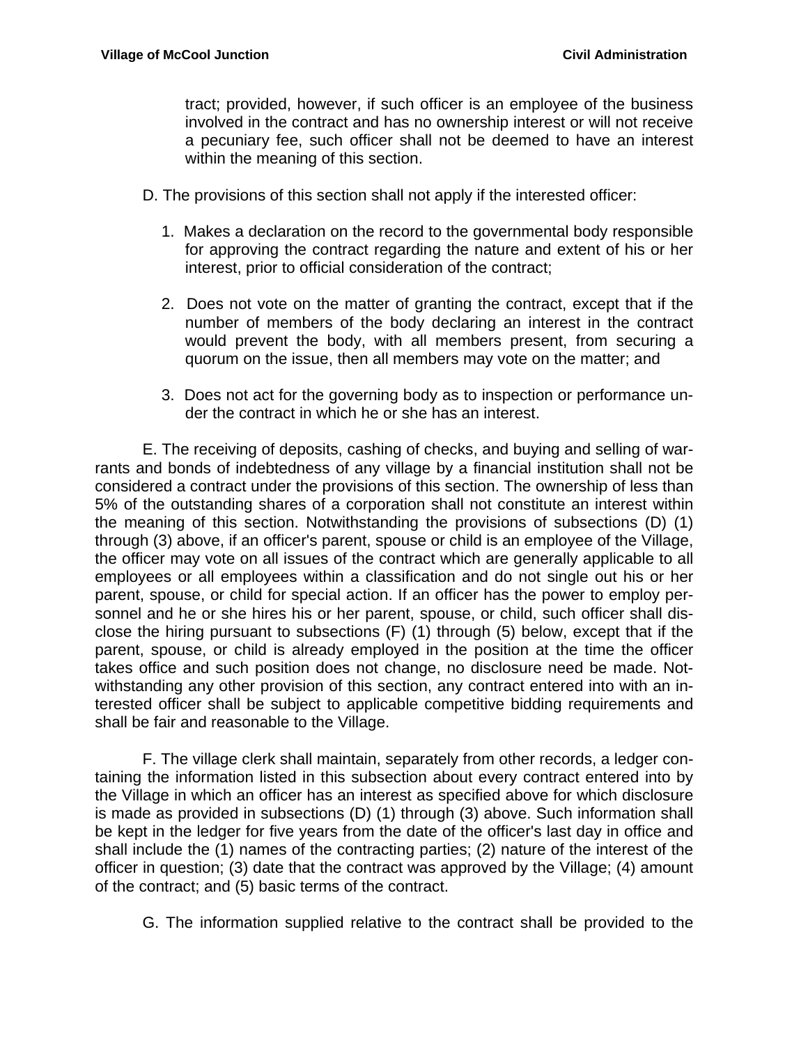tract; provided, however, if such officer is an employee of the business involved in the contract and has no ownership interest or will not receive a pecuniary fee, such officer shall not be deemed to have an interest within the meaning of this section.

D. The provisions of this section shall not apply if the interested officer:

1. Makes a declaration on the record to the governmental body responsible for approving the contract regarding the nature and extent of his or her interest, prior to official consideration of the contract;

2. Does not vote on the matter of granting the contract, except that if the number of members of the body declaring an interest in the contract would prevent the body, with all members present, from securing a quorum on the issue, then all members may vote on the matter; and

3. Does not act for the governing body as to inspection or performance under the contract in which he or she has an interest.

E. The receiving of deposits, cashing of checks, and buying and selling of warrants and bonds of indebtedness of any village by a financial institution shall not be considered a contract under the provisions of this section. The ownership of less than 5% of the outstanding shares of a corporation shall not constitute an interest within the meaning of this section. Notwithstanding the provisions of subsections (D) (1) through (3) above, if an officer's parent, spouse or child is an employee of the Village, the officer may vote on all issues of the contract which are generally applicable to all employees or all employees within a classification and do not single out his or her parent, spouse, or child for special action. If an officer has the power to employ personnel and he or she hires his or her parent, spouse, or child, such officer shall disclose the hiring pursuant to subsections (F) (1) through (5) below, except that if the parent, spouse, or child is already employed in the position at the time the officer takes office and such position does not change, no disclosure need be made. Notwithstanding any other provision of this section, any contract entered into with an interested officer shall be subject to applicable competitive bidding requirements and shall be fair and reasonable to the Village.

F. The village clerk shall maintain, separately from other records, a ledger containing the information listed in this subsection about every contract entered into by the Village in which an officer has an interest as specified above for which disclosure is made as provided in subsections (D) (1) through (3) above. Such information shall be kept in the ledger for five years from the date of the officer's last day in office and shall include the (1) names of the contracting parties; (2) nature of the interest of the officer in question; (3) date that the contract was approved by the Village; (4) amount of the contract; and (5) basic terms of the contract.

G. The information supplied relative to the contract shall be provided to the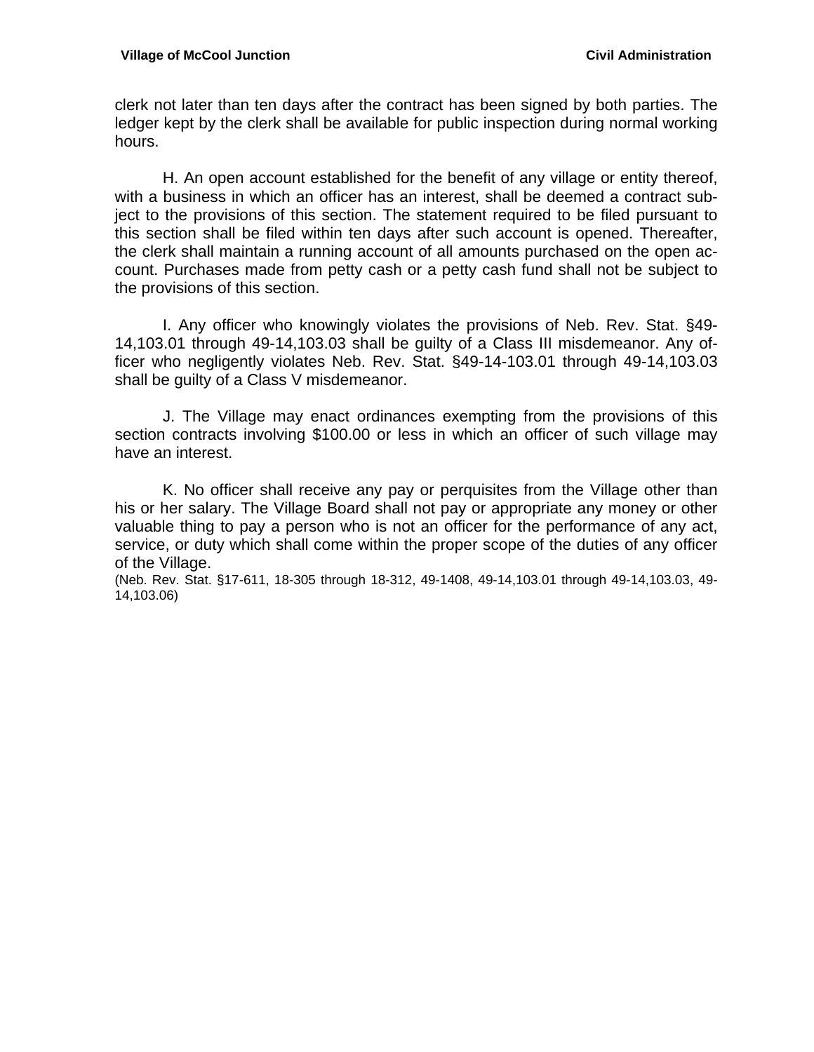clerk not later than ten days after the contract has been signed by both parties. The ledger kept by the clerk shall be available for public inspection during normal working hours.

H. An open account established for the benefit of any village or entity thereof, with a business in which an officer has an interest, shall be deemed a contract subject to the provisions of this section. The statement required to be filed pursuant to this section shall be filed within ten days after such account is opened. Thereafter, the clerk shall maintain a running account of all amounts purchased on the open account. Purchases made from petty cash or a petty cash fund shall not be subject to the provisions of this section.

I. Any officer who knowingly violates the provisions of Neb. Rev. Stat. §49-14,103.01 through 49-14,103.03 shall be guilty of a Class III misdemeanor. Any officer who negligently violates Neb. Rev. Stat. §49-14-103.01 through 49-14,103.03 shall be guilty of a Class V misdemeanor.

J. The Village may enact ordinances exempting from the provisions of this section contracts involving $100.00 or less in which an officer of such village may have an interest.

K. No officer shall receive any pay or perquisites from the Village other than his or her salary. The Village Board shall not pay or appropriate any money or other valuable thing to pay a person who is not an officer for the performance of any act, service, or duty which shall come within the proper scope of the duties of any officer of the Village.

(Neb. Rev. Stat. §17-611, 18-305 through 18-312, 49-1408, 49-14,103.01 through 49-14,103.03, 49-14,103.06)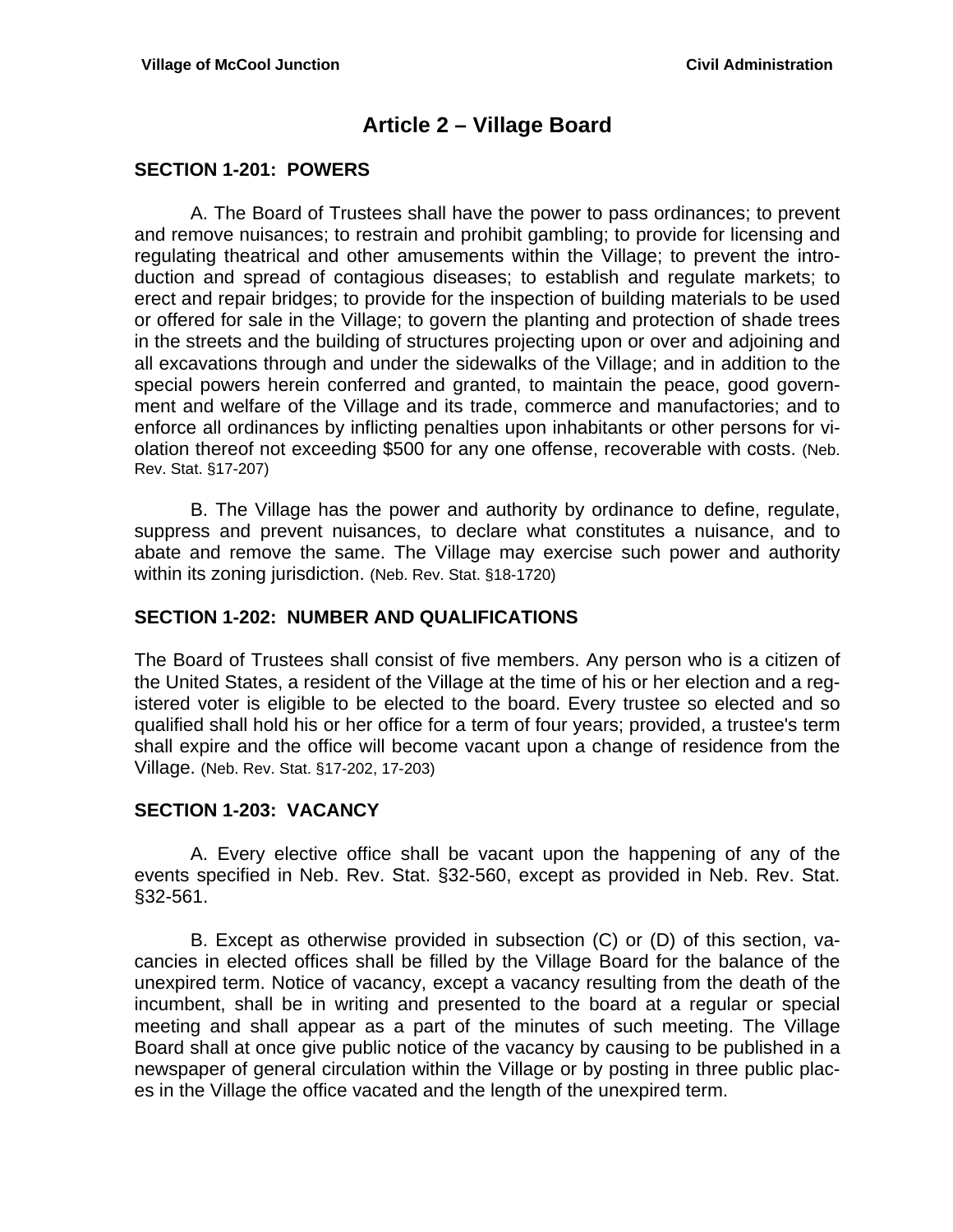# Article 2 – Village Board

## SECTION 1-201: POWERS

A. The Board of Trustees shall have the power to pass ordinances; to prevent and remove nuisances; to restrain and prohibit gambling; to provide for licensing and regulating theatrical and other amusements within the Village; to prevent the introduction and spread of contagious diseases; to establish and regulate markets; to erect and repair bridges; to provide for the inspection of building materials to be used or offered for sale in the Village; to govern the planting and protection of shade trees in the streets and the building of structures projecting upon or over and adjoining and all excavations through and under the sidewalks of the Village; and in addition to the special powers herein conferred and granted, to maintain the peace, good government and welfare of the Village and its trade, commerce and manufactories; and to enforce all ordinances by inflicting penalties upon inhabitants or other persons for violation thereof not exceeding $500 for any one offense, recoverable with costs. (Neb. Rev. Stat. §17-207)

B. The Village has the power and authority by ordinance to define, regulate, suppress and prevent nuisances, to declare what constitutes a nuisance, and to abate and remove the same. The Village may exercise such power and authority within its zoning jurisdiction. (Neb. Rev. Stat. §18-1720)

## SECTION 1-202: NUMBER AND QUALIFICATIONS

The Board of Trustees shall consist of five members. Any person who is a citizen of the United States, a resident of the Village at the time of his or her election and a registered voter is eligible to be elected to the board. Every trustee so elected and so qualified shall hold his or her office for a term of four years; provided, a trustee's term shall expire and the office will become vacant upon a change of residence from the Village. (Neb. Rev. Stat. §17-202, 17-203)

## SECTION 1-203: VACANCY

A. Every elective office shall be vacant upon the happening of any of the events specified in Neb. Rev. Stat. §32-560, except as provided in Neb. Rev. Stat. §32-561.

B. Except as otherwise provided in subsection (C) or (D) of this section, vacancies in elected offices shall be filled by the Village Board for the balance of the unexpired term. Notice of vacancy, except a vacancy resulting from the death of the incumbent, shall be in writing and presented to the board at a regular or special meeting and shall appear as a part of the minutes of such meeting. The Village Board shall at once give public notice of the vacancy by causing to be published in a newspaper of general circulation within the Village or by posting in three public places in the Village the office vacated and the length of the unexpired term.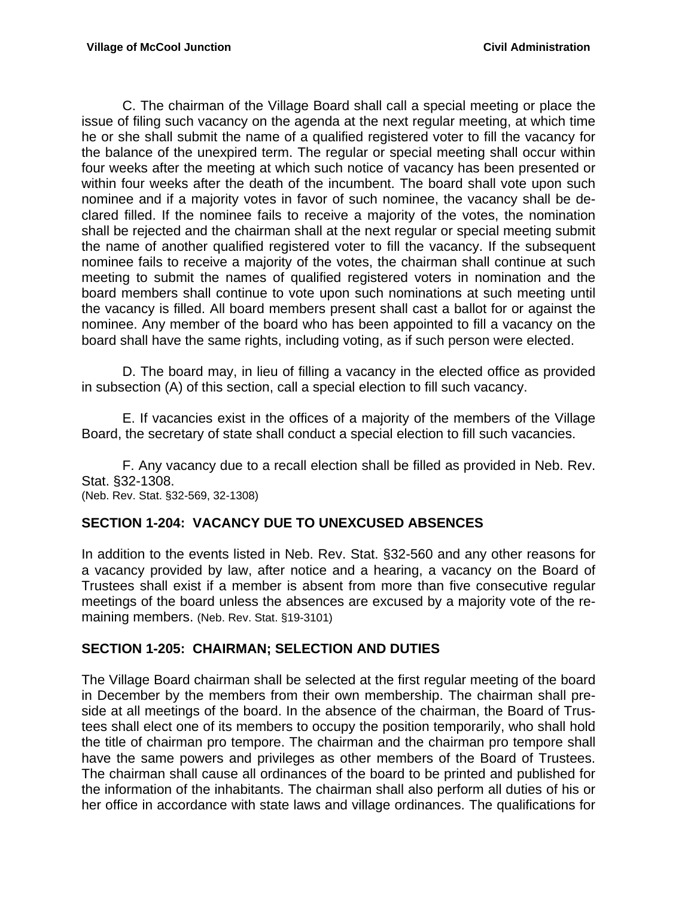C. The chairman of the Village Board shall call a special meeting or place the issue of filing such vacancy on the agenda at the next regular meeting, at which time he or she shall submit the name of a qualified registered voter to fill the vacancy for the balance of the unexpired term. The regular or special meeting shall occur within four weeks after the meeting at which such notice of vacancy has been presented or within four weeks after the death of the incumbent. The board shall vote upon such nominee and if a majority votes in favor of such nominee, the vacancy shall be declared filled. If the nominee fails to receive a majority of the votes, the nomination shall be rejected and the chairman shall at the next regular or special meeting submit the name of another qualified registered voter to fill the vacancy. If the subsequent nominee fails to receive a majority of the votes, the chairman shall continue at such meeting to submit the names of qualified registered voters in nomination and the board members shall continue to vote upon such nominations at such meeting until the vacancy is filled. All board members present shall cast a ballot for or against the nominee. Any member of the board who has been appointed to fill a vacancy on the board shall have the same rights, including voting, as if such person were elected.

D. The board may, in lieu of filling a vacancy in the elected office as provided in subsection (A) of this section, call a special election to fill such vacancy.

E. If vacancies exist in the offices of a majority of the members of the Village Board, the secretary of state shall conduct a special election to fill such vacancies.

F. Any vacancy due to a recall election shall be filled as provided in Neb. Rev. Stat. §32-1308.
(Neb. Rev. Stat. §32-569, 32-1308)

## SECTION 1-204: VACANCY DUE TO UNEXCUSED ABSENCES

In addition to the events listed in Neb. Rev. Stat. §32-560 and any other reasons for a vacancy provided by law, after notice and a hearing, a vacancy on the Board of Trustees shall exist if a member is absent from more than five consecutive regular meetings of the board unless the absences are excused by a majority vote of the remaining members. (Neb. Rev. Stat. §19-3101)

## SECTION 1-205: CHAIRMAN; SELECTION AND DUTIES

The Village Board chairman shall be selected at the first regular meeting of the board in December by the members from their own membership. The chairman shall preside at all meetings of the board. In the absence of the chairman, the Board of Trustees shall elect one of its members to occupy the position temporarily, who shall hold the title of chairman pro tempore. The chairman and the chairman pro tempore shall have the same powers and privileges as other members of the Board of Trustees. The chairman shall cause all ordinances of the board to be printed and published for the information of the inhabitants. The chairman shall also perform all duties of his or her office in accordance with state laws and village ordinances. The qualifications for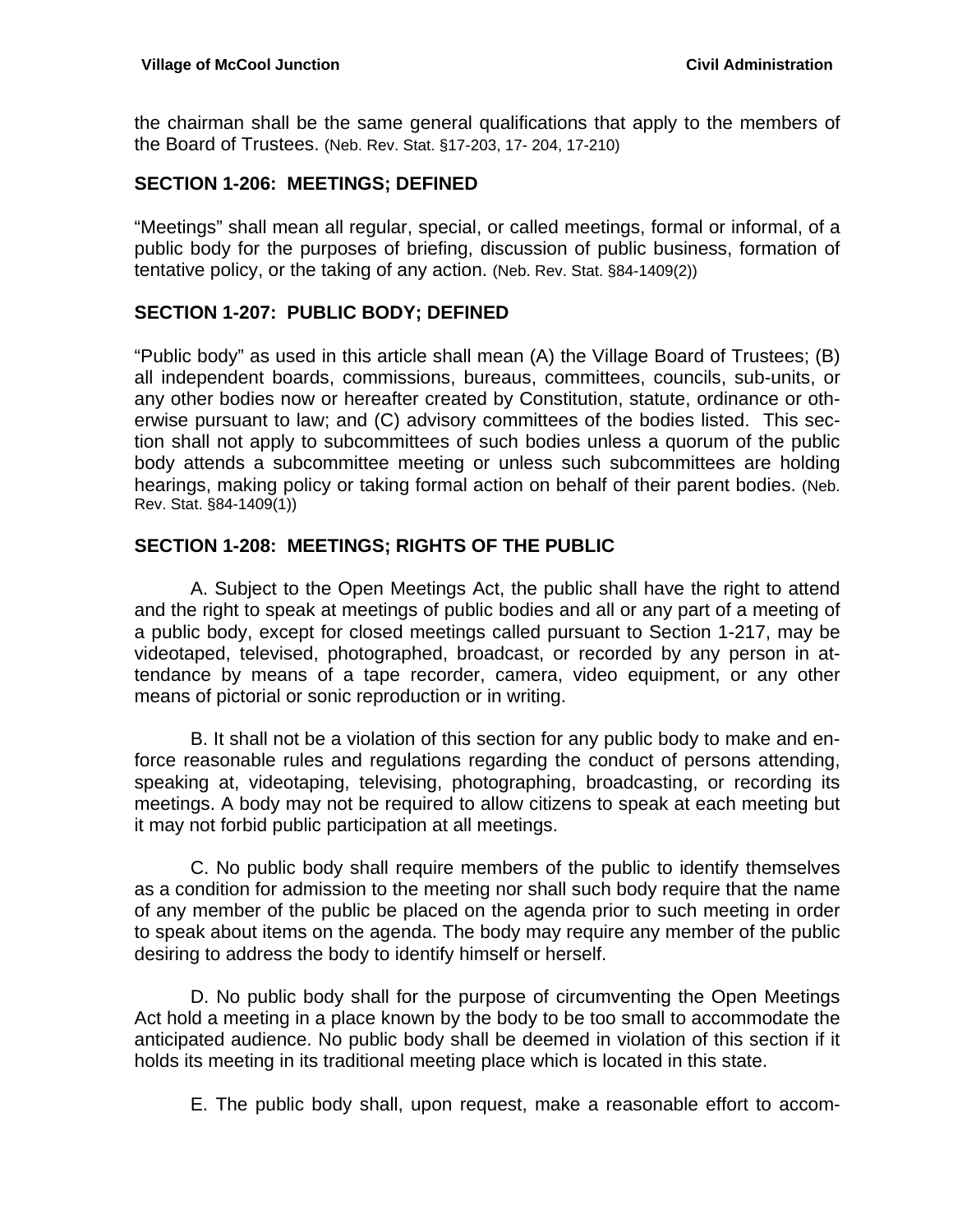the chairman shall be the same general qualifications that apply to the members of the Board of Trustees. (Neb. Rev. Stat. §17-203, 17- 204, 17-210)

### SECTION 1-206: MEETINGS; DEFINED

"Meetings" shall mean all regular, special, or called meetings, formal or informal, of a public body for the purposes of briefing, discussion of public business, formation of tentative policy, or the taking of any action. (Neb. Rev. Stat. §84-1409(2))

### SECTION 1-207: PUBLIC BODY; DEFINED

"Public body" as used in this article shall mean (A) the Village Board of Trustees; (B) all independent boards, commissions, bureaus, committees, councils, sub-units, or any other bodies now or hereafter created by Constitution, statute, ordinance or otherwise pursuant to law; and (C) advisory committees of the bodies listed. This section shall not apply to subcommittees of such bodies unless a quorum of the public body attends a subcommittee meeting or unless such subcommittees are holding hearings, making policy or taking formal action on behalf of their parent bodies. (Neb. Rev. Stat. §84-1409(1))

### SECTION 1-208: MEETINGS; RIGHTS OF THE PUBLIC

A. Subject to the Open Meetings Act, the public shall have the right to attend and the right to speak at meetings of public bodies and all or any part of a meeting of a public body, except for closed meetings called pursuant to Section 1-217, may be videotaped, televised, photographed, broadcast, or recorded by any person in attendance by means of a tape recorder, camera, video equipment, or any other means of pictorial or sonic reproduction or in writing.

B. It shall not be a violation of this section for any public body to make and enforce reasonable rules and regulations regarding the conduct of persons attending, speaking at, videotaping, televising, photographing, broadcasting, or recording its meetings. A body may not be required to allow citizens to speak at each meeting but it may not forbid public participation at all meetings.

C. No public body shall require members of the public to identify themselves as a condition for admission to the meeting nor shall such body require that the name of any member of the public be placed on the agenda prior to such meeting in order to speak about items on the agenda. The body may require any member of the public desiring to address the body to identify himself or herself.

D. No public body shall for the purpose of circumventing the Open Meetings Act hold a meeting in a place known by the body to be too small to accommodate the anticipated audience. No public body shall be deemed in violation of this section if it holds its meeting in its traditional meeting place which is located in this state.

E. The public body shall, upon request, make a reasonable effort to accom-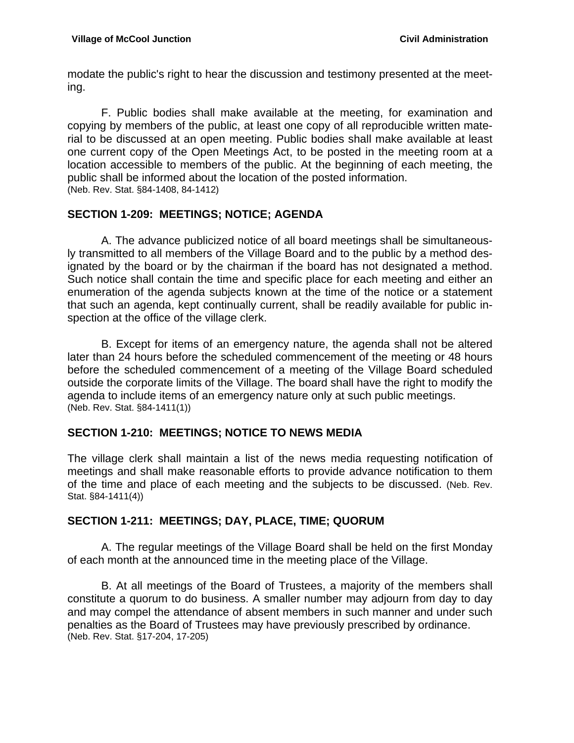modate the public's right to hear the discussion and testimony presented at the meeting.

F. Public bodies shall make available at the meeting, for examination and copying by members of the public, at least one copy of all reproducible written material to be discussed at an open meeting. Public bodies shall make available at least one current copy of the Open Meetings Act, to be posted in the meeting room at a location accessible to members of the public. At the beginning of each meeting, the public shall be informed about the location of the posted information.
(Neb. Rev. Stat. §84-1408, 84-1412)

## SECTION 1-209: MEETINGS; NOTICE; AGENDA

A. The advance publicized notice of all board meetings shall be simultaneously transmitted to all members of the Village Board and to the public by a method designated by the board or by the chairman if the board has not designated a method. Such notice shall contain the time and specific place for each meeting and either an enumeration of the agenda subjects known at the time of the notice or a statement that such an agenda, kept continually current, shall be readily available for public inspection at the office of the village clerk.

B. Except for items of an emergency nature, the agenda shall not be altered later than 24 hours before the scheduled commencement of the meeting or 48 hours before the scheduled commencement of a meeting of the Village Board scheduled outside the corporate limits of the Village. The board shall have the right to modify the agenda to include items of an emergency nature only at such public meetings.
(Neb. Rev. Stat. §84-1411(1))

## SECTION 1-210: MEETINGS; NOTICE TO NEWS MEDIA

The village clerk shall maintain a list of the news media requesting notification of meetings and shall make reasonable efforts to provide advance notification to them of the time and place of each meeting and the subjects to be discussed. (Neb. Rev. Stat. §84-1411(4))

## SECTION 1-211: MEETINGS; DAY, PLACE, TIME; QUORUM

A. The regular meetings of the Village Board shall be held on the first Monday of each month at the announced time in the meeting place of the Village.

B. At all meetings of the Board of Trustees, a majority of the members shall constitute a quorum to do business. A smaller number may adjourn from day to day and may compel the attendance of absent members in such manner and under such penalties as the Board of Trustees may have previously prescribed by ordinance.
(Neb. Rev. Stat. §17-204, 17-205)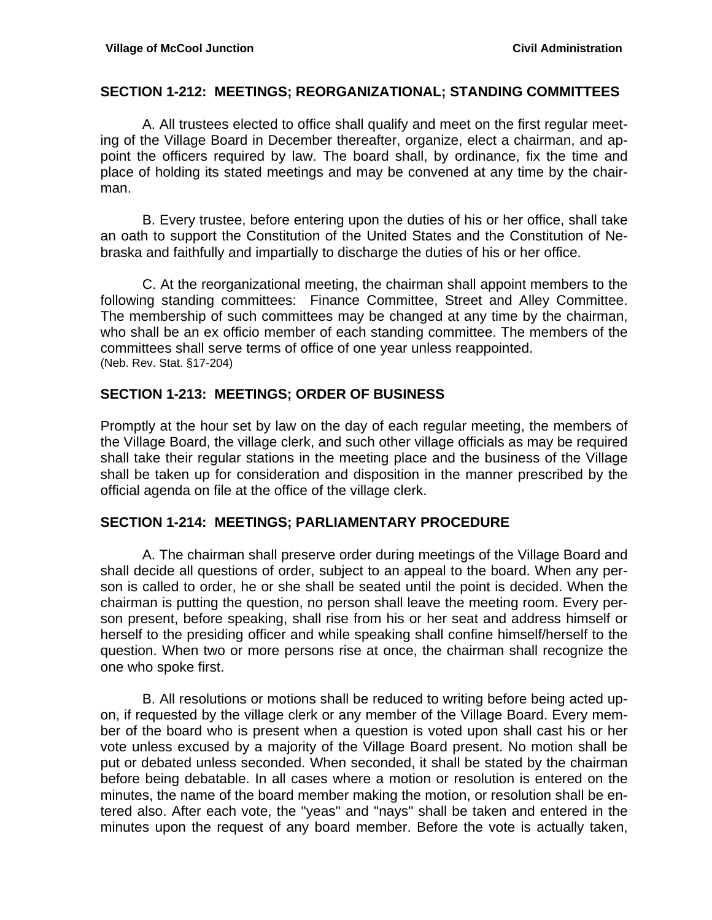### SECTION 1-212: MEETINGS; REORGANIZATIONAL; STANDING COMMITTEES

A. All trustees elected to office shall qualify and meet on the first regular meeting of the Village Board in December thereafter, organize, elect a chairman, and appoint the officers required by law. The board shall, by ordinance, fix the time and place of holding its stated meetings and may be convened at any time by the chairman.

B. Every trustee, before entering upon the duties of his or her office, shall take an oath to support the Constitution of the United States and the Constitution of Nebraska and faithfully and impartially to discharge the duties of his or her office.

C. At the reorganizational meeting, the chairman shall appoint members to the following standing committees: Finance Committee, Street and Alley Committee. The membership of such committees may be changed at any time by the chairman, who shall be an ex officio member of each standing committee. The members of the committees shall serve terms of office of one year unless reappointed.
(Neb. Rev. Stat. §17-204)

### SECTION 1-213: MEETINGS; ORDER OF BUSINESS

Promptly at the hour set by law on the day of each regular meeting, the members of the Village Board, the village clerk, and such other village officials as may be required shall take their regular stations in the meeting place and the business of the Village shall be taken up for consideration and disposition in the manner prescribed by the official agenda on file at the office of the village clerk.

### SECTION 1-214: MEETINGS; PARLIAMENTARY PROCEDURE

A. The chairman shall preserve order during meetings of the Village Board and shall decide all questions of order, subject to an appeal to the board. When any person is called to order, he or she shall be seated until the point is decided. When the chairman is putting the question, no person shall leave the meeting room. Every person present, before speaking, shall rise from his or her seat and address himself or herself to the presiding officer and while speaking shall confine himself/herself to the question. When two or more persons rise at once, the chairman shall recognize the one who spoke first.

B. All resolutions or motions shall be reduced to writing before being acted upon, if requested by the village clerk or any member of the Village Board. Every member of the board who is present when a question is voted upon shall cast his or her vote unless excused by a majority of the Village Board present. No motion shall be put or debated unless seconded. When seconded, it shall be stated by the chairman before being debatable. In all cases where a motion or resolution is entered on the minutes, the name of the board member making the motion, or resolution shall be entered also. After each vote, the "yeas" and "nays" shall be taken and entered in the minutes upon the request of any board member. Before the vote is actually taken,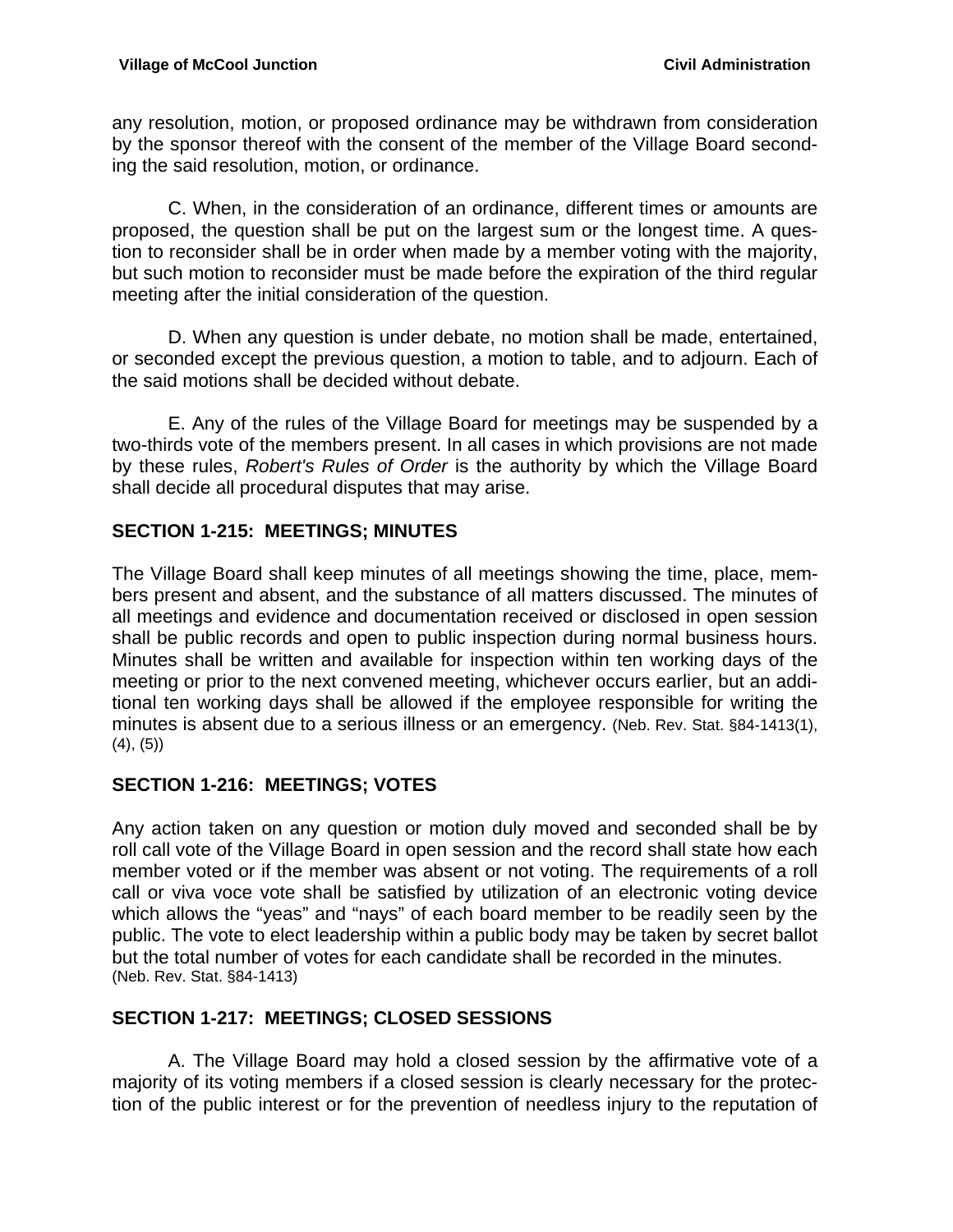any resolution, motion, or proposed ordinance may be withdrawn from consideration by the sponsor thereof with the consent of the member of the Village Board seconding the said resolution, motion, or ordinance.

C. When, in the consideration of an ordinance, different times or amounts are proposed, the question shall be put on the largest sum or the longest time. A question to reconsider shall be in order when made by a member voting with the majority, but such motion to reconsider must be made before the expiration of the third regular meeting after the initial consideration of the question.

D. When any question is under debate, no motion shall be made, entertained, or seconded except the previous question, a motion to table, and to adjourn. Each of the said motions shall be decided without debate.

E. Any of the rules of the Village Board for meetings may be suspended by a two-thirds vote of the members present. In all cases in which provisions are not made by these rules, *Robert's Rules of Order* is the authority by which the Village Board shall decide all procedural disputes that may arise.

## SECTION 1-215: MEETINGS; MINUTES

The Village Board shall keep minutes of all meetings showing the time, place, members present and absent, and the substance of all matters discussed. The minutes of all meetings and evidence and documentation received or disclosed in open session shall be public records and open to public inspection during normal business hours. Minutes shall be written and available for inspection within ten working days of the meeting or prior to the next convened meeting, whichever occurs earlier, but an additional ten working days shall be allowed if the employee responsible for writing the minutes is absent due to a serious illness or an emergency. (Neb. Rev. Stat. §84-1413(1), (4), (5))

## SECTION 1-216: MEETINGS; VOTES

Any action taken on any question or motion duly moved and seconded shall be by roll call vote of the Village Board in open session and the record shall state how each member voted or if the member was absent or not voting. The requirements of a roll call or viva voce vote shall be satisfied by utilization of an electronic voting device which allows the "yeas" and "nays" of each board member to be readily seen by the public. The vote to elect leadership within a public body may be taken by secret ballot but the total number of votes for each candidate shall be recorded in the minutes. (Neb. Rev. Stat. §84-1413)

## SECTION 1-217: MEETINGS; CLOSED SESSIONS

A. The Village Board may hold a closed session by the affirmative vote of a majority of its voting members if a closed session is clearly necessary for the protection of the public interest or for the prevention of needless injury to the reputation of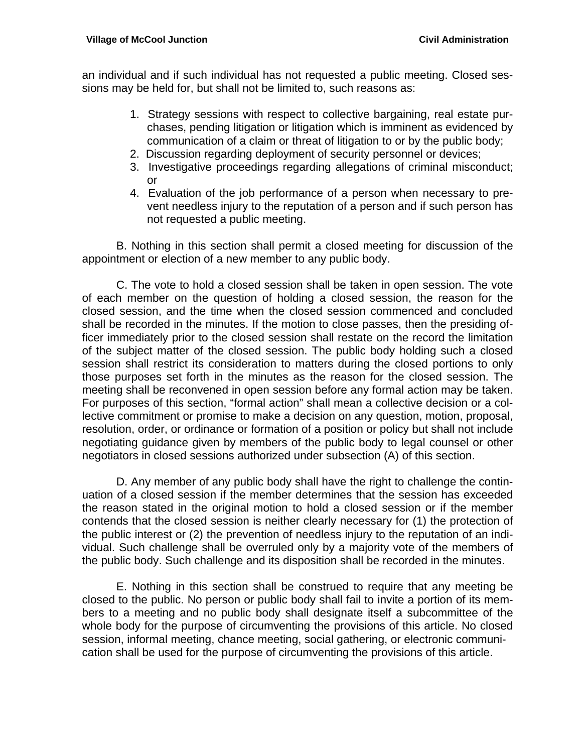an individual and if such individual has not requested a public meeting. Closed sessions may be held for, but shall not be limited to, such reasons as:

1. Strategy sessions with respect to collective bargaining, real estate purchases, pending litigation or litigation which is imminent as evidenced by communication of a claim or threat of litigation to or by the public body;
2. Discussion regarding deployment of security personnel or devices;
3. Investigative proceedings regarding allegations of criminal misconduct; or
4. Evaluation of the job performance of a person when necessary to prevent needless injury to the reputation of a person and if such person has not requested a public meeting.

B. Nothing in this section shall permit a closed meeting for discussion of the appointment or election of a new member to any public body.

C. The vote to hold a closed session shall be taken in open session. The vote of each member on the question of holding a closed session, the reason for the closed session, and the time when the closed session commenced and concluded shall be recorded in the minutes. If the motion to close passes, then the presiding officer immediately prior to the closed session shall restate on the record the limitation of the subject matter of the closed session. The public body holding such a closed session shall restrict its consideration to matters during the closed portions to only those purposes set forth in the minutes as the reason for the closed session. The meeting shall be reconvened in open session before any formal action may be taken. For purposes of this section, "formal action" shall mean a collective decision or a collective commitment or promise to make a decision on any question, motion, proposal, resolution, order, or ordinance or formation of a position or policy but shall not include negotiating guidance given by members of the public body to legal counsel or other negotiators in closed sessions authorized under subsection (A) of this section.

D. Any member of any public body shall have the right to challenge the continuation of a closed session if the member determines that the session has exceeded the reason stated in the original motion to hold a closed session or if the member contends that the closed session is neither clearly necessary for (1) the protection of the public interest or (2) the prevention of needless injury to the reputation of an individual. Such challenge shall be overruled only by a majority vote of the members of the public body. Such challenge and its disposition shall be recorded in the minutes.

E. Nothing in this section shall be construed to require that any meeting be closed to the public. No person or public body shall fail to invite a portion of its members to a meeting and no public body shall designate itself a subcommittee of the whole body for the purpose of circumventing the provisions of this article. No closed session, informal meeting, chance meeting, social gathering, or electronic communication shall be used for the purpose of circumventing the provisions of this article.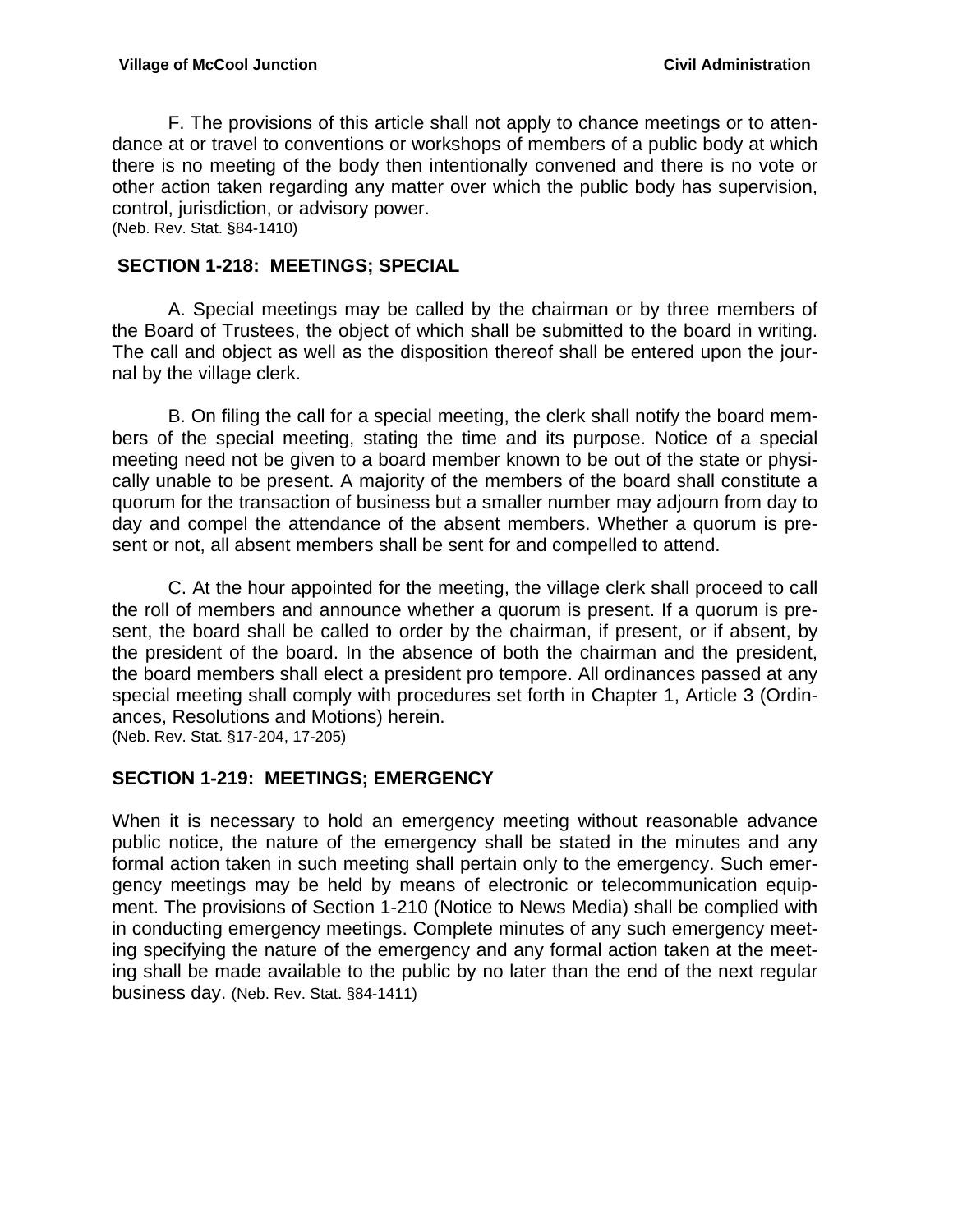F. The provisions of this article shall not apply to chance meetings or to attendance at or travel to conventions or workshops of members of a public body at which there is no meeting of the body then intentionally convened and there is no vote or other action taken regarding any matter over which the public body has supervision, control, jurisdiction, or advisory power.
(Neb. Rev. Stat. §84-1410)

## SECTION 1-218: MEETINGS; SPECIAL

A. Special meetings may be called by the chairman or by three members of the Board of Trustees, the object of which shall be submitted to the board in writing. The call and object as well as the disposition thereof shall be entered upon the journal by the village clerk.

B. On filing the call for a special meeting, the clerk shall notify the board members of the special meeting, stating the time and its purpose. Notice of a special meeting need not be given to a board member known to be out of the state or physically unable to be present. A majority of the members of the board shall constitute a quorum for the transaction of business but a smaller number may adjourn from day to day and compel the attendance of the absent members. Whether a quorum is present or not, all absent members shall be sent for and compelled to attend.

C. At the hour appointed for the meeting, the village clerk shall proceed to call the roll of members and announce whether a quorum is present. If a quorum is present, the board shall be called to order by the chairman, if present, or if absent, by the president of the board. In the absence of both the chairman and the president, the board members shall elect a president pro tempore. All ordinances passed at any special meeting shall comply with procedures set forth in Chapter 1, Article 3 (Ordinances, Resolutions and Motions) herein.
(Neb. Rev. Stat. §17-204, 17-205)

## SECTION 1-219: MEETINGS; EMERGENCY

When it is necessary to hold an emergency meeting without reasonable advance public notice, the nature of the emergency shall be stated in the minutes and any formal action taken in such meeting shall pertain only to the emergency. Such emergency meetings may be held by means of electronic or telecommunication equipment. The provisions of Section 1-210 (Notice to News Media) shall be complied with in conducting emergency meetings. Complete minutes of any such emergency meeting specifying the nature of the emergency and any formal action taken at the meeting shall be made available to the public by no later than the end of the next regular business day. (Neb. Rev. Stat. §84-1411)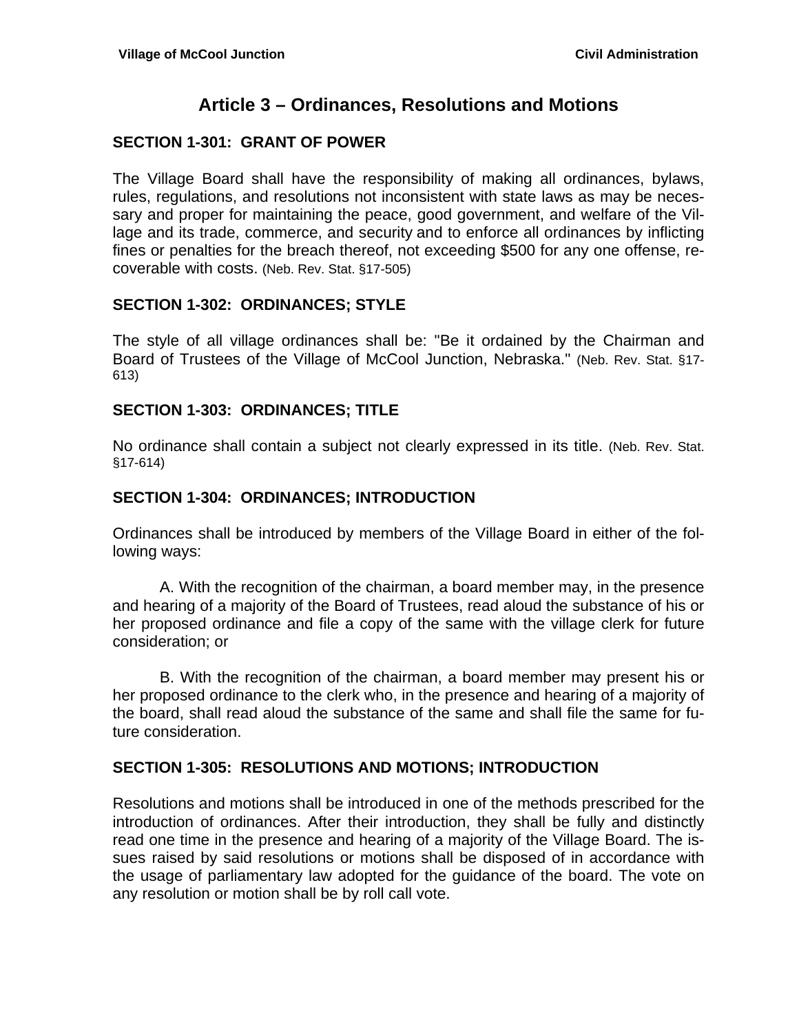# Article 3 – Ordinances, Resolutions and Motions

## SECTION 1-301: GRANT OF POWER

The Village Board shall have the responsibility of making all ordinances, bylaws, rules, regulations, and resolutions not inconsistent with state laws as may be necessary and proper for maintaining the peace, good government, and welfare of the Village and its trade, commerce, and security and to enforce all ordinances by inflicting fines or penalties for the breach thereof, not exceeding $500 for any one offense, recoverable with costs. (Neb. Rev. Stat. §17-505)

## SECTION 1-302: ORDINANCES; STYLE

The style of all village ordinances shall be: "Be it ordained by the Chairman and Board of Trustees of the Village of McCool Junction, Nebraska." (Neb. Rev. Stat. §17-613)

## SECTION 1-303: ORDINANCES; TITLE

No ordinance shall contain a subject not clearly expressed in its title. (Neb. Rev. Stat. §17-614)

## SECTION 1-304: ORDINANCES; INTRODUCTION

Ordinances shall be introduced by members of the Village Board in either of the following ways:

A. With the recognition of the chairman, a board member may, in the presence and hearing of a majority of the Board of Trustees, read aloud the substance of his or her proposed ordinance and file a copy of the same with the village clerk for future consideration; or

B. With the recognition of the chairman, a board member may present his or her proposed ordinance to the clerk who, in the presence and hearing of a majority of the board, shall read aloud the substance of the same and shall file the same for future consideration.

## SECTION 1-305: RESOLUTIONS AND MOTIONS; INTRODUCTION

Resolutions and motions shall be introduced in one of the methods prescribed for the introduction of ordinances. After their introduction, they shall be fully and distinctly read one time in the presence and hearing of a majority of the Village Board. The issues raised by said resolutions or motions shall be disposed of in accordance with the usage of parliamentary law adopted for the guidance of the board. The vote on any resolution or motion shall be by roll call vote.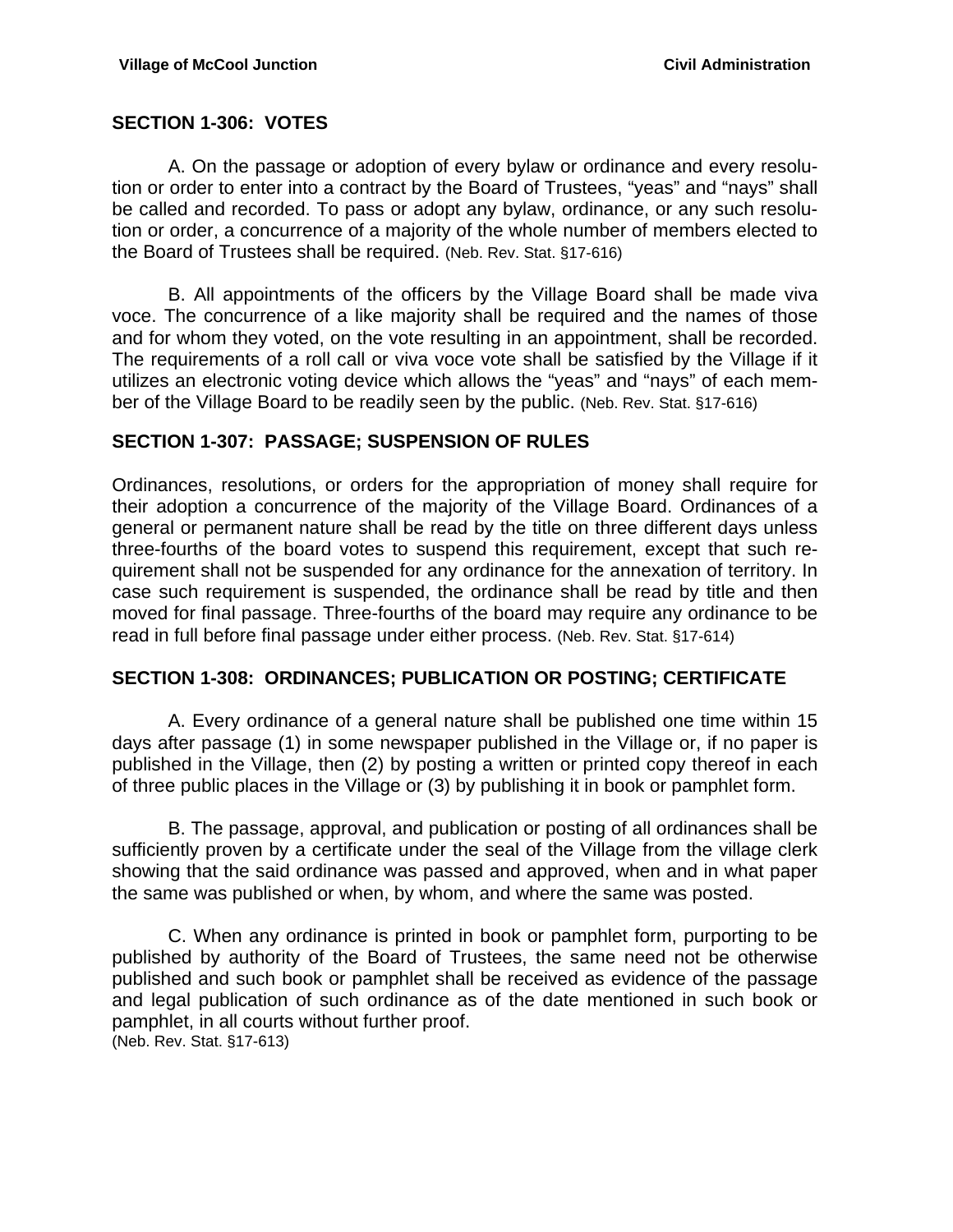## SECTION 1-306: VOTES

A. On the passage or adoption of every bylaw or ordinance and every resolution or order to enter into a contract by the Board of Trustees, "yeas" and "nays" shall be called and recorded. To pass or adopt any bylaw, ordinance, or any such resolution or order, a concurrence of a majority of the whole number of members elected to the Board of Trustees shall be required. (Neb. Rev. Stat. §17-616)

B. All appointments of the officers by the Village Board shall be made viva voce. The concurrence of a like majority shall be required and the names of those and for whom they voted, on the vote resulting in an appointment, shall be recorded. The requirements of a roll call or viva voce vote shall be satisfied by the Village if it utilizes an electronic voting device which allows the "yeas" and "nays" of each member of the Village Board to be readily seen by the public. (Neb. Rev. Stat. §17-616)

## SECTION 1-307: PASSAGE; SUSPENSION OF RULES

Ordinances, resolutions, or orders for the appropriation of money shall require for their adoption a concurrence of the majority of the Village Board. Ordinances of a general or permanent nature shall be read by the title on three different days unless three-fourths of the board votes to suspend this requirement, except that such requirement shall not be suspended for any ordinance for the annexation of territory. In case such requirement is suspended, the ordinance shall be read by title and then moved for final passage. Three-fourths of the board may require any ordinance to be read in full before final passage under either process. (Neb. Rev. Stat. §17-614)

## SECTION 1-308: ORDINANCES; PUBLICATION OR POSTING; CERTIFICATE

A. Every ordinance of a general nature shall be published one time within 15 days after passage (1) in some newspaper published in the Village or, if no paper is published in the Village, then (2) by posting a written or printed copy thereof in each of three public places in the Village or (3) by publishing it in book or pamphlet form.

B. The passage, approval, and publication or posting of all ordinances shall be sufficiently proven by a certificate under the seal of the Village from the village clerk showing that the said ordinance was passed and approved, when and in what paper the same was published or when, by whom, and where the same was posted.

C. When any ordinance is printed in book or pamphlet form, purporting to be published by authority of the Board of Trustees, the same need not be otherwise published and such book or pamphlet shall be received as evidence of the passage and legal publication of such ordinance as of the date mentioned in such book or pamphlet, in all courts without further proof.
(Neb. Rev. Stat. §17-613)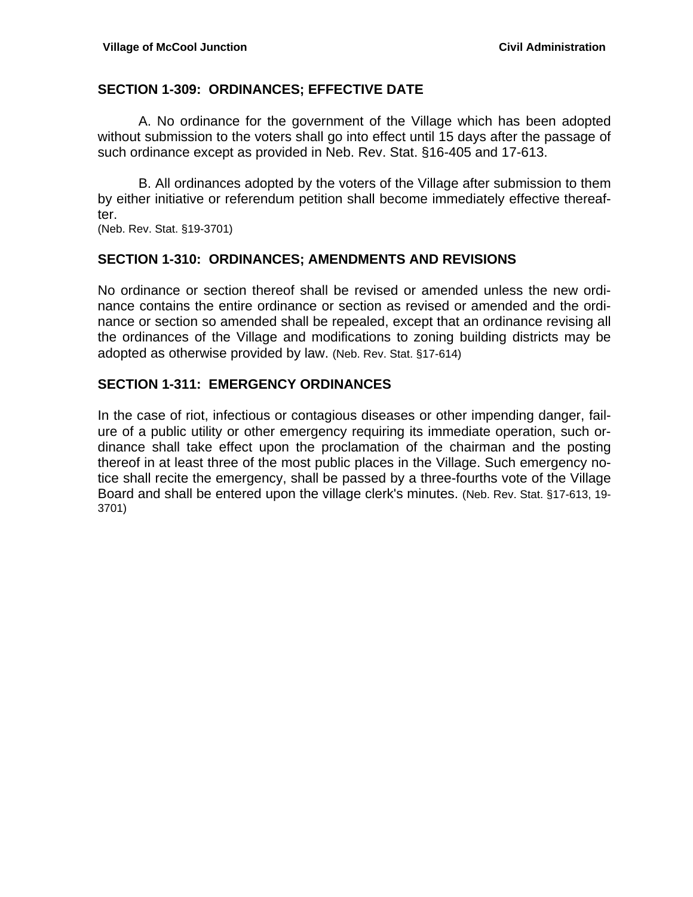## SECTION 1-309: ORDINANCES; EFFECTIVE DATE

A. No ordinance for the government of the Village which has been adopted without submission to the voters shall go into effect until 15 days after the passage of such ordinance except as provided in Neb. Rev. Stat. §16-405 and 17-613.

B. All ordinances adopted by the voters of the Village after submission to them by either initiative or referendum petition shall become immediately effective thereafter.
(Neb. Rev. Stat. §19-3701)

## SECTION 1-310: ORDINANCES; AMENDMENTS AND REVISIONS

No ordinance or section thereof shall be revised or amended unless the new ordinance contains the entire ordinance or section as revised or amended and the ordinance or section so amended shall be repealed, except that an ordinance revising all the ordinances of the Village and modifications to zoning building districts may be adopted as otherwise provided by law. (Neb. Rev. Stat. §17-614)

## SECTION 1-311: EMERGENCY ORDINANCES

In the case of riot, infectious or contagious diseases or other impending danger, failure of a public utility or other emergency requiring its immediate operation, such ordinance shall take effect upon the proclamation of the chairman and the posting thereof in at least three of the most public places in the Village. Such emergency notice shall recite the emergency, shall be passed by a three-fourths vote of the Village Board and shall be entered upon the village clerk's minutes. (Neb. Rev. Stat. §17-613, 19-3701)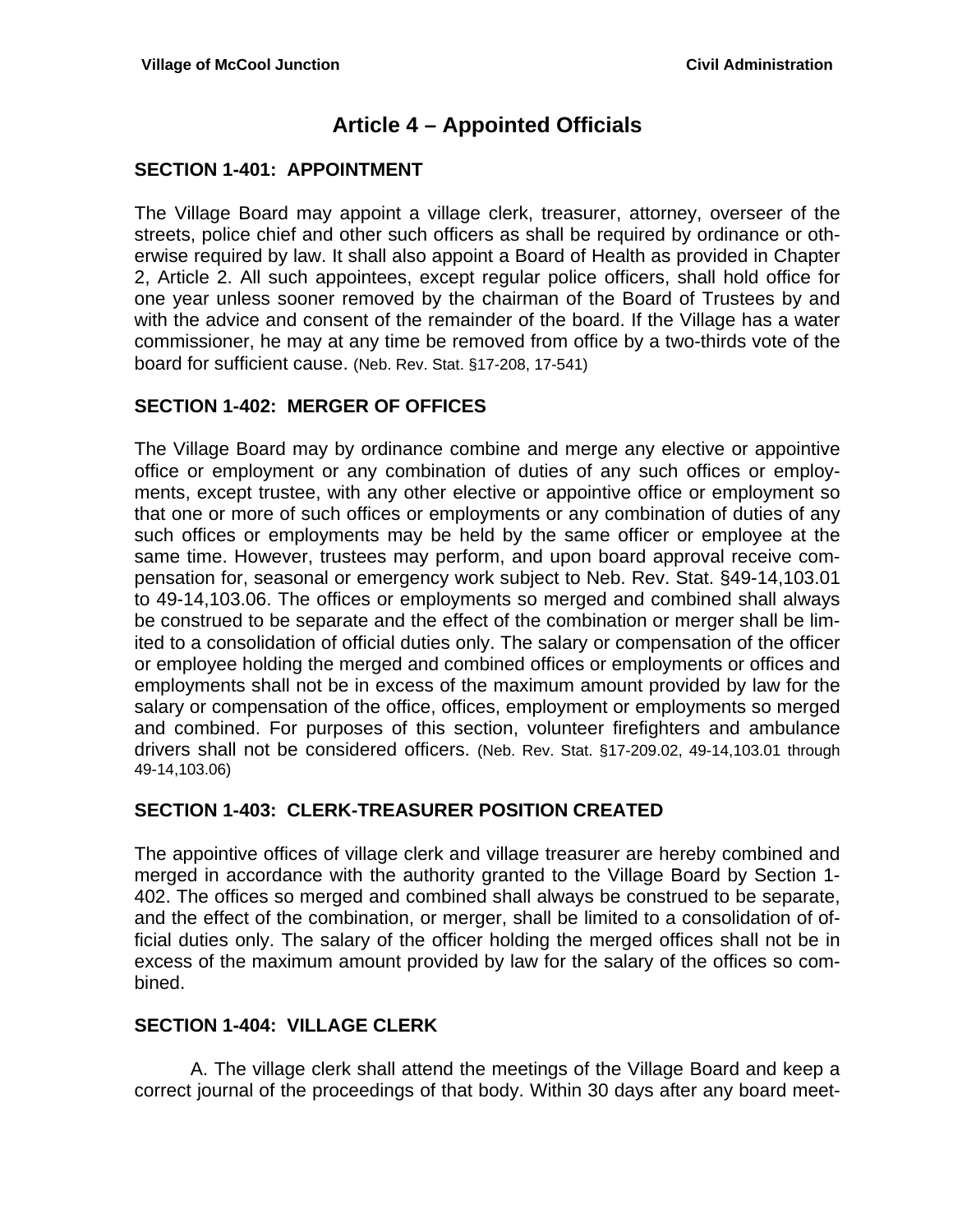# Article 4 – Appointed Officials

## SECTION 1-401: APPOINTMENT

The Village Board may appoint a village clerk, treasurer, attorney, overseer of the streets, police chief and other such officers as shall be required by ordinance or otherwise required by law. It shall also appoint a Board of Health as provided in Chapter 2, Article 2. All such appointees, except regular police officers, shall hold office for one year unless sooner removed by the chairman of the Board of Trustees by and with the advice and consent of the remainder of the board. If the Village has a water commissioner, he may at any time be removed from office by a two-thirds vote of the board for sufficient cause. (Neb. Rev. Stat. §17-208, 17-541)

## SECTION 1-402: MERGER OF OFFICES

The Village Board may by ordinance combine and merge any elective or appointive office or employment or any combination of duties of any such offices or employments, except trustee, with any other elective or appointive office or employment so that one or more of such offices or employments or any combination of duties of any such offices or employments may be held by the same officer or employee at the same time. However, trustees may perform, and upon board approval receive compensation for, seasonal or emergency work subject to Neb. Rev. Stat. §49-14,103.01 to 49-14,103.06. The offices or employments so merged and combined shall always be construed to be separate and the effect of the combination or merger shall be limited to a consolidation of official duties only. The salary or compensation of the officer or employee holding the merged and combined offices or employments or offices and employments shall not be in excess of the maximum amount provided by law for the salary or compensation of the office, offices, employment or employments so merged and combined. For purposes of this section, volunteer firefighters and ambulance drivers shall not be considered officers. (Neb. Rev. Stat. §17-209.02, 49-14,103.01 through 49-14,103.06)

## SECTION 1-403: CLERK-TREASURER POSITION CREATED

The appointive offices of village clerk and village treasurer are hereby combined and merged in accordance with the authority granted to the Village Board by Section 1-402. The offices so merged and combined shall always be construed to be separate, and the effect of the combination, or merger, shall be limited to a consolidation of official duties only. The salary of the officer holding the merged offices shall not be in excess of the maximum amount provided by law for the salary of the offices so combined.

## SECTION 1-404: VILLAGE CLERK

A. The village clerk shall attend the meetings of the Village Board and keep a correct journal of the proceedings of that body. Within 30 days after any board meet-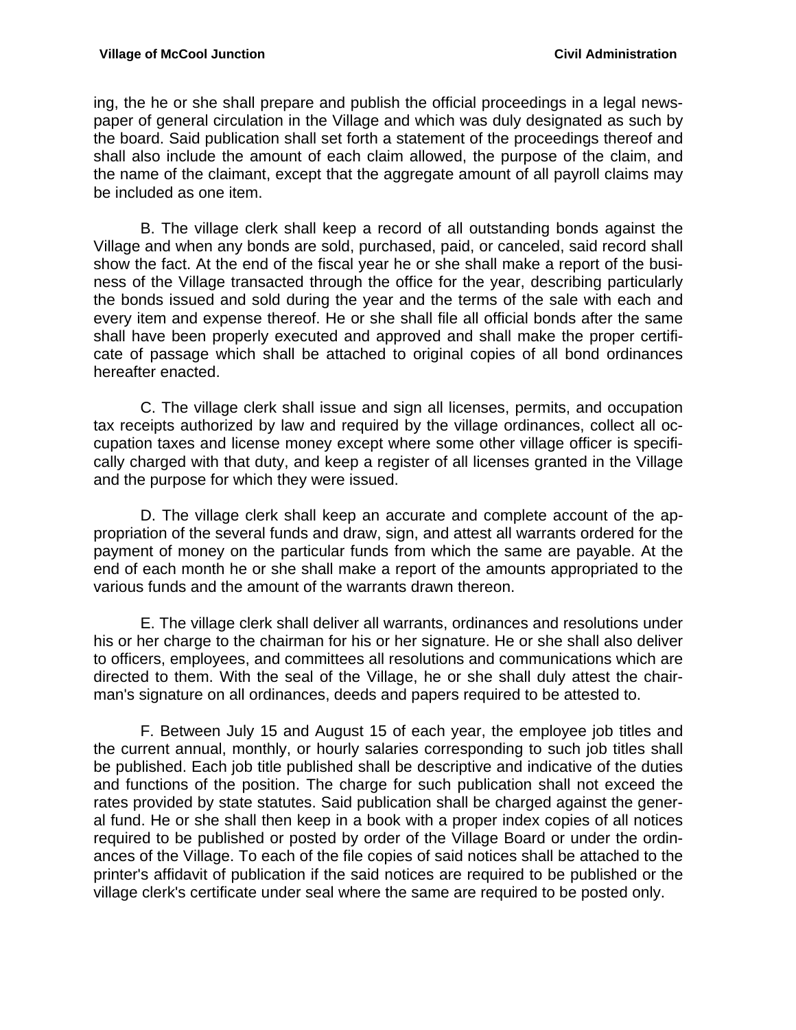ing, the he or she shall prepare and publish the official proceedings in a legal newspaper of general circulation in the Village and which was duly designated as such by the board. Said publication shall set forth a statement of the proceedings thereof and shall also include the amount of each claim allowed, the purpose of the claim, and the name of the claimant, except that the aggregate amount of all payroll claims may be included as one item.

B. The village clerk shall keep a record of all outstanding bonds against the Village and when any bonds are sold, purchased, paid, or canceled, said record shall show the fact. At the end of the fiscal year he or she shall make a report of the business of the Village transacted through the office for the year, describing particularly the bonds issued and sold during the year and the terms of the sale with each and every item and expense thereof. He or she shall file all official bonds after the same shall have been properly executed and approved and shall make the proper certificate of passage which shall be attached to original copies of all bond ordinances hereafter enacted.

C. The village clerk shall issue and sign all licenses, permits, and occupation tax receipts authorized by law and required by the village ordinances, collect all occupation taxes and license money except where some other village officer is specifically charged with that duty, and keep a register of all licenses granted in the Village and the purpose for which they were issued.

D. The village clerk shall keep an accurate and complete account of the appropriation of the several funds and draw, sign, and attest all warrants ordered for the payment of money on the particular funds from which the same are payable. At the end of each month he or she shall make a report of the amounts appropriated to the various funds and the amount of the warrants drawn thereon.

E. The village clerk shall deliver all warrants, ordinances and resolutions under his or her charge to the chairman for his or her signature. He or she shall also deliver to officers, employees, and committees all resolutions and communications which are directed to them. With the seal of the Village, he or she shall duly attest the chairman's signature on all ordinances, deeds and papers required to be attested to.

F. Between July 15 and August 15 of each year, the employee job titles and the current annual, monthly, or hourly salaries corresponding to such job titles shall be published. Each job title published shall be descriptive and indicative of the duties and functions of the position. The charge for such publication shall not exceed the rates provided by state statutes. Said publication shall be charged against the general fund. He or she shall then keep in a book with a proper index copies of all notices required to be published or posted by order of the Village Board or under the ordinances of the Village. To each of the file copies of said notices shall be attached to the printer's affidavit of publication if the said notices are required to be published or the village clerk's certificate under seal where the same are required to be posted only.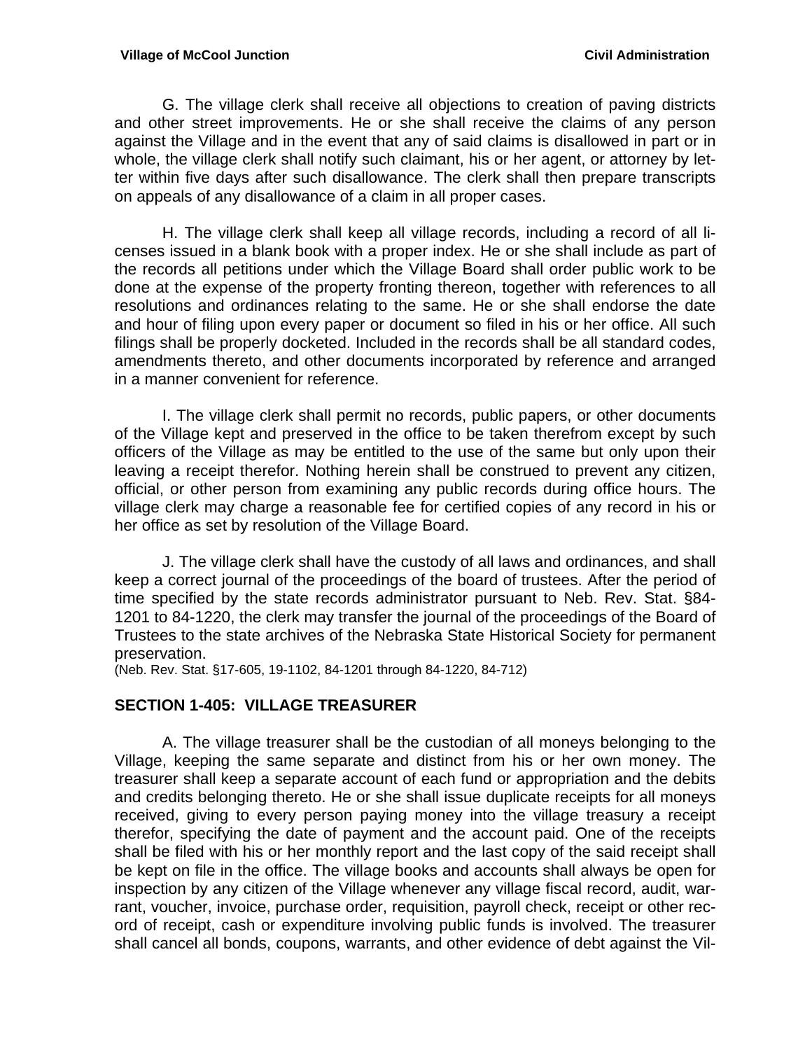G. The village clerk shall receive all objections to creation of paving districts and other street improvements. He or she shall receive the claims of any person against the Village and in the event that any of said claims is disallowed in part or in whole, the village clerk shall notify such claimant, his or her agent, or attorney by letter within five days after such disallowance. The clerk shall then prepare transcripts on appeals of any disallowance of a claim in all proper cases.

H. The village clerk shall keep all village records, including a record of all licenses issued in a blank book with a proper index. He or she shall include as part of the records all petitions under which the Village Board shall order public work to be done at the expense of the property fronting thereon, together with references to all resolutions and ordinances relating to the same. He or she shall endorse the date and hour of filing upon every paper or document so filed in his or her office. All such filings shall be properly docketed. Included in the records shall be all standard codes, amendments thereto, and other documents incorporated by reference and arranged in a manner convenient for reference.

I. The village clerk shall permit no records, public papers, or other documents of the Village kept and preserved in the office to be taken therefrom except by such officers of the Village as may be entitled to the use of the same but only upon their leaving a receipt therefor. Nothing herein shall be construed to prevent any citizen, official, or other person from examining any public records during office hours. The village clerk may charge a reasonable fee for certified copies of any record in his or her office as set by resolution of the Village Board.

J. The village clerk shall have the custody of all laws and ordinances, and shall keep a correct journal of the proceedings of the board of trustees. After the period of time specified by the state records administrator pursuant to Neb. Rev. Stat. §84-1201 to 84-1220, the clerk may transfer the journal of the proceedings of the Board of Trustees to the state archives of the Nebraska State Historical Society for permanent preservation.
(Neb. Rev. Stat. §17-605, 19-1102, 84-1201 through 84-1220, 84-712)

## SECTION 1-405: VILLAGE TREASURER

A. The village treasurer shall be the custodian of all moneys belonging to the Village, keeping the same separate and distinct from his or her own money. The treasurer shall keep a separate account of each fund or appropriation and the debits and credits belonging thereto. He or she shall issue duplicate receipts for all moneys received, giving to every person paying money into the village treasury a receipt therefor, specifying the date of payment and the account paid. One of the receipts shall be filed with his or her monthly report and the last copy of the said receipt shall be kept on file in the office. The village books and accounts shall always be open for inspection by any citizen of the Village whenever any village fiscal record, audit, warrant, voucher, invoice, purchase order, requisition, payroll check, receipt or other record of receipt, cash or expenditure involving public funds is involved. The treasurer shall cancel all bonds, coupons, warrants, and other evidence of debt against the Vil-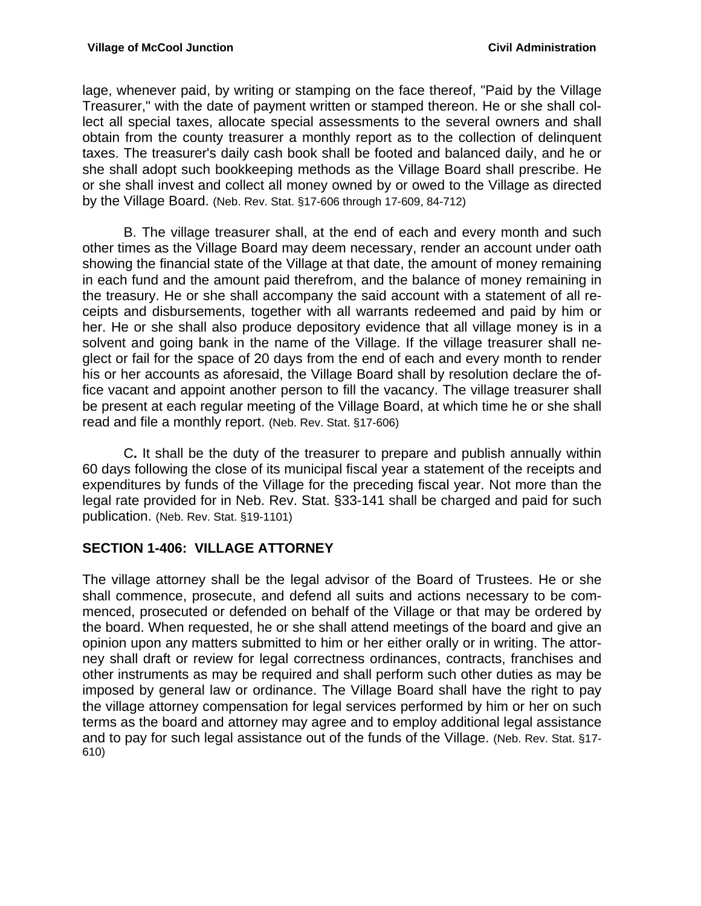lage, whenever paid, by writing or stamping on the face thereof, "Paid by the Village Treasurer," with the date of payment written or stamped thereon. He or she shall collect all special taxes, allocate special assessments to the several owners and shall obtain from the county treasurer a monthly report as to the collection of delinquent taxes. The treasurer's daily cash book shall be footed and balanced daily, and he or she shall adopt such bookkeeping methods as the Village Board shall prescribe. He or she shall invest and collect all money owned by or owed to the Village as directed by the Village Board. (Neb. Rev. Stat. §17-606 through 17-609, 84-712)

B. The village treasurer shall, at the end of each and every month and such other times as the Village Board may deem necessary, render an account under oath showing the financial state of the Village at that date, the amount of money remaining in each fund and the amount paid therefrom, and the balance of money remaining in the treasury. He or she shall accompany the said account with a statement of all receipts and disbursements, together with all warrants redeemed and paid by him or her. He or she shall also produce depository evidence that all village money is in a solvent and going bank in the name of the Village. If the village treasurer shall neglect or fail for the space of 20 days from the end of each and every month to render his or her accounts as aforesaid, the Village Board shall by resolution declare the office vacant and appoint another person to fill the vacancy. The village treasurer shall be present at each regular meeting of the Village Board, at which time he or she shall read and file a monthly report. (Neb. Rev. Stat. §17-606)

C**.** It shall be the duty of the treasurer to prepare and publish annually within 60 days following the close of its municipal fiscal year a statement of the receipts and expenditures by funds of the Village for the preceding fiscal year. Not more than the legal rate provided for in Neb. Rev. Stat. §33-141 shall be charged and paid for such publication. (Neb. Rev. Stat. §19-1101)

## SECTION 1-406: VILLAGE ATTORNEY

The village attorney shall be the legal advisor of the Board of Trustees. He or she shall commence, prosecute, and defend all suits and actions necessary to be commenced, prosecuted or defended on behalf of the Village or that may be ordered by the board. When requested, he or she shall attend meetings of the board and give an opinion upon any matters submitted to him or her either orally or in writing. The attorney shall draft or review for legal correctness ordinances, contracts, franchises and other instruments as may be required and shall perform such other duties as may be imposed by general law or ordinance. The Village Board shall have the right to pay the village attorney compensation for legal services performed by him or her on such terms as the board and attorney may agree and to employ additional legal assistance and to pay for such legal assistance out of the funds of the Village. (Neb. Rev. Stat. §17-610)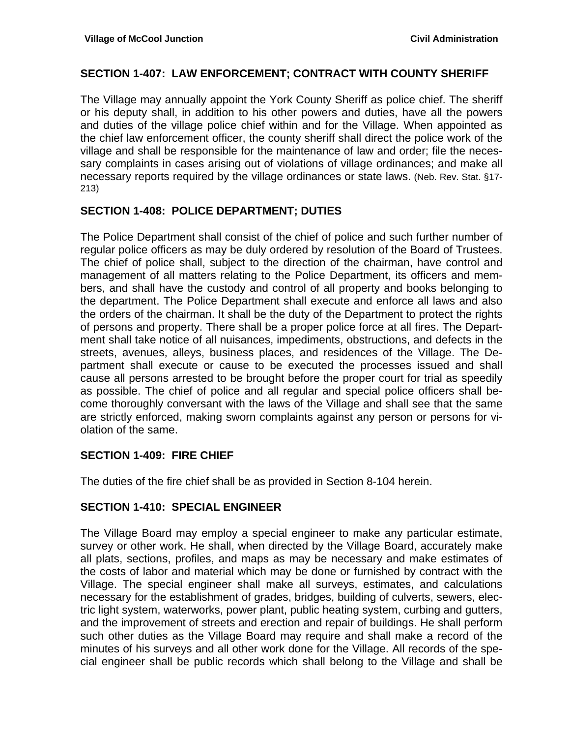## SECTION 1-407: LAW ENFORCEMENT; CONTRACT WITH COUNTY SHERIFF

The Village may annually appoint the York County Sheriff as police chief. The sheriff or his deputy shall, in addition to his other powers and duties, have all the powers and duties of the village police chief within and for the Village. When appointed as the chief law enforcement officer, the county sheriff shall direct the police work of the village and shall be responsible for the maintenance of law and order; file the necessary complaints in cases arising out of violations of village ordinances; and make all necessary reports required by the village ordinances or state laws. (Neb. Rev. Stat. §17-213)

## SECTION 1-408: POLICE DEPARTMENT; DUTIES

The Police Department shall consist of the chief of police and such further number of regular police officers as may be duly ordered by resolution of the Board of Trustees. The chief of police shall, subject to the direction of the chairman, have control and management of all matters relating to the Police Department, its officers and members, and shall have the custody and control of all property and books belonging to the department. The Police Department shall execute and enforce all laws and also the orders of the chairman. It shall be the duty of the Department to protect the rights of persons and property. There shall be a proper police force at all fires. The Department shall take notice of all nuisances, impediments, obstructions, and defects in the streets, avenues, alleys, business places, and residences of the Village. The Department shall execute or cause to be executed the processes issued and shall cause all persons arrested to be brought before the proper court for trial as speedily as possible. The chief of police and all regular and special police officers shall become thoroughly conversant with the laws of the Village and shall see that the same are strictly enforced, making sworn complaints against any person or persons for violation of the same.

## SECTION 1-409: FIRE CHIEF

The duties of the fire chief shall be as provided in Section 8-104 herein.

## SECTION 1-410: SPECIAL ENGINEER

The Village Board may employ a special engineer to make any particular estimate, survey or other work. He shall, when directed by the Village Board, accurately make all plats, sections, profiles, and maps as may be necessary and make estimates of the costs of labor and material which may be done or furnished by contract with the Village. The special engineer shall make all surveys, estimates, and calculations necessary for the establishment of grades, bridges, building of culverts, sewers, electric light system, waterworks, power plant, public heating system, curbing and gutters, and the improvement of streets and erection and repair of buildings. He shall perform such other duties as the Village Board may require and shall make a record of the minutes of his surveys and all other work done for the Village. All records of the special engineer shall be public records which shall belong to the Village and shall be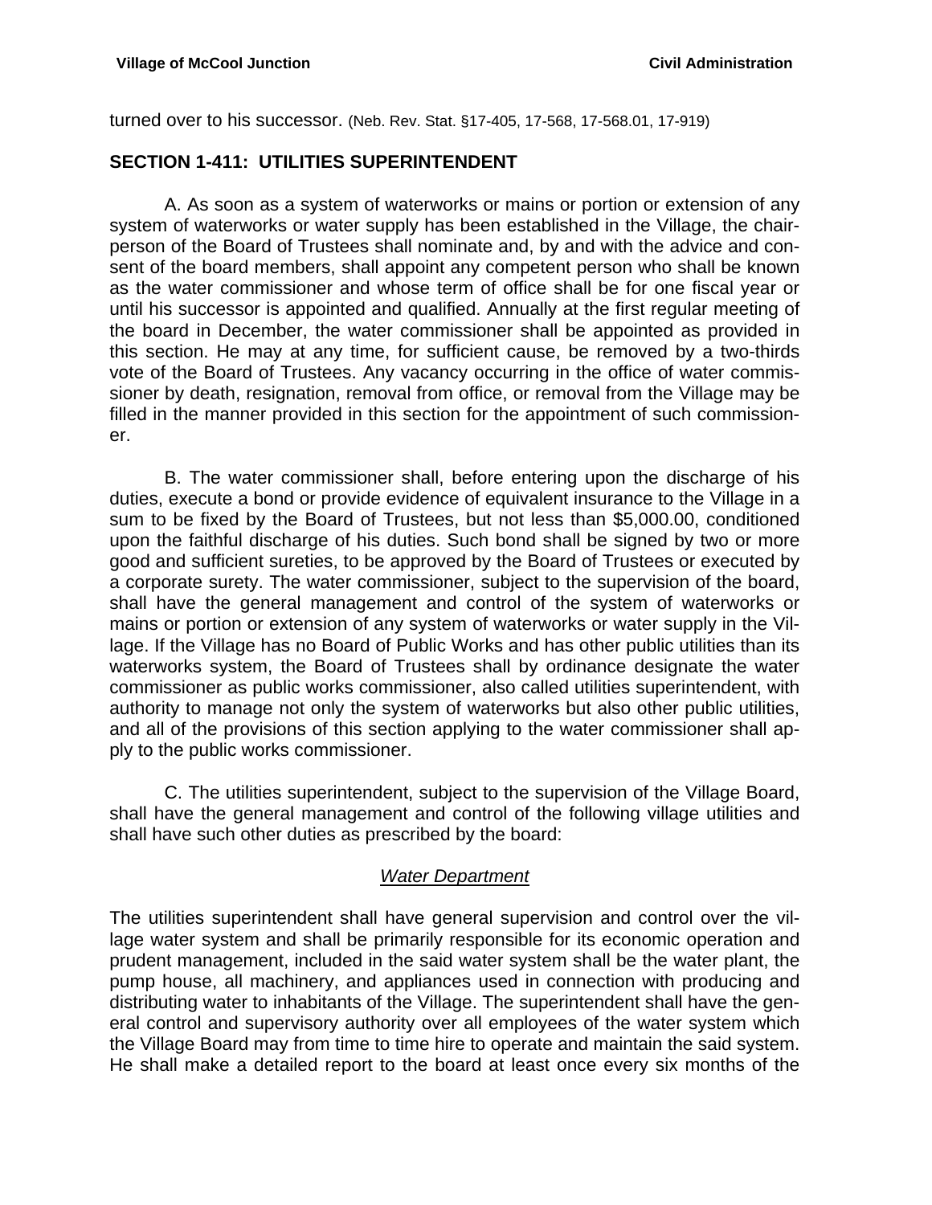turned over to his successor. (Neb. Rev. Stat. §17-405, 17-568, 17-568.01, 17-919)

## SECTION 1-411: UTILITIES SUPERINTENDENT

A. As soon as a system of waterworks or mains or portion or extension of any system of waterworks or water supply has been established in the Village, the chairperson of the Board of Trustees shall nominate and, by and with the advice and consent of the board members, shall appoint any competent person who shall be known as the water commissioner and whose term of office shall be for one fiscal year or until his successor is appointed and qualified. Annually at the first regular meeting of the board in December, the water commissioner shall be appointed as provided in this section. He may at any time, for sufficient cause, be removed by a two-thirds vote of the Board of Trustees. Any vacancy occurring in the office of water commissioner by death, resignation, removal from office, or removal from the Village may be filled in the manner provided in this section for the appointment of such commissioner.

B. The water commissioner shall, before entering upon the discharge of his duties, execute a bond or provide evidence of equivalent insurance to the Village in a sum to be fixed by the Board of Trustees, but not less than $5,000.00, conditioned upon the faithful discharge of his duties. Such bond shall be signed by two or more good and sufficient sureties, to be approved by the Board of Trustees or executed by a corporate surety. The water commissioner, subject to the supervision of the board, shall have the general management and control of the system of waterworks or mains or portion or extension of any system of waterworks or water supply in the Village. If the Village has no Board of Public Works and has other public utilities than its waterworks system, the Board of Trustees shall by ordinance designate the water commissioner as public works commissioner, also called utilities superintendent, with authority to manage not only the system of waterworks but also other public utilities, and all of the provisions of this section applying to the water commissioner shall apply to the public works commissioner.

C. The utilities superintendent, subject to the supervision of the Village Board, shall have the general management and control of the following village utilities and shall have such other duties as prescribed by the board:

*Water Department*

The utilities superintendent shall have general supervision and control over the village water system and shall be primarily responsible for its economic operation and prudent management, included in the said water system shall be the water plant, the pump house, all machinery, and appliances used in connection with producing and distributing water to inhabitants of the Village. The superintendent shall have the general control and supervisory authority over all employees of the water system which the Village Board may from time to time hire to operate and maintain the said system. He shall make a detailed report to the board at least once every six months of the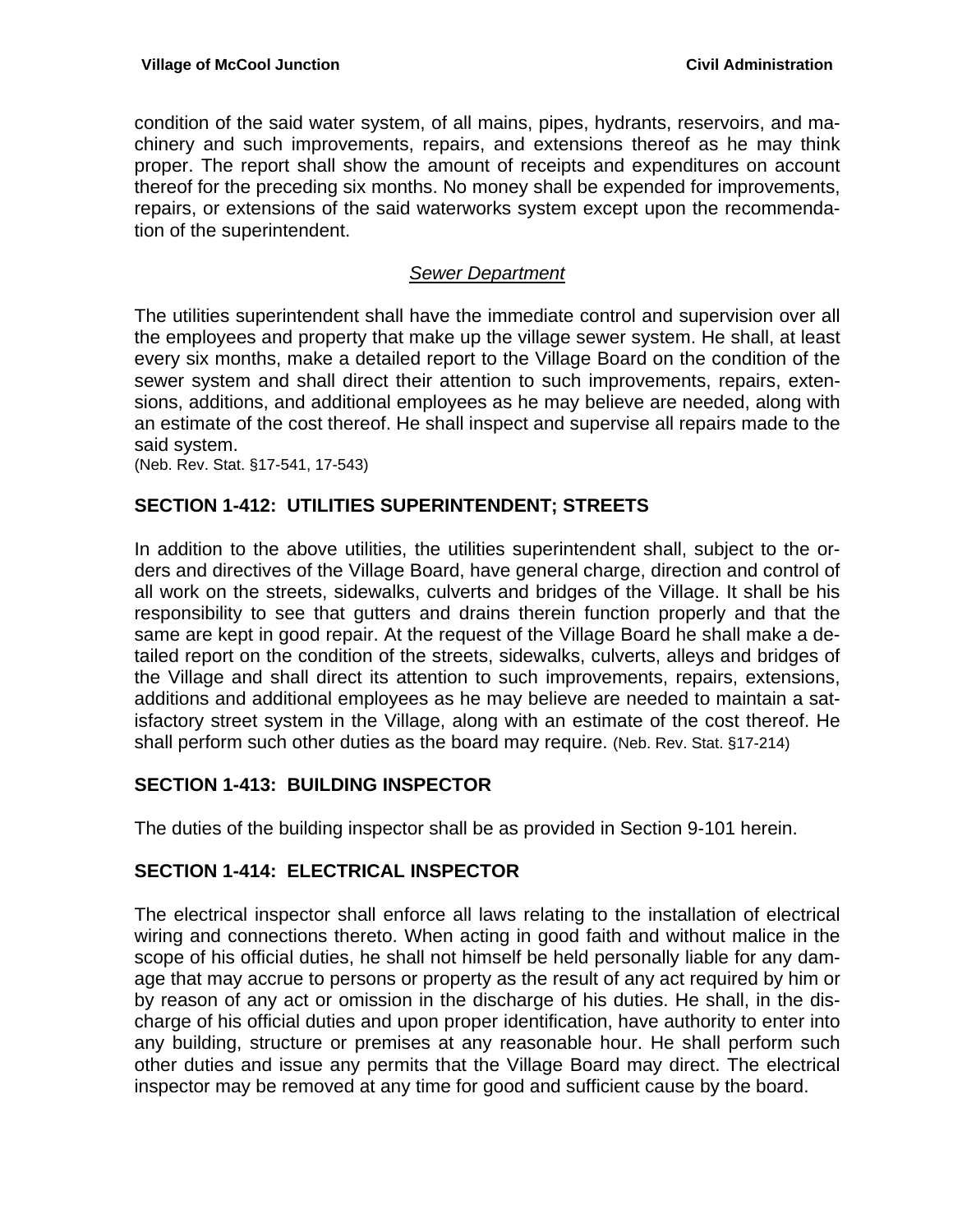condition of the said water system, of all mains, pipes, hydrants, reservoirs, and machinery and such improvements, repairs, and extensions thereof as he may think proper. The report shall show the amount of receipts and expenditures on account thereof for the preceding six months. No money shall be expended for improvements, repairs, or extensions of the said waterworks system except upon the recommendation of the superintendent.

*Sewer Department*

The utilities superintendent shall have the immediate control and supervision over all the employees and property that make up the village sewer system. He shall, at least every six months, make a detailed report to the Village Board on the condition of the sewer system and shall direct their attention to such improvements, repairs, extensions, additions, and additional employees as he may believe are needed, along with an estimate of the cost thereof. He shall inspect and supervise all repairs made to the said system.
(Neb. Rev. Stat. §17-541, 17-543)

## SECTION 1-412: UTILITIES SUPERINTENDENT; STREETS

In addition to the above utilities, the utilities superintendent shall, subject to the orders and directives of the Village Board, have general charge, direction and control of all work on the streets, sidewalks, culverts and bridges of the Village. It shall be his responsibility to see that gutters and drains therein function properly and that the same are kept in good repair. At the request of the Village Board he shall make a detailed report on the condition of the streets, sidewalks, culverts, alleys and bridges of the Village and shall direct its attention to such improvements, repairs, extensions, additions and additional employees as he may believe are needed to maintain a satisfactory street system in the Village, along with an estimate of the cost thereof. He shall perform such other duties as the board may require. (Neb. Rev. Stat. §17-214)

## SECTION 1-413: BUILDING INSPECTOR

The duties of the building inspector shall be as provided in Section 9-101 herein.

## SECTION 1-414: ELECTRICAL INSPECTOR

The electrical inspector shall enforce all laws relating to the installation of electrical wiring and connections thereto. When acting in good faith and without malice in the scope of his official duties, he shall not himself be held personally liable for any damage that may accrue to persons or property as the result of any act required by him or by reason of any act or omission in the discharge of his duties. He shall, in the discharge of his official duties and upon proper identification, have authority to enter into any building, structure or premises at any reasonable hour. He shall perform such other duties and issue any permits that the Village Board may direct. The electrical inspector may be removed at any time for good and sufficient cause by the board.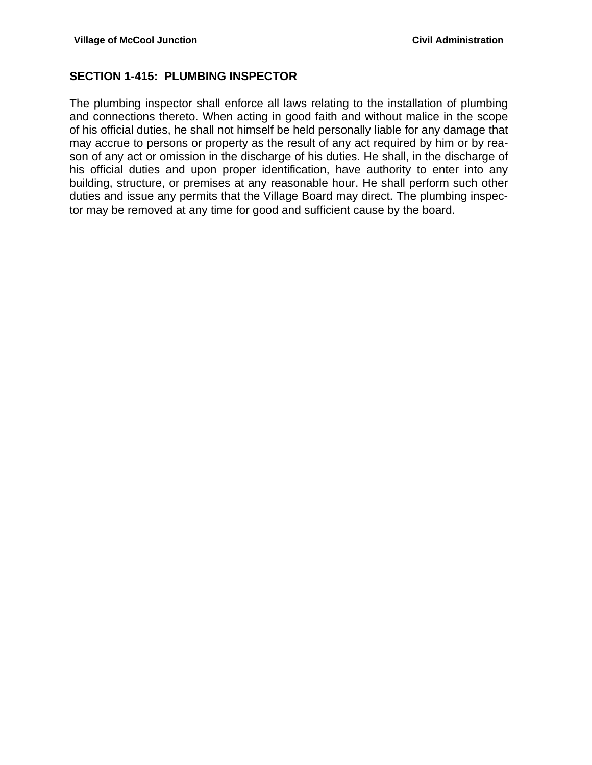## SECTION 1-415: PLUMBING INSPECTOR

The plumbing inspector shall enforce all laws relating to the installation of plumbing and connections thereto. When acting in good faith and without malice in the scope of his official duties, he shall not himself be held personally liable for any damage that may accrue to persons or property as the result of any act required by him or by reason of any act or omission in the discharge of his duties. He shall, in the discharge of his official duties and upon proper identification, have authority to enter into any building, structure, or premises at any reasonable hour. He shall perform such other duties and issue any permits that the Village Board may direct. The plumbing inspector may be removed at any time for good and sufficient cause by the board.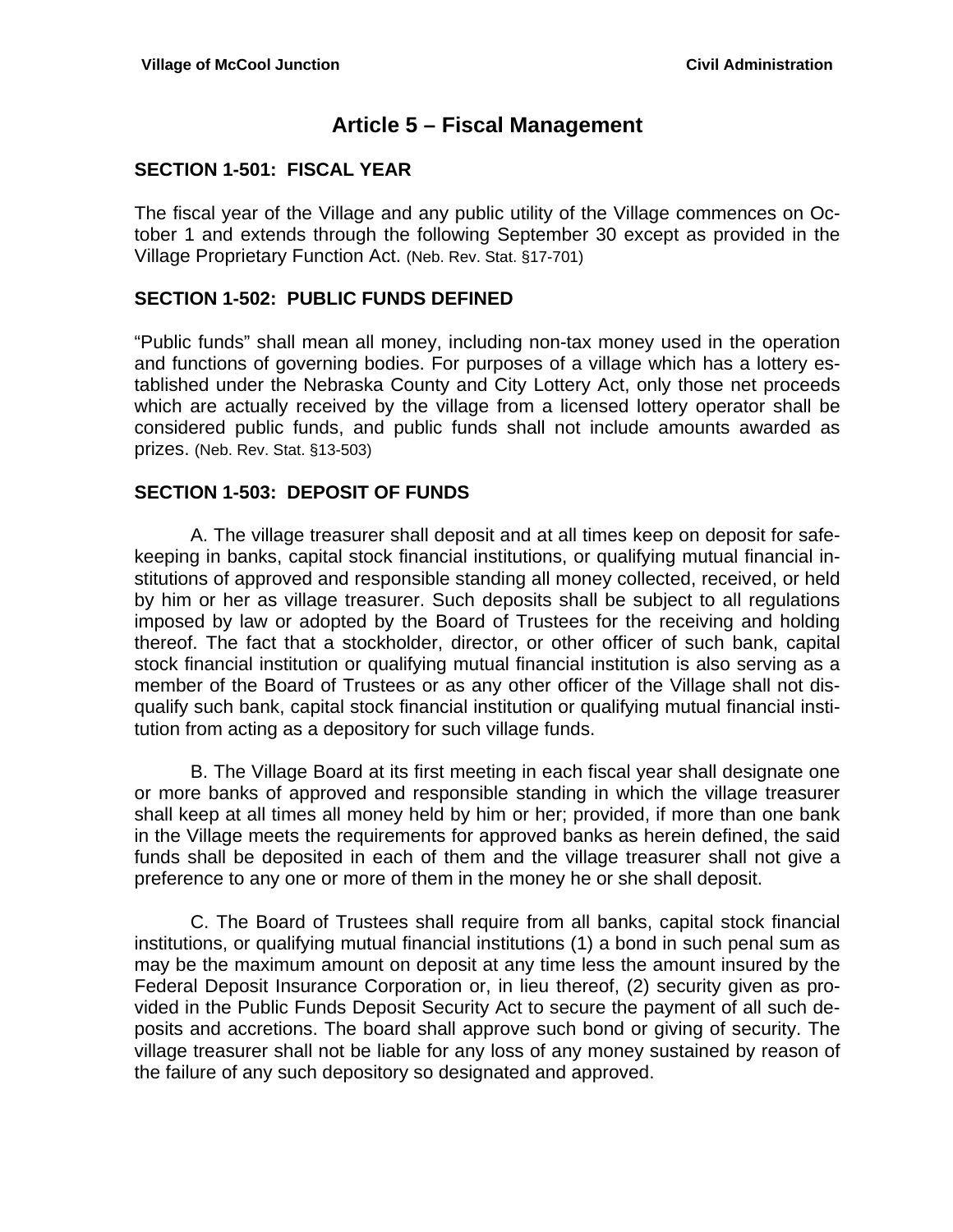# Article 5 – Fiscal Management

### SECTION 1-501: FISCAL YEAR

The fiscal year of the Village and any public utility of the Village commences on October 1 and extends through the following September 30 except as provided in the Village Proprietary Function Act. (Neb. Rev. Stat. §17-701)

### SECTION 1-502: PUBLIC FUNDS DEFINED

"Public funds" shall mean all money, including non-tax money used in the operation and functions of governing bodies. For purposes of a village which has a lottery established under the Nebraska County and City Lottery Act, only those net proceeds which are actually received by the village from a licensed lottery operator shall be considered public funds, and public funds shall not include amounts awarded as prizes. (Neb. Rev. Stat. §13-503)

### SECTION 1-503: DEPOSIT OF FUNDS

A. The village treasurer shall deposit and at all times keep on deposit for safekeeping in banks, capital stock financial institutions, or qualifying mutual financial institutions of approved and responsible standing all money collected, received, or held by him or her as village treasurer. Such deposits shall be subject to all regulations imposed by law or adopted by the Board of Trustees for the receiving and holding thereof. The fact that a stockholder, director, or other officer of such bank, capital stock financial institution or qualifying mutual financial institution is also serving as a member of the Board of Trustees or as any other officer of the Village shall not disqualify such bank, capital stock financial institution or qualifying mutual financial institution from acting as a depository for such village funds.

B. The Village Board at its first meeting in each fiscal year shall designate one or more banks of approved and responsible standing in which the village treasurer shall keep at all times all money held by him or her; provided, if more than one bank in the Village meets the requirements for approved banks as herein defined, the said funds shall be deposited in each of them and the village treasurer shall not give a preference to any one or more of them in the money he or she shall deposit.

C. The Board of Trustees shall require from all banks, capital stock financial institutions, or qualifying mutual financial institutions (1) a bond in such penal sum as may be the maximum amount on deposit at any time less the amount insured by the Federal Deposit Insurance Corporation or, in lieu thereof, (2) security given as provided in the Public Funds Deposit Security Act to secure the payment of all such deposits and accretions. The board shall approve such bond or giving of security. The village treasurer shall not be liable for any loss of any money sustained by reason of the failure of any such depository so designated and approved.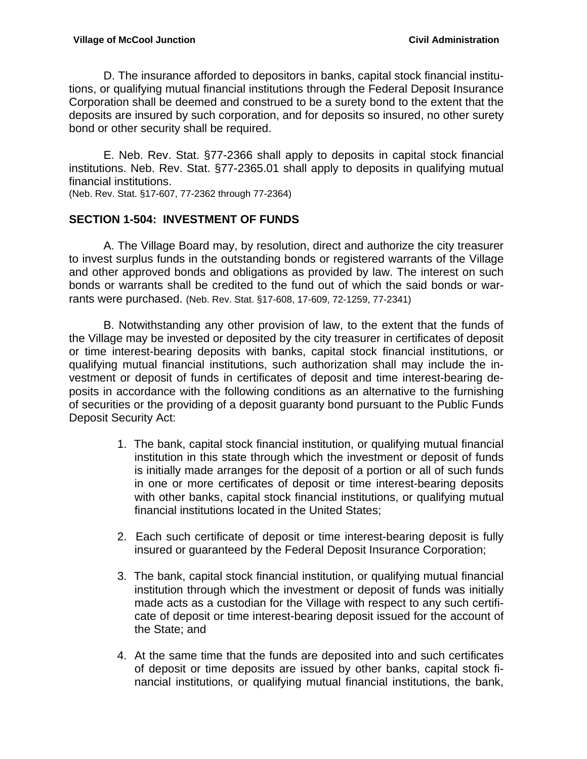D. The insurance afforded to depositors in banks, capital stock financial institutions, or qualifying mutual financial institutions through the Federal Deposit Insurance Corporation shall be deemed and construed to be a surety bond to the extent that the deposits are insured by such corporation, and for deposits so insured, no other surety bond or other security shall be required.

E. Neb. Rev. Stat. §77-2366 shall apply to deposits in capital stock financial institutions. Neb. Rev. Stat. §77-2365.01 shall apply to deposits in qualifying mutual financial institutions.
(Neb. Rev. Stat. §17-607, 77-2362 through 77-2364)

## SECTION 1-504: INVESTMENT OF FUNDS

A. The Village Board may, by resolution, direct and authorize the city treasurer to invest surplus funds in the outstanding bonds or registered warrants of the Village and other approved bonds and obligations as provided by law. The interest on such bonds or warrants shall be credited to the fund out of which the said bonds or warrants were purchased. (Neb. Rev. Stat. §17-608, 17-609, 72-1259, 77-2341)

B. Notwithstanding any other provision of law, to the extent that the funds of the Village may be invested or deposited by the city treasurer in certificates of deposit or time interest-bearing deposits with banks, capital stock financial institutions, or qualifying mutual financial institutions, such authorization shall may include the investment or deposit of funds in certificates of deposit and time interest-bearing deposits in accordance with the following conditions as an alternative to the furnishing of securities or the providing of a deposit guaranty bond pursuant to the Public Funds Deposit Security Act:

1. The bank, capital stock financial institution, or qualifying mutual financial institution in this state through which the investment or deposit of funds is initially made arranges for the deposit of a portion or all of such funds in one or more certificates of deposit or time interest-bearing deposits with other banks, capital stock financial institutions, or qualifying mutual financial institutions located in the United States;

2. Each such certificate of deposit or time interest-bearing deposit is fully insured or guaranteed by the Federal Deposit Insurance Corporation;

3. The bank, capital stock financial institution, or qualifying mutual financial institution through which the investment or deposit of funds was initially made acts as a custodian for the Village with respect to any such certificate of deposit or time interest-bearing deposit issued for the account of the State; and

4. At the same time that the funds are deposited into and such certificates of deposit or time deposits are issued by other banks, capital stock financial institutions, or qualifying mutual financial institutions, the bank,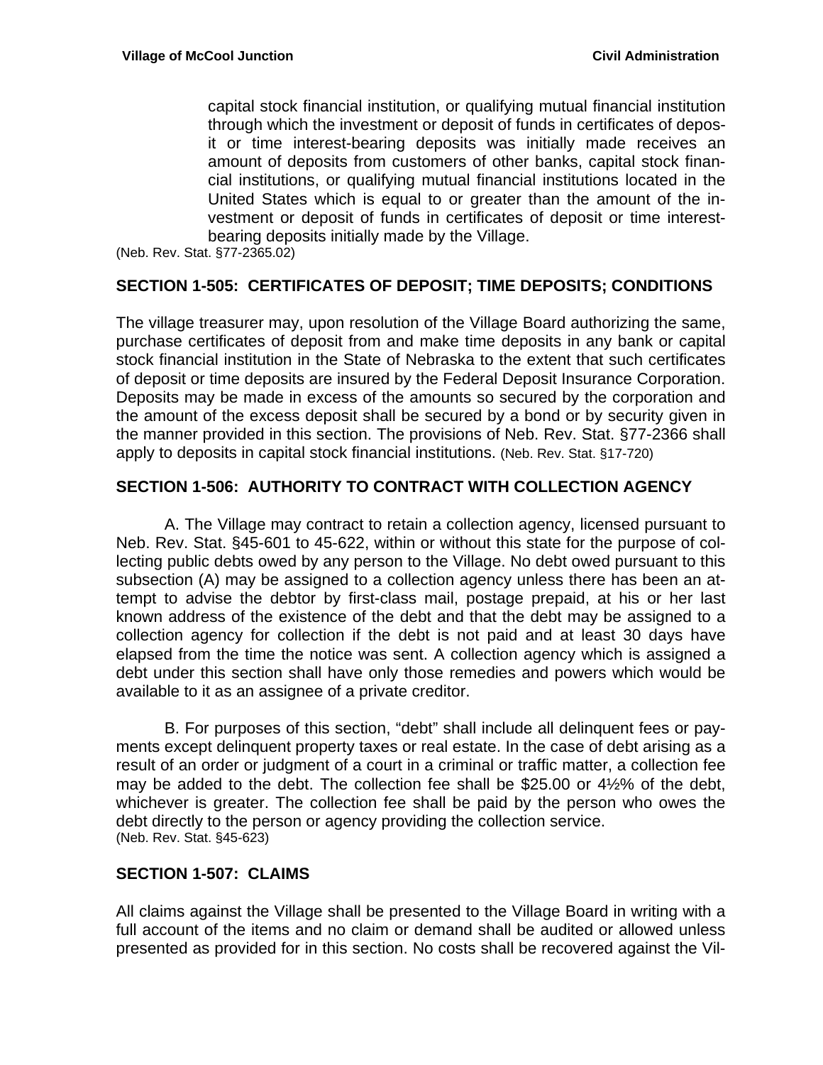capital stock financial institution, or qualifying mutual financial institution through which the investment or deposit of funds in certificates of deposit or time interest-bearing deposits was initially made receives an amount of deposits from customers of other banks, capital stock financial institutions, or qualifying mutual financial institutions located in the United States which is equal to or greater than the amount of the investment or deposit of funds in certificates of deposit or time interest-bearing deposits initially made by the Village.

(Neb. Rev. Stat. §77-2365.02)

## SECTION 1-505: CERTIFICATES OF DEPOSIT; TIME DEPOSITS; CONDITIONS

The village treasurer may, upon resolution of the Village Board authorizing the same, purchase certificates of deposit from and make time deposits in any bank or capital stock financial institution in the State of Nebraska to the extent that such certificates of deposit or time deposits are insured by the Federal Deposit Insurance Corporation. Deposits may be made in excess of the amounts so secured by the corporation and the amount of the excess deposit shall be secured by a bond or by security given in the manner provided in this section. The provisions of Neb. Rev. Stat. §77-2366 shall apply to deposits in capital stock financial institutions. (Neb. Rev. Stat. §17-720)

## SECTION 1-506: AUTHORITY TO CONTRACT WITH COLLECTION AGENCY

A. The Village may contract to retain a collection agency, licensed pursuant to Neb. Rev. Stat. §45-601 to 45-622, within or without this state for the purpose of collecting public debts owed by any person to the Village. No debt owed pursuant to this subsection (A) may be assigned to a collection agency unless there has been an attempt to advise the debtor by first-class mail, postage prepaid, at his or her last known address of the existence of the debt and that the debt may be assigned to a collection agency for collection if the debt is not paid and at least 30 days have elapsed from the time the notice was sent. A collection agency which is assigned a debt under this section shall have only those remedies and powers which would be available to it as an assignee of a private creditor.

B. For purposes of this section, "debt" shall include all delinquent fees or payments except delinquent property taxes or real estate. In the case of debt arising as a result of an order or judgment of a court in a criminal or traffic matter, a collection fee may be added to the debt. The collection fee shall be $25.00 or 4½% of the debt, whichever is greater. The collection fee shall be paid by the person who owes the debt directly to the person or agency providing the collection service.

(Neb. Rev. Stat. §45-623)

## SECTION 1-507: CLAIMS

All claims against the Village shall be presented to the Village Board in writing with a full account of the items and no claim or demand shall be audited or allowed unless presented as provided for in this section. No costs shall be recovered against the Vil-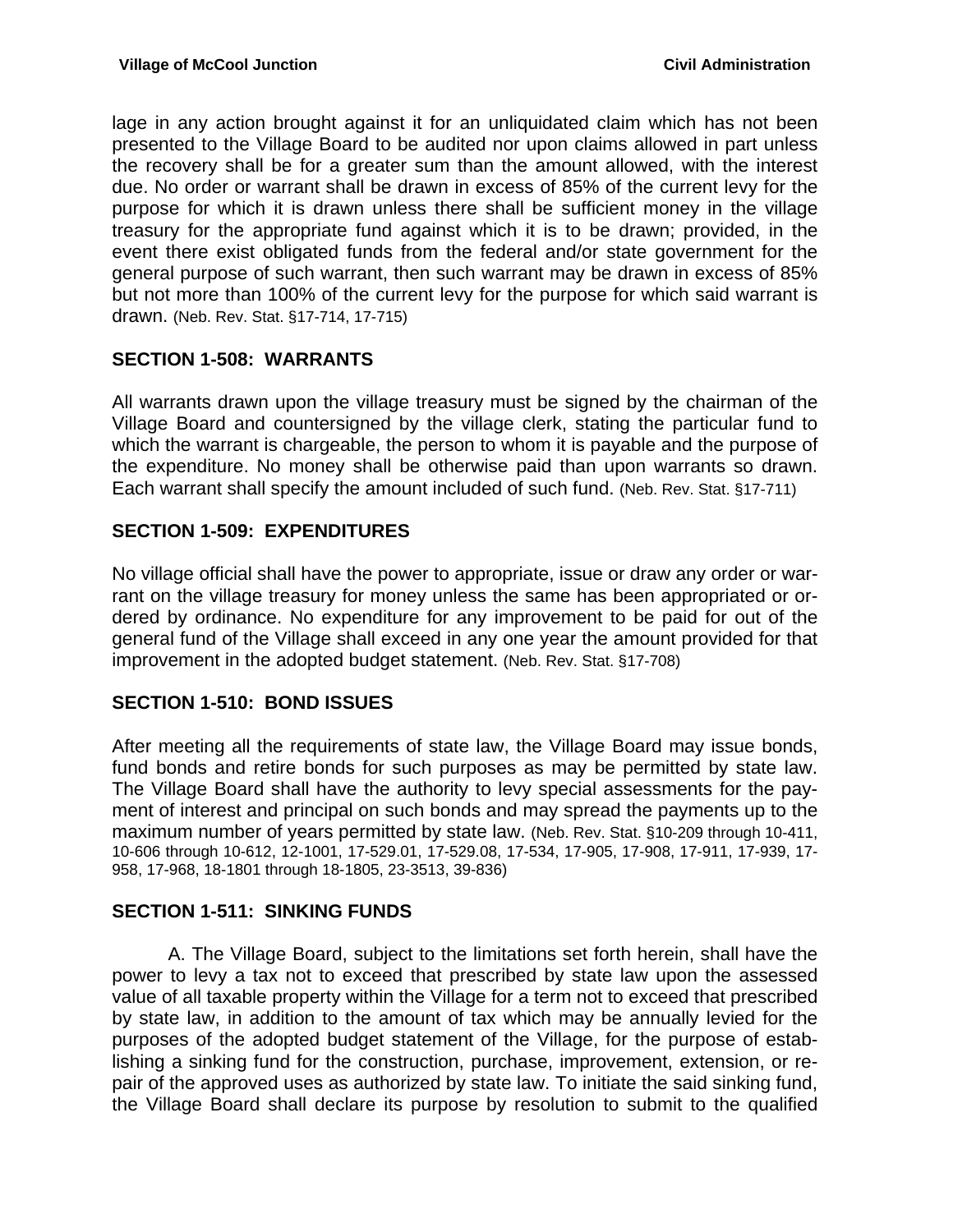lage in any action brought against it for an unliquidated claim which has not been presented to the Village Board to be audited nor upon claims allowed in part unless the recovery shall be for a greater sum than the amount allowed, with the interest due. No order or warrant shall be drawn in excess of 85% of the current levy for the purpose for which it is drawn unless there shall be sufficient money in the village treasury for the appropriate fund against which it is to be drawn; provided, in the event there exist obligated funds from the federal and/or state government for the general purpose of such warrant, then such warrant may be drawn in excess of 85% but not more than 100% of the current levy for the purpose for which said warrant is drawn. (Neb. Rev. Stat. §17-714, 17-715)

## SECTION 1-508: WARRANTS

All warrants drawn upon the village treasury must be signed by the chairman of the Village Board and countersigned by the village clerk, stating the particular fund to which the warrant is chargeable, the person to whom it is payable and the purpose of the expenditure. No money shall be otherwise paid than upon warrants so drawn. Each warrant shall specify the amount included of such fund. (Neb. Rev. Stat. §17-711)

## SECTION 1-509: EXPENDITURES

No village official shall have the power to appropriate, issue or draw any order or warrant on the village treasury for money unless the same has been appropriated or ordered by ordinance. No expenditure for any improvement to be paid for out of the general fund of the Village shall exceed in any one year the amount provided for that improvement in the adopted budget statement. (Neb. Rev. Stat. §17-708)

## SECTION 1-510: BOND ISSUES

After meeting all the requirements of state law, the Village Board may issue bonds, fund bonds and retire bonds for such purposes as may be permitted by state law. The Village Board shall have the authority to levy special assessments for the payment of interest and principal on such bonds and may spread the payments up to the maximum number of years permitted by state law. (Neb. Rev. Stat. §10-209 through 10-411, 10-606 through 10-612, 12-1001, 17-529.01, 17-529.08, 17-534, 17-905, 17-908, 17-911, 17-939, 17-958, 17-968, 18-1801 through 18-1805, 23-3513, 39-836)

## SECTION 1-511: SINKING FUNDS

A. The Village Board, subject to the limitations set forth herein, shall have the power to levy a tax not to exceed that prescribed by state law upon the assessed value of all taxable property within the Village for a term not to exceed that prescribed by state law, in addition to the amount of tax which may be annually levied for the purposes of the adopted budget statement of the Village, for the purpose of establishing a sinking fund for the construction, purchase, improvement, extension, or repair of the approved uses as authorized by state law. To initiate the said sinking fund, the Village Board shall declare its purpose by resolution to submit to the qualified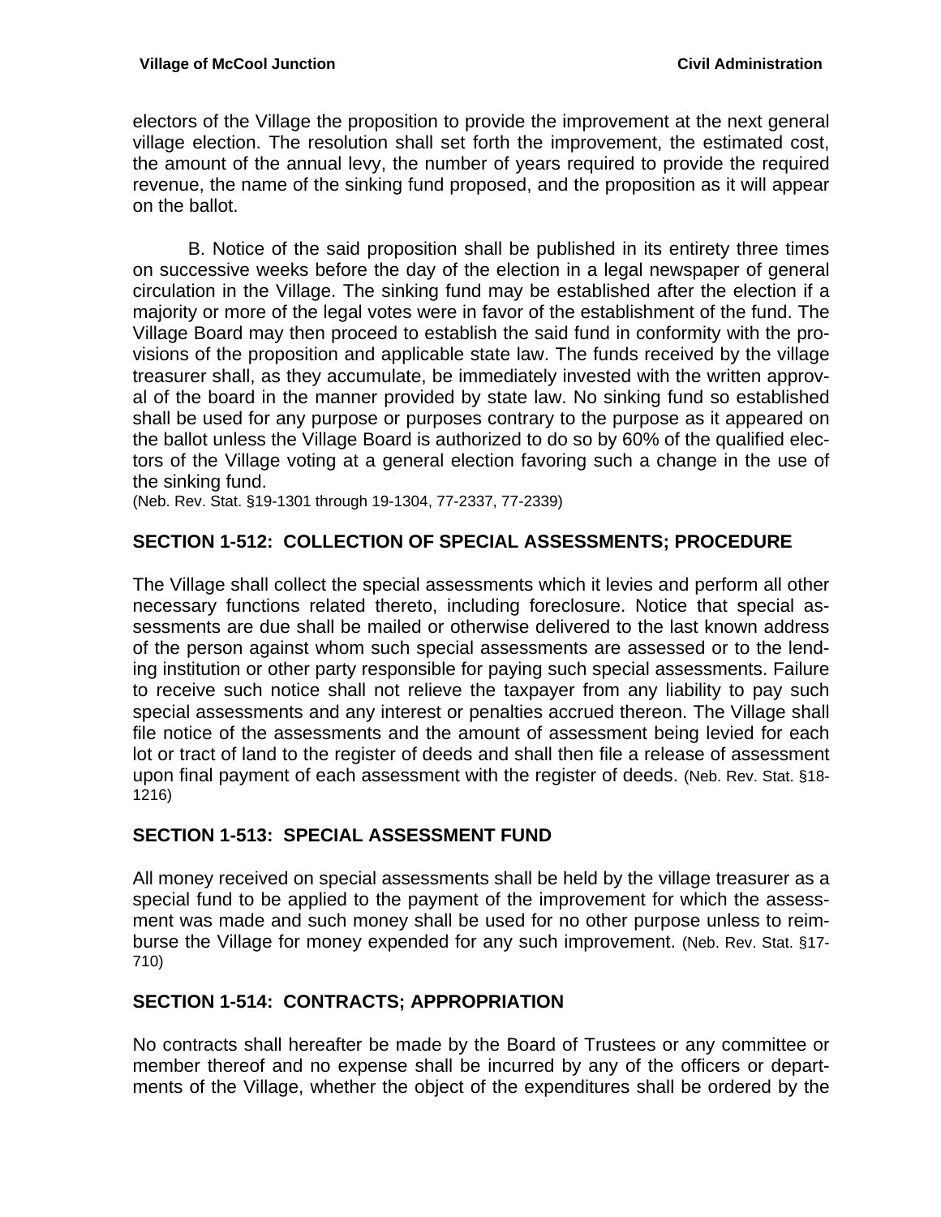electors of the Village the proposition to provide the improvement at the next general village election. The resolution shall set forth the improvement, the estimated cost, the amount of the annual levy, the number of years required to provide the required revenue, the name of the sinking fund proposed, and the proposition as it will appear on the ballot.

B. Notice of the said proposition shall be published in its entirety three times on successive weeks before the day of the election in a legal newspaper of general circulation in the Village. The sinking fund may be established after the election if a majority or more of the legal votes were in favor of the establishment of the fund. The Village Board may then proceed to establish the said fund in conformity with the provisions of the proposition and applicable state law. The funds received by the village treasurer shall, as they accumulate, be immediately invested with the written approval of the board in the manner provided by state law. No sinking fund so established shall be used for any purpose or purposes contrary to the purpose as it appeared on the ballot unless the Village Board is authorized to do so by 60% of the qualified electors of the Village voting at a general election favoring such a change in the use of the sinking fund.
(Neb. Rev. Stat. §19-1301 through 19-1304, 77-2337, 77-2339)

## SECTION 1-512: COLLECTION OF SPECIAL ASSESSMENTS; PROCEDURE

The Village shall collect the special assessments which it levies and perform all other necessary functions related thereto, including foreclosure. Notice that special assessments are due shall be mailed or otherwise delivered to the last known address of the person against whom such special assessments are assessed or to the lending institution or other party responsible for paying such special assessments. Failure to receive such notice shall not relieve the taxpayer from any liability to pay such special assessments and any interest or penalties accrued thereon. The Village shall file notice of the assessments and the amount of assessment being levied for each lot or tract of land to the register of deeds and shall then file a release of assessment upon final payment of each assessment with the register of deeds. (Neb. Rev. Stat. §18-1216)

## SECTION 1-513: SPECIAL ASSESSMENT FUND

All money received on special assessments shall be held by the village treasurer as a special fund to be applied to the payment of the improvement for which the assessment was made and such money shall be used for no other purpose unless to reimburse the Village for money expended for any such improvement. (Neb. Rev. Stat. §17-710)

## SECTION 1-514: CONTRACTS; APPROPRIATION

No contracts shall hereafter be made by the Board of Trustees or any committee or member thereof and no expense shall be incurred by any of the officers or departments of the Village, whether the object of the expenditures shall be ordered by the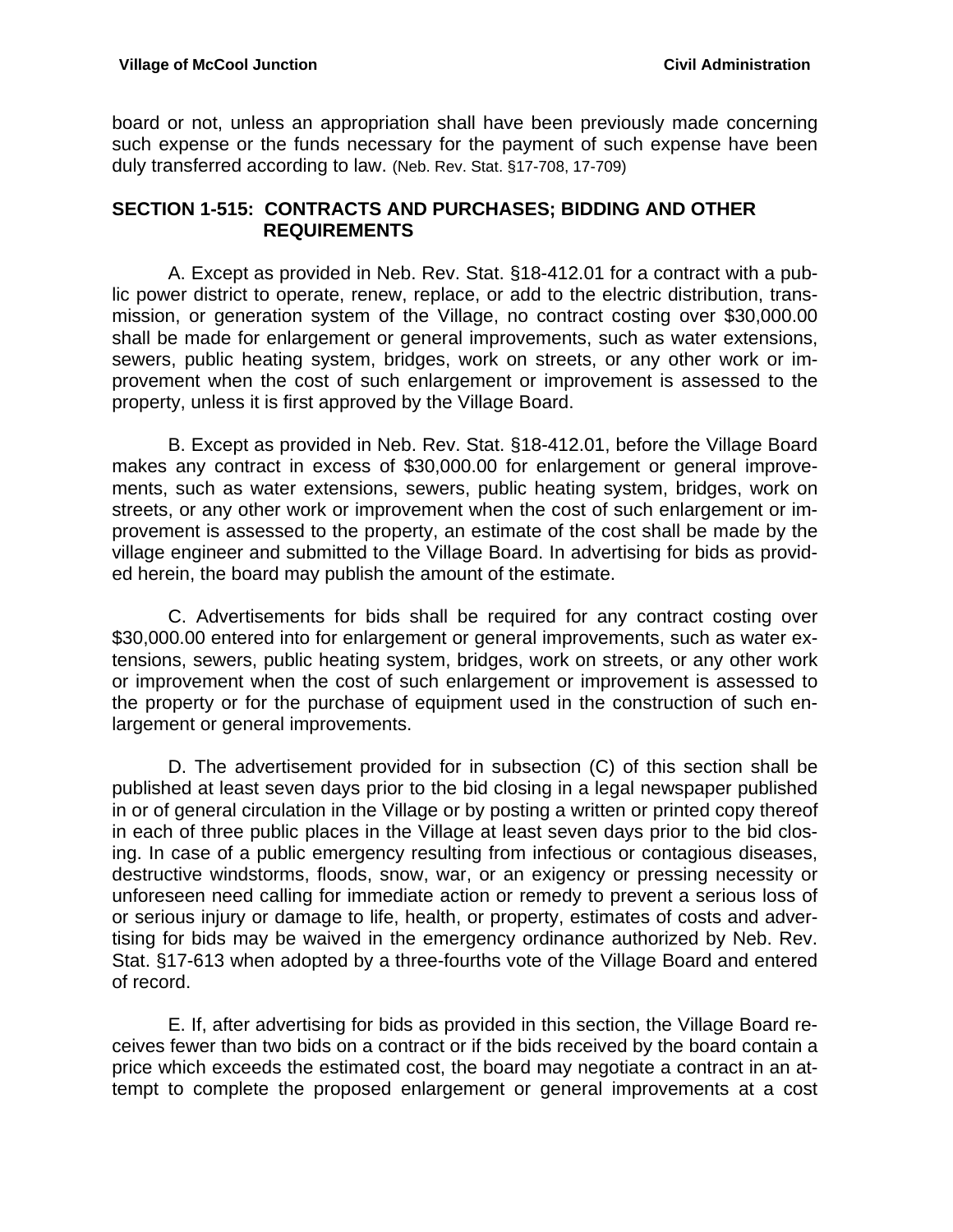board or not, unless an appropriation shall have been previously made concerning such expense or the funds necessary for the payment of such expense have been duly transferred according to law. (Neb. Rev. Stat. §17-708, 17-709)

## SECTION 1-515: CONTRACTS AND PURCHASES; BIDDING AND OTHER REQUIREMENTS

A. Except as provided in Neb. Rev. Stat. §18-412.01 for a contract with a public power district to operate, renew, replace, or add to the electric distribution, transmission, or generation system of the Village, no contract costing over $30,000.00 shall be made for enlargement or general improvements, such as water extensions, sewers, public heating system, bridges, work on streets, or any other work or improvement when the cost of such enlargement or improvement is assessed to the property, unless it is first approved by the Village Board.

B. Except as provided in Neb. Rev. Stat. §18-412.01, before the Village Board makes any contract in excess of $30,000.00 for enlargement or general improvements, such as water extensions, sewers, public heating system, bridges, work on streets, or any other work or improvement when the cost of such enlargement or improvement is assessed to the property, an estimate of the cost shall be made by the village engineer and submitted to the Village Board. In advertising for bids as provided herein, the board may publish the amount of the estimate.

C. Advertisements for bids shall be required for any contract costing over $30,000.00 entered into for enlargement or general improvements, such as water extensions, sewers, public heating system, bridges, work on streets, or any other work or improvement when the cost of such enlargement or improvement is assessed to the property or for the purchase of equipment used in the construction of such enlargement or general improvements.

D. The advertisement provided for in subsection (C) of this section shall be published at least seven days prior to the bid closing in a legal newspaper published in or of general circulation in the Village or by posting a written or printed copy thereof in each of three public places in the Village at least seven days prior to the bid closing. In case of a public emergency resulting from infectious or contagious diseases, destructive windstorms, floods, snow, war, or an exigency or pressing necessity or unforeseen need calling for immediate action or remedy to prevent a serious loss of or serious injury or damage to life, health, or property, estimates of costs and advertising for bids may be waived in the emergency ordinance authorized by Neb. Rev. Stat. §17-613 when adopted by a three-fourths vote of the Village Board and entered of record.

E. If, after advertising for bids as provided in this section, the Village Board receives fewer than two bids on a contract or if the bids received by the board contain a price which exceeds the estimated cost, the board may negotiate a contract in an attempt to complete the proposed enlargement or general improvements at a cost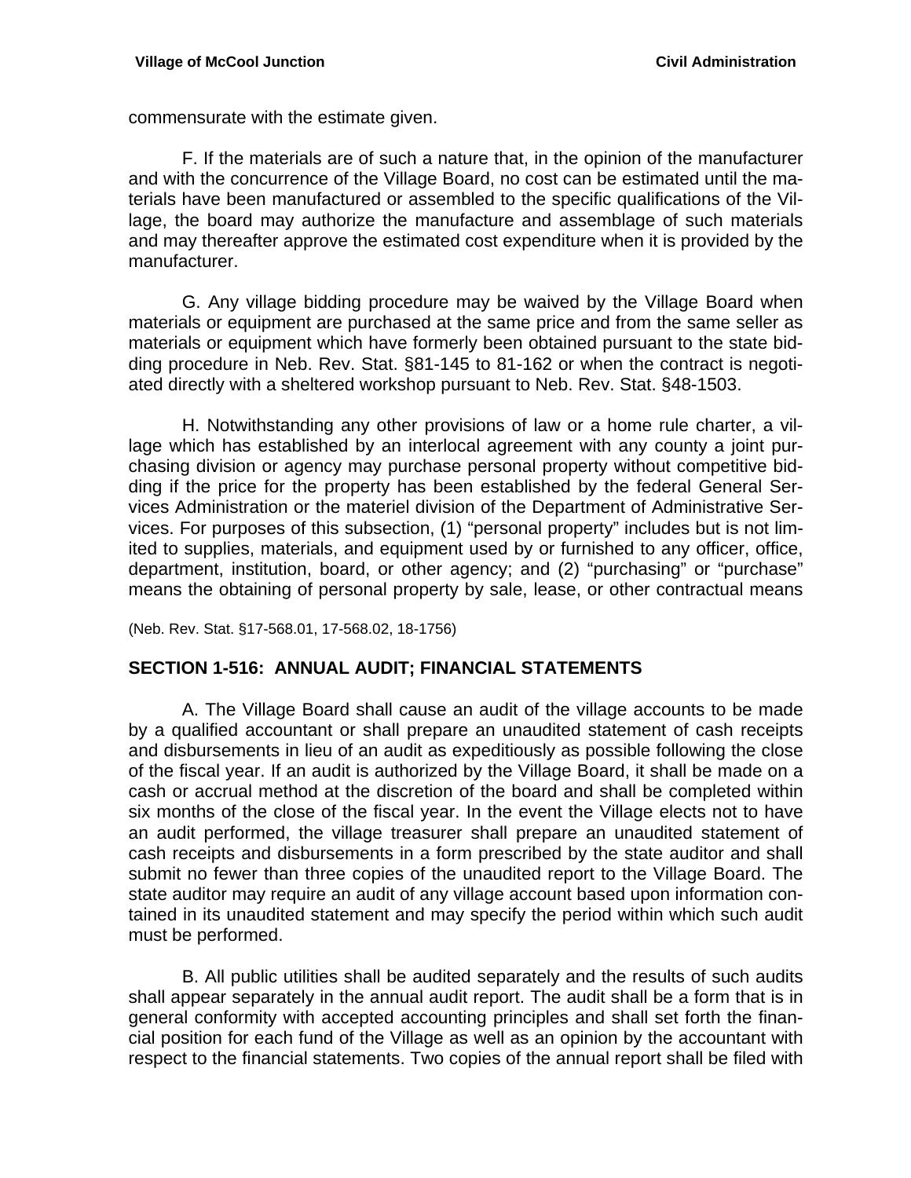commensurate with the estimate given.

F. If the materials are of such a nature that, in the opinion of the manufacturer and with the concurrence of the Village Board, no cost can be estimated until the materials have been manufactured or assembled to the specific qualifications of the Village, the board may authorize the manufacture and assemblage of such materials and may thereafter approve the estimated cost expenditure when it is provided by the manufacturer.

G. Any village bidding procedure may be waived by the Village Board when materials or equipment are purchased at the same price and from the same seller as materials or equipment which have formerly been obtained pursuant to the state bidding procedure in Neb. Rev. Stat. §81-145 to 81-162 or when the contract is negotiated directly with a sheltered workshop pursuant to Neb. Rev. Stat. §48-1503.

H. Notwithstanding any other provisions of law or a home rule charter, a village which has established by an interlocal agreement with any county a joint purchasing division or agency may purchase personal property without competitive bidding if the price for the property has been established by the federal General Services Administration or the materiel division of the Department of Administrative Services. For purposes of this subsection, (1) "personal property" includes but is not limited to supplies, materials, and equipment used by or furnished to any officer, office, department, institution, board, or other agency; and (2) "purchasing" or "purchase" means the obtaining of personal property by sale, lease, or other contractual means

(Neb. Rev. Stat. §17-568.01, 17-568.02, 18-1756)

## SECTION 1-516: ANNUAL AUDIT; FINANCIAL STATEMENTS

A. The Village Board shall cause an audit of the village accounts to be made by a qualified accountant or shall prepare an unaudited statement of cash receipts and disbursements in lieu of an audit as expeditiously as possible following the close of the fiscal year. If an audit is authorized by the Village Board, it shall be made on a cash or accrual method at the discretion of the board and shall be completed within six months of the close of the fiscal year. In the event the Village elects not to have an audit performed, the village treasurer shall prepare an unaudited statement of cash receipts and disbursements in a form prescribed by the state auditor and shall submit no fewer than three copies of the unaudited report to the Village Board. The state auditor may require an audit of any village account based upon information contained in its unaudited statement and may specify the period within which such audit must be performed.

B. All public utilities shall be audited separately and the results of such audits shall appear separately in the annual audit report. The audit shall be a form that is in general conformity with accepted accounting principles and shall set forth the financial position for each fund of the Village as well as an opinion by the accountant with respect to the financial statements. Two copies of the annual report shall be filed with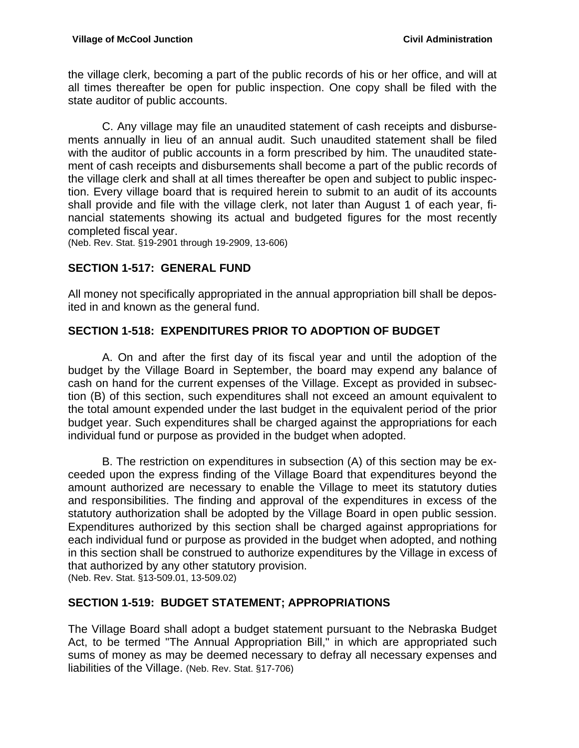the village clerk, becoming a part of the public records of his or her office, and will at all times thereafter be open for public inspection. One copy shall be filed with the state auditor of public accounts.

C. Any village may file an unaudited statement of cash receipts and disbursements annually in lieu of an annual audit. Such unaudited statement shall be filed with the auditor of public accounts in a form prescribed by him. The unaudited statement of cash receipts and disbursements shall become a part of the public records of the village clerk and shall at all times thereafter be open and subject to public inspection. Every village board that is required herein to submit to an audit of its accounts shall provide and file with the village clerk, not later than August 1 of each year, financial statements showing its actual and budgeted figures for the most recently completed fiscal year.
(Neb. Rev. Stat. §19-2901 through 19-2909, 13-606)

## SECTION 1-517: GENERAL FUND

All money not specifically appropriated in the annual appropriation bill shall be deposited in and known as the general fund.

## SECTION 1-518: EXPENDITURES PRIOR TO ADOPTION OF BUDGET

A. On and after the first day of its fiscal year and until the adoption of the budget by the Village Board in September, the board may expend any balance of cash on hand for the current expenses of the Village. Except as provided in subsection (B) of this section, such expenditures shall not exceed an amount equivalent to the total amount expended under the last budget in the equivalent period of the prior budget year. Such expenditures shall be charged against the appropriations for each individual fund or purpose as provided in the budget when adopted.

B. The restriction on expenditures in subsection (A) of this section may be exceeded upon the express finding of the Village Board that expenditures beyond the amount authorized are necessary to enable the Village to meet its statutory duties and responsibilities. The finding and approval of the expenditures in excess of the statutory authorization shall be adopted by the Village Board in open public session. Expenditures authorized by this section shall be charged against appropriations for each individual fund or purpose as provided in the budget when adopted, and nothing in this section shall be construed to authorize expenditures by the Village in excess of that authorized by any other statutory provision.
(Neb. Rev. Stat. §13-509.01, 13-509.02)

## SECTION 1-519: BUDGET STATEMENT; APPROPRIATIONS

The Village Board shall adopt a budget statement pursuant to the Nebraska Budget Act, to be termed "The Annual Appropriation Bill," in which are appropriated such sums of money as may be deemed necessary to defray all necessary expenses and liabilities of the Village. (Neb. Rev. Stat. §17-706)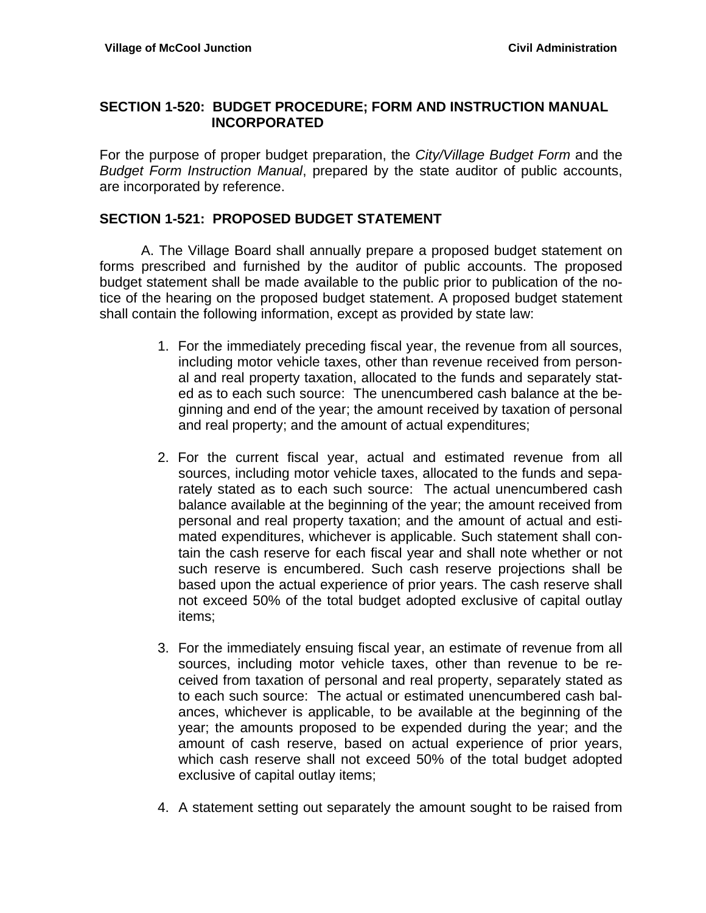## SECTION 1-520: BUDGET PROCEDURE; FORM AND INSTRUCTION MANUAL INCORPORATED

For the purpose of proper budget preparation, the *City/Village Budget Form* and the *Budget Form Instruction Manual*, prepared by the state auditor of public accounts, are incorporated by reference.

## SECTION 1-521: PROPOSED BUDGET STATEMENT

A. The Village Board shall annually prepare a proposed budget statement on forms prescribed and furnished by the auditor of public accounts. The proposed budget statement shall be made available to the public prior to publication of the notice of the hearing on the proposed budget statement. A proposed budget statement shall contain the following information, except as provided by state law:

1. For the immediately preceding fiscal year, the revenue from all sources, including motor vehicle taxes, other than revenue received from personal and real property taxation, allocated to the funds and separately stated as to each such source: The unencumbered cash balance at the beginning and end of the year; the amount received by taxation of personal and real property; and the amount of actual expenditures;

2. For the current fiscal year, actual and estimated revenue from all sources, including motor vehicle taxes, allocated to the funds and separately stated as to each such source: The actual unencumbered cash balance available at the beginning of the year; the amount received from personal and real property taxation; and the amount of actual and estimated expenditures, whichever is applicable. Such statement shall contain the cash reserve for each fiscal year and shall note whether or not such reserve is encumbered. Such cash reserve projections shall be based upon the actual experience of prior years. The cash reserve shall not exceed 50% of the total budget adopted exclusive of capital outlay items;

3. For the immediately ensuing fiscal year, an estimate of revenue from all sources, including motor vehicle taxes, other than revenue to be received from taxation of personal and real property, separately stated as to each such source: The actual or estimated unencumbered cash balances, whichever is applicable, to be available at the beginning of the year; the amounts proposed to be expended during the year; and the amount of cash reserve, based on actual experience of prior years, which cash reserve shall not exceed 50% of the total budget adopted exclusive of capital outlay items;

4. A statement setting out separately the amount sought to be raised from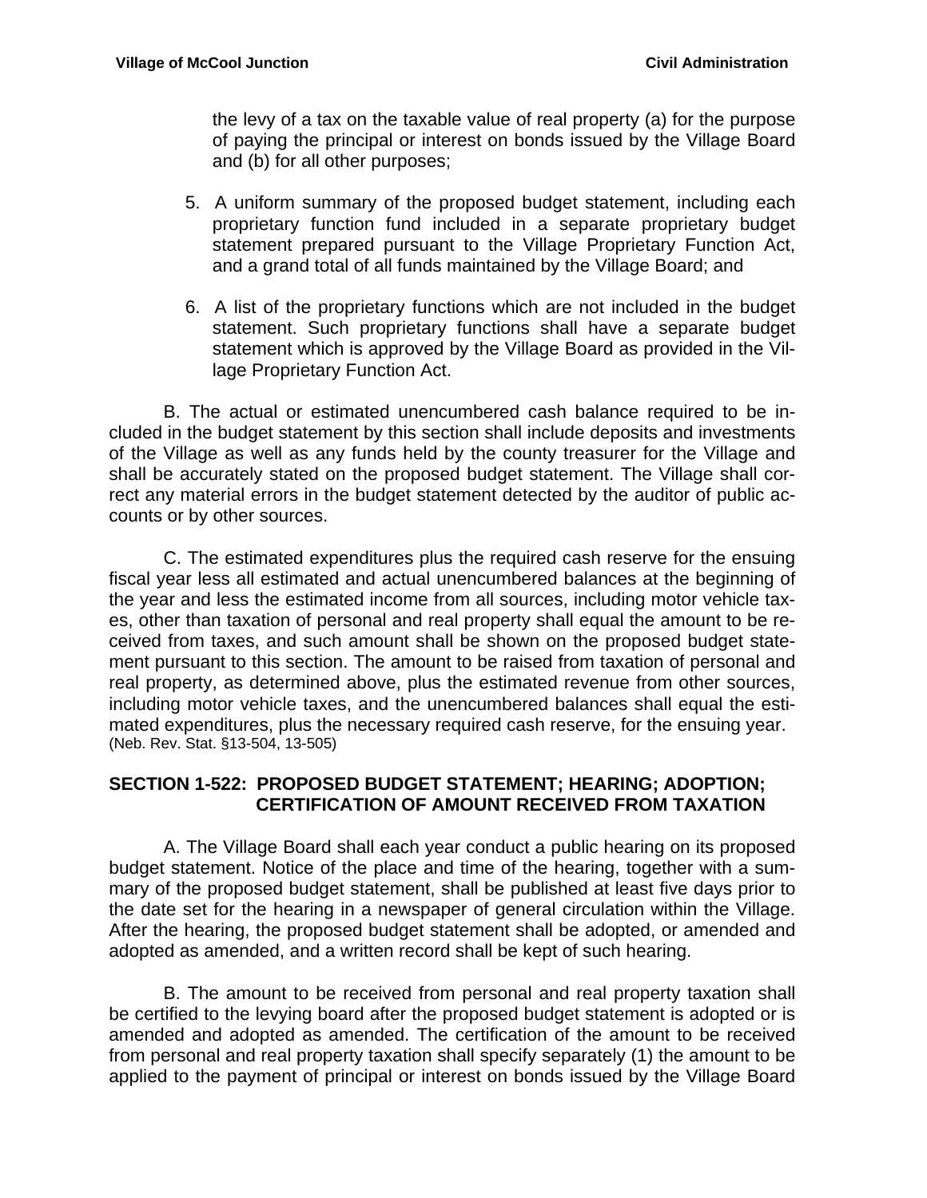the levy of a tax on the taxable value of real property (a) for the purpose of paying the principal or interest on bonds issued by the Village Board and (b) for all other purposes;

5. A uniform summary of the proposed budget statement, including each proprietary function fund included in a separate proprietary budget statement prepared pursuant to the Village Proprietary Function Act, and a grand total of all funds maintained by the Village Board; and

6. A list of the proprietary functions which are not included in the budget statement. Such proprietary functions shall have a separate budget statement which is approved by the Village Board as provided in the Village Proprietary Function Act.

B. The actual or estimated unencumbered cash balance required to be included in the budget statement by this section shall include deposits and investments of the Village as well as any funds held by the county treasurer for the Village and shall be accurately stated on the proposed budget statement. The Village shall correct any material errors in the budget statement detected by the auditor of public accounts or by other sources.

C. The estimated expenditures plus the required cash reserve for the ensuing fiscal year less all estimated and actual unencumbered balances at the beginning of the year and less the estimated income from all sources, including motor vehicle taxes, other than taxation of personal and real property shall equal the amount to be received from taxes, and such amount shall be shown on the proposed budget statement pursuant to this section. The amount to be raised from taxation of personal and real property, as determined above, plus the estimated revenue from other sources, including motor vehicle taxes, and the unencumbered balances shall equal the estimated expenditures, plus the necessary required cash reserve, for the ensuing year. (Neb. Rev. Stat. §13-504, 13-505)

**SECTION 1-522: PROPOSED BUDGET STATEMENT; HEARING; ADOPTION; CERTIFICATION OF AMOUNT RECEIVED FROM TAXATION**

A. The Village Board shall each year conduct a public hearing on its proposed budget statement. Notice of the place and time of the hearing, together with a summary of the proposed budget statement, shall be published at least five days prior to the date set for the hearing in a newspaper of general circulation within the Village. After the hearing, the proposed budget statement shall be adopted, or amended and adopted as amended, and a written record shall be kept of such hearing.

B. The amount to be received from personal and real property taxation shall be certified to the levying board after the proposed budget statement is adopted or is amended and adopted as amended. The certification of the amount to be received from personal and real property taxation shall specify separately (1) the amount to be applied to the payment of principal or interest on bonds issued by the Village Board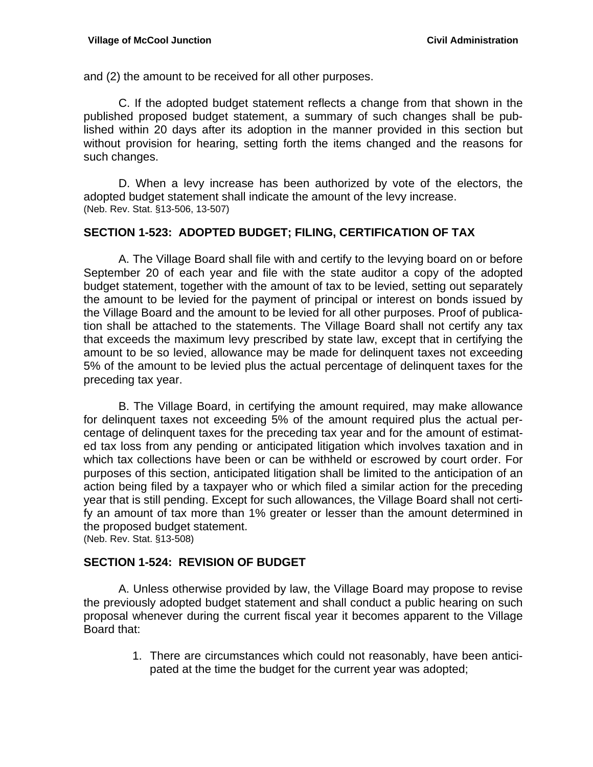and (2) the amount to be received for all other purposes.

C. If the adopted budget statement reflects a change from that shown in the published proposed budget statement, a summary of such changes shall be published within 20 days after its adoption in the manner provided in this section but without provision for hearing, setting forth the items changed and the reasons for such changes.

D. When a levy increase has been authorized by vote of the electors, the adopted budget statement shall indicate the amount of the levy increase.
(Neb. Rev. Stat. §13-506, 13-507)

## SECTION 1-523: ADOPTED BUDGET; FILING, CERTIFICATION OF TAX

A. The Village Board shall file with and certify to the levying board on or before September 20 of each year and file with the state auditor a copy of the adopted budget statement, together with the amount of tax to be levied, setting out separately the amount to be levied for the payment of principal or interest on bonds issued by the Village Board and the amount to be levied for all other purposes. Proof of publication shall be attached to the statements. The Village Board shall not certify any tax that exceeds the maximum levy prescribed by state law, except that in certifying the amount to be so levied, allowance may be made for delinquent taxes not exceeding 5% of the amount to be levied plus the actual percentage of delinquent taxes for the preceding tax year.

B. The Village Board, in certifying the amount required, may make allowance for delinquent taxes not exceeding 5% of the amount required plus the actual percentage of delinquent taxes for the preceding tax year and for the amount of estimated tax loss from any pending or anticipated litigation which involves taxation and in which tax collections have been or can be withheld or escrowed by court order. For purposes of this section, anticipated litigation shall be limited to the anticipation of an action being filed by a taxpayer who or which filed a similar action for the preceding year that is still pending. Except for such allowances, the Village Board shall not certify an amount of tax more than 1% greater or lesser than the amount determined in the proposed budget statement.
(Neb. Rev. Stat. §13-508)

## SECTION 1-524: REVISION OF BUDGET

A. Unless otherwise provided by law, the Village Board may propose to revise the previously adopted budget statement and shall conduct a public hearing on such proposal whenever during the current fiscal year it becomes apparent to the Village Board that:

1. There are circumstances which could not reasonably, have been anticipated at the time the budget for the current year was adopted;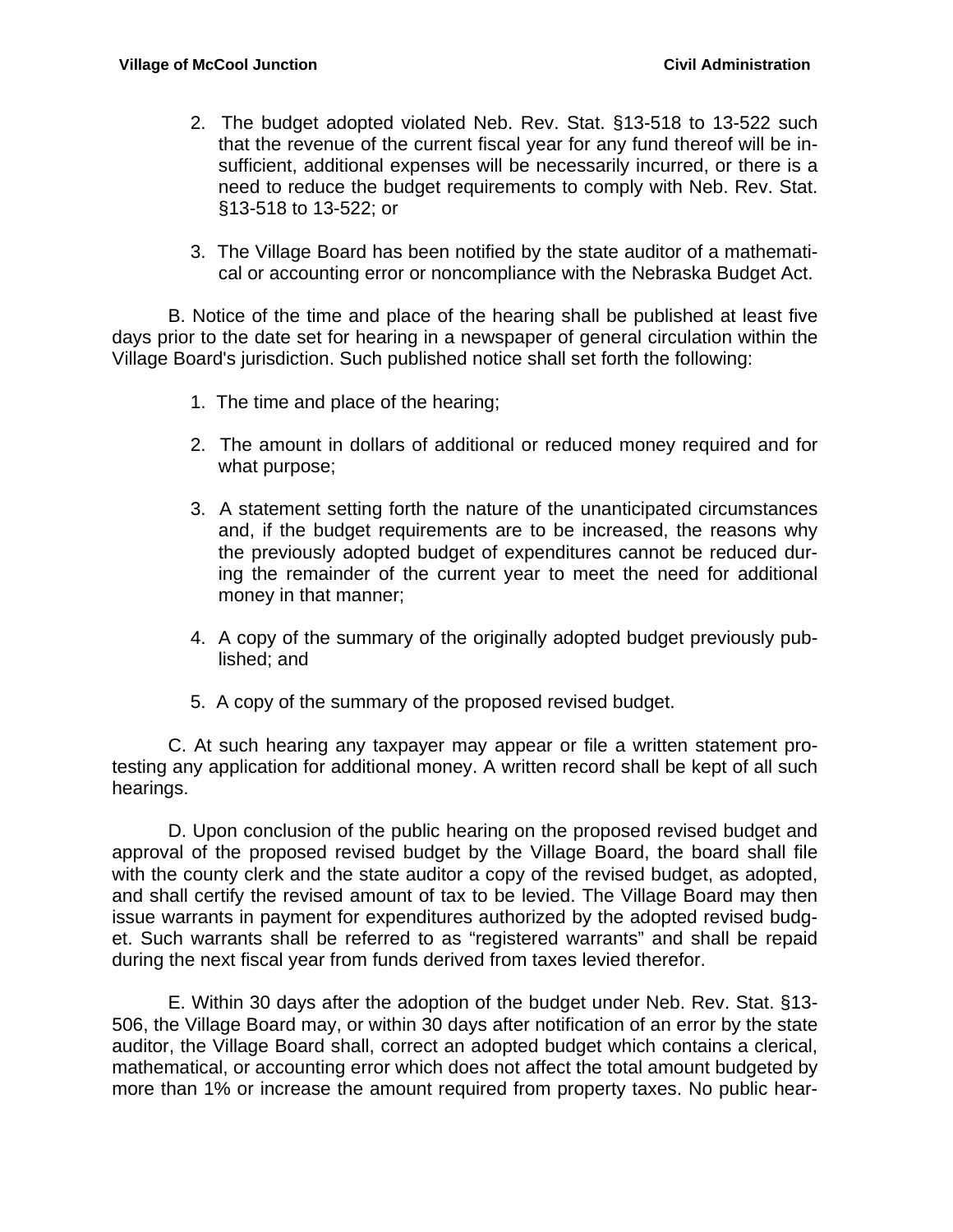2. The budget adopted violated Neb. Rev. Stat. §13-518 to 13-522 such that the revenue of the current fiscal year for any fund thereof will be insufficient, additional expenses will be necessarily incurred, or there is a need to reduce the budget requirements to comply with Neb. Rev. Stat. §13-518 to 13-522; or

3. The Village Board has been notified by the state auditor of a mathematical or accounting error or noncompliance with the Nebraska Budget Act.

B. Notice of the time and place of the hearing shall be published at least five days prior to the date set for hearing in a newspaper of general circulation within the Village Board's jurisdiction. Such published notice shall set forth the following:

1. The time and place of the hearing;

2. The amount in dollars of additional or reduced money required and for what purpose;

3. A statement setting forth the nature of the unanticipated circumstances and, if the budget requirements are to be increased, the reasons why the previously adopted budget of expenditures cannot be reduced during the remainder of the current year to meet the need for additional money in that manner;

4. A copy of the summary of the originally adopted budget previously published; and

5. A copy of the summary of the proposed revised budget.

C. At such hearing any taxpayer may appear or file a written statement protesting any application for additional money. A written record shall be kept of all such hearings.

D. Upon conclusion of the public hearing on the proposed revised budget and approval of the proposed revised budget by the Village Board, the board shall file with the county clerk and the state auditor a copy of the revised budget, as adopted, and shall certify the revised amount of tax to be levied. The Village Board may then issue warrants in payment for expenditures authorized by the adopted revised budget. Such warrants shall be referred to as "registered warrants" and shall be repaid during the next fiscal year from funds derived from taxes levied therefor.

E. Within 30 days after the adoption of the budget under Neb. Rev. Stat. §13-506, the Village Board may, or within 30 days after notification of an error by the state auditor, the Village Board shall, correct an adopted budget which contains a clerical, mathematical, or accounting error which does not affect the total amount budgeted by more than 1% or increase the amount required from property taxes. No public hear-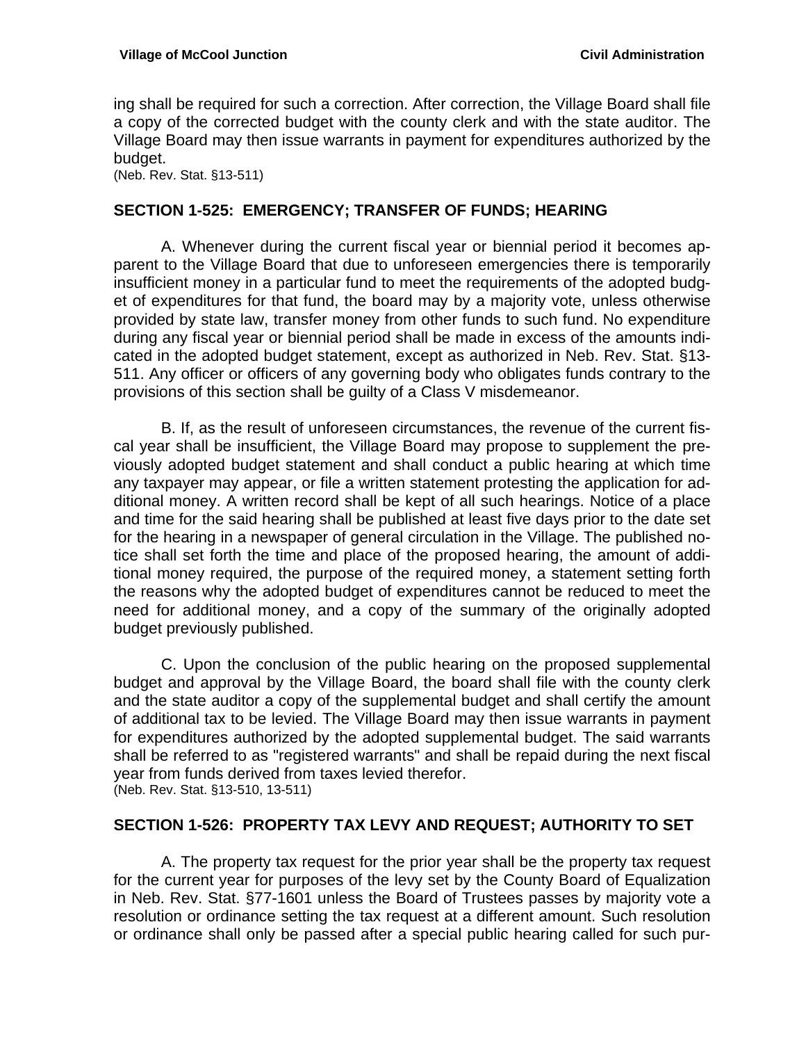ing shall be required for such a correction. After correction, the Village Board shall file a copy of the corrected budget with the county clerk and with the state auditor. The Village Board may then issue warrants in payment for expenditures authorized by the budget.
(Neb. Rev. Stat. §13-511)

## SECTION 1-525: EMERGENCY; TRANSFER OF FUNDS; HEARING

A. Whenever during the current fiscal year or biennial period it becomes apparent to the Village Board that due to unforeseen emergencies there is temporarily insufficient money in a particular fund to meet the requirements of the adopted budget of expenditures for that fund, the board may by a majority vote, unless otherwise provided by state law, transfer money from other funds to such fund. No expenditure during any fiscal year or biennial period shall be made in excess of the amounts indicated in the adopted budget statement, except as authorized in Neb. Rev. Stat. §13-511. Any officer or officers of any governing body who obligates funds contrary to the provisions of this section shall be guilty of a Class V misdemeanor.

B. If, as the result of unforeseen circumstances, the revenue of the current fiscal year shall be insufficient, the Village Board may propose to supplement the previously adopted budget statement and shall conduct a public hearing at which time any taxpayer may appear, or file a written statement protesting the application for additional money. A written record shall be kept of all such hearings. Notice of a place and time for the said hearing shall be published at least five days prior to the date set for the hearing in a newspaper of general circulation in the Village. The published notice shall set forth the time and place of the proposed hearing, the amount of additional money required, the purpose of the required money, a statement setting forth the reasons why the adopted budget of expenditures cannot be reduced to meet the need for additional money, and a copy of the summary of the originally adopted budget previously published.

C. Upon the conclusion of the public hearing on the proposed supplemental budget and approval by the Village Board, the board shall file with the county clerk and the state auditor a copy of the supplemental budget and shall certify the amount of additional tax to be levied. The Village Board may then issue warrants in payment for expenditures authorized by the adopted supplemental budget. The said warrants shall be referred to as "registered warrants" and shall be repaid during the next fiscal year from funds derived from taxes levied therefor.
(Neb. Rev. Stat. §13-510, 13-511)

## SECTION 1-526: PROPERTY TAX LEVY AND REQUEST; AUTHORITY TO SET

A. The property tax request for the prior year shall be the property tax request for the current year for purposes of the levy set by the County Board of Equalization in Neb. Rev. Stat. §77-1601 unless the Board of Trustees passes by majority vote a resolution or ordinance setting the tax request at a different amount. Such resolution or ordinance shall only be passed after a special public hearing called for such pur-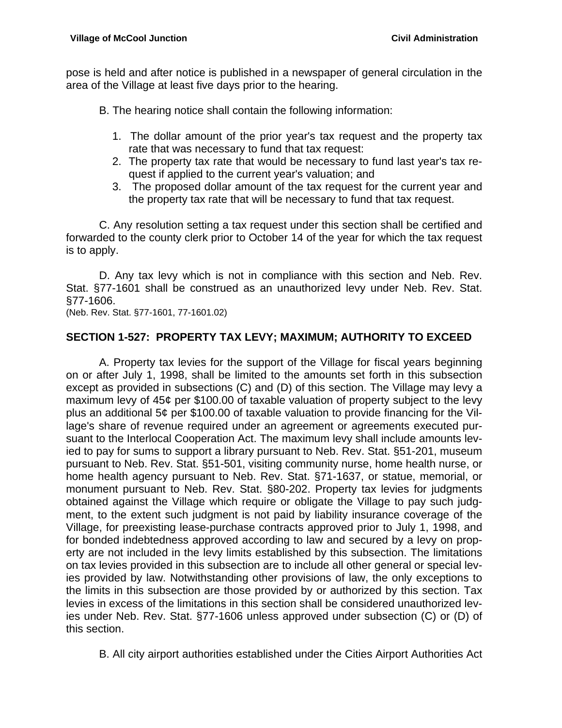pose is held and after notice is published in a newspaper of general circulation in the area of the Village at least five days prior to the hearing.

B. The hearing notice shall contain the following information:

1. The dollar amount of the prior year's tax request and the property tax rate that was necessary to fund that tax request:
2. The property tax rate that would be necessary to fund last year's tax request if applied to the current year's valuation; and
3. The proposed dollar amount of the tax request for the current year and the property tax rate that will be necessary to fund that tax request.

C. Any resolution setting a tax request under this section shall be certified and forwarded to the county clerk prior to October 14 of the year for which the tax request is to apply.

D. Any tax levy which is not in compliance with this section and Neb. Rev. Stat. §77-1601 shall be construed as an unauthorized levy under Neb. Rev. Stat. §77-1606.
(Neb. Rev. Stat. §77-1601, 77-1601.02)

## SECTION 1-527: PROPERTY TAX LEVY; MAXIMUM; AUTHORITY TO EXCEED

A. Property tax levies for the support of the Village for fiscal years beginning on or after July 1, 1998, shall be limited to the amounts set forth in this subsection except as provided in subsections (C) and (D) of this section. The Village may levy a maximum levy of 45¢ per $100.00 of taxable valuation of property subject to the levy plus an additional 5¢ per $100.00 of taxable valuation to provide financing for the Village's share of revenue required under an agreement or agreements executed pursuant to the Interlocal Cooperation Act. The maximum levy shall include amounts levied to pay for sums to support a library pursuant to Neb. Rev. Stat. §51-201, museum pursuant to Neb. Rev. Stat. §51-501, visiting community nurse, home health nurse, or home health agency pursuant to Neb. Rev. Stat. §71-1637, or statue, memorial, or monument pursuant to Neb. Rev. Stat. §80-202. Property tax levies for judgments obtained against the Village which require or obligate the Village to pay such judgment, to the extent such judgment is not paid by liability insurance coverage of the Village, for preexisting lease-purchase contracts approved prior to July 1, 1998, and for bonded indebtedness approved according to law and secured by a levy on property are not included in the levy limits established by this subsection. The limitations on tax levies provided in this subsection are to include all other general or special levies provided by law. Notwithstanding other provisions of law, the only exceptions to the limits in this subsection are those provided by or authorized by this section. Tax levies in excess of the limitations in this section shall be considered unauthorized levies under Neb. Rev. Stat. §77-1606 unless approved under subsection (C) or (D) of this section.

B. All city airport authorities established under the Cities Airport Authorities Act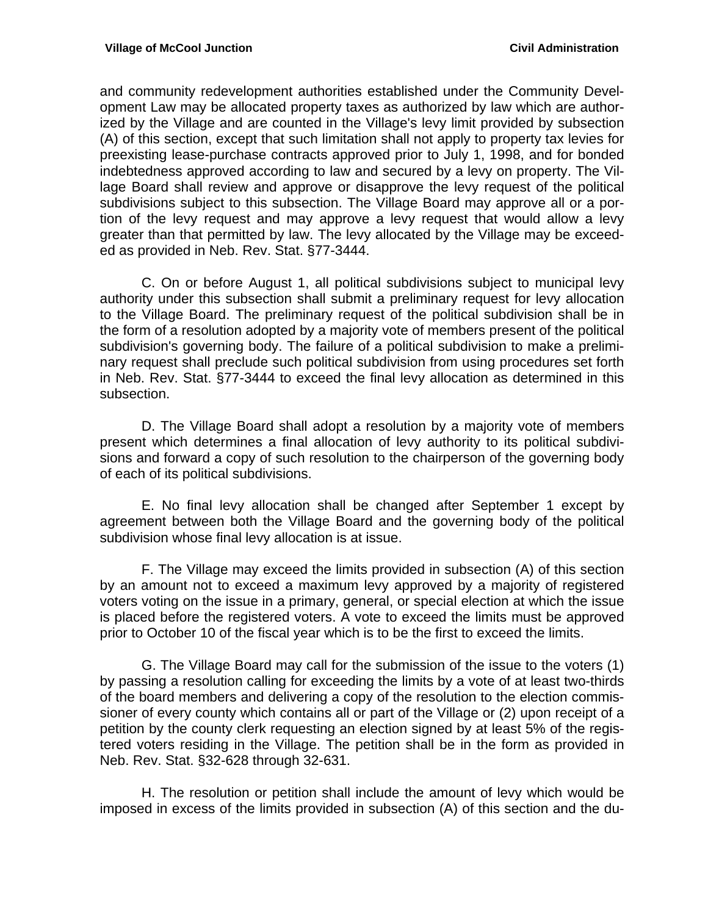and community redevelopment authorities established under the Community Development Law may be allocated property taxes as authorized by law which are authorized by the Village and are counted in the Village's levy limit provided by subsection (A) of this section, except that such limitation shall not apply to property tax levies for preexisting lease-purchase contracts approved prior to July 1, 1998, and for bonded indebtedness approved according to law and secured by a levy on property. The Village Board shall review and approve or disapprove the levy request of the political subdivisions subject to this subsection. The Village Board may approve all or a portion of the levy request and may approve a levy request that would allow a levy greater than that permitted by law. The levy allocated by the Village may be exceeded as provided in Neb. Rev. Stat. §77-3444.

C. On or before August 1, all political subdivisions subject to municipal levy authority under this subsection shall submit a preliminary request for levy allocation to the Village Board. The preliminary request of the political subdivision shall be in the form of a resolution adopted by a majority vote of members present of the political subdivision's governing body. The failure of a political subdivision to make a preliminary request shall preclude such political subdivision from using procedures set forth in Neb. Rev. Stat. §77-3444 to exceed the final levy allocation as determined in this subsection.

D. The Village Board shall adopt a resolution by a majority vote of members present which determines a final allocation of levy authority to its political subdivisions and forward a copy of such resolution to the chairperson of the governing body of each of its political subdivisions.

E. No final levy allocation shall be changed after September 1 except by agreement between both the Village Board and the governing body of the political subdivision whose final levy allocation is at issue.

F. The Village may exceed the limits provided in subsection (A) of this section by an amount not to exceed a maximum levy approved by a majority of registered voters voting on the issue in a primary, general, or special election at which the issue is placed before the registered voters. A vote to exceed the limits must be approved prior to October 10 of the fiscal year which is to be the first to exceed the limits.

G. The Village Board may call for the submission of the issue to the voters (1) by passing a resolution calling for exceeding the limits by a vote of at least two-thirds of the board members and delivering a copy of the resolution to the election commissioner of every county which contains all or part of the Village or (2) upon receipt of a petition by the county clerk requesting an election signed by at least 5% of the registered voters residing in the Village. The petition shall be in the form as provided in Neb. Rev. Stat. §32-628 through 32-631.

H. The resolution or petition shall include the amount of levy which would be imposed in excess of the limits provided in subsection (A) of this section and the du-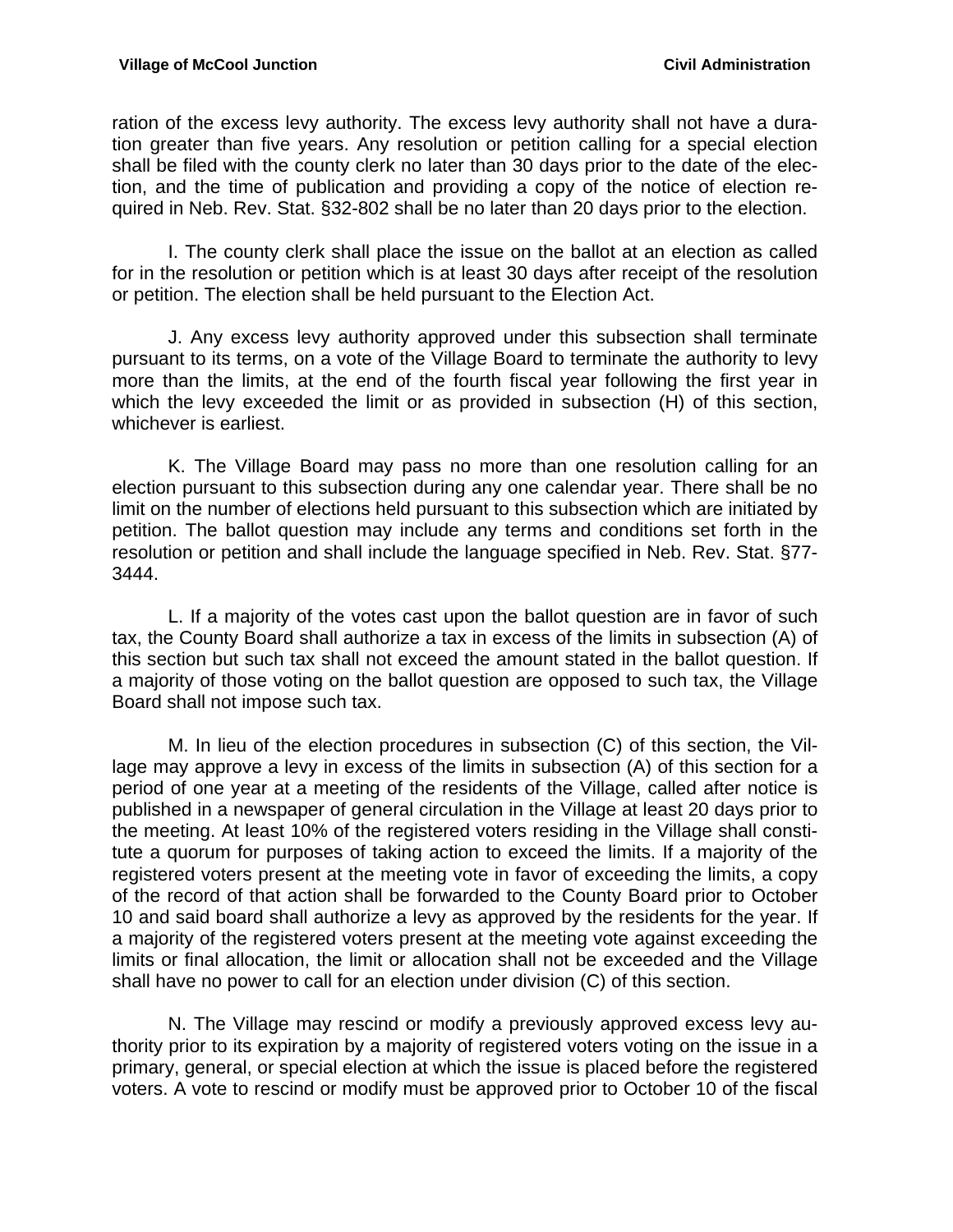ration of the excess levy authority. The excess levy authority shall not have a duration greater than five years. Any resolution or petition calling for a special election shall be filed with the county clerk no later than 30 days prior to the date of the election, and the time of publication and providing a copy of the notice of election required in Neb. Rev. Stat. §32-802 shall be no later than 20 days prior to the election.

I. The county clerk shall place the issue on the ballot at an election as called for in the resolution or petition which is at least 30 days after receipt of the resolution or petition. The election shall be held pursuant to the Election Act.

J. Any excess levy authority approved under this subsection shall terminate pursuant to its terms, on a vote of the Village Board to terminate the authority to levy more than the limits, at the end of the fourth fiscal year following the first year in which the levy exceeded the limit or as provided in subsection (H) of this section, whichever is earliest.

K. The Village Board may pass no more than one resolution calling for an election pursuant to this subsection during any one calendar year. There shall be no limit on the number of elections held pursuant to this subsection which are initiated by petition. The ballot question may include any terms and conditions set forth in the resolution or petition and shall include the language specified in Neb. Rev. Stat. §77-3444.

L. If a majority of the votes cast upon the ballot question are in favor of such tax, the County Board shall authorize a tax in excess of the limits in subsection (A) of this section but such tax shall not exceed the amount stated in the ballot question. If a majority of those voting on the ballot question are opposed to such tax, the Village Board shall not impose such tax.

M. In lieu of the election procedures in subsection (C) of this section, the Village may approve a levy in excess of the limits in subsection (A) of this section for a period of one year at a meeting of the residents of the Village, called after notice is published in a newspaper of general circulation in the Village at least 20 days prior to the meeting. At least 10% of the registered voters residing in the Village shall constitute a quorum for purposes of taking action to exceed the limits. If a majority of the registered voters present at the meeting vote in favor of exceeding the limits, a copy of the record of that action shall be forwarded to the County Board prior to October 10 and said board shall authorize a levy as approved by the residents for the year. If a majority of the registered voters present at the meeting vote against exceeding the limits or final allocation, the limit or allocation shall not be exceeded and the Village shall have no power to call for an election under division (C) of this section.

N. The Village may rescind or modify a previously approved excess levy authority prior to its expiration by a majority of registered voters voting on the issue in a primary, general, or special election at which the issue is placed before the registered voters. A vote to rescind or modify must be approved prior to October 10 of the fiscal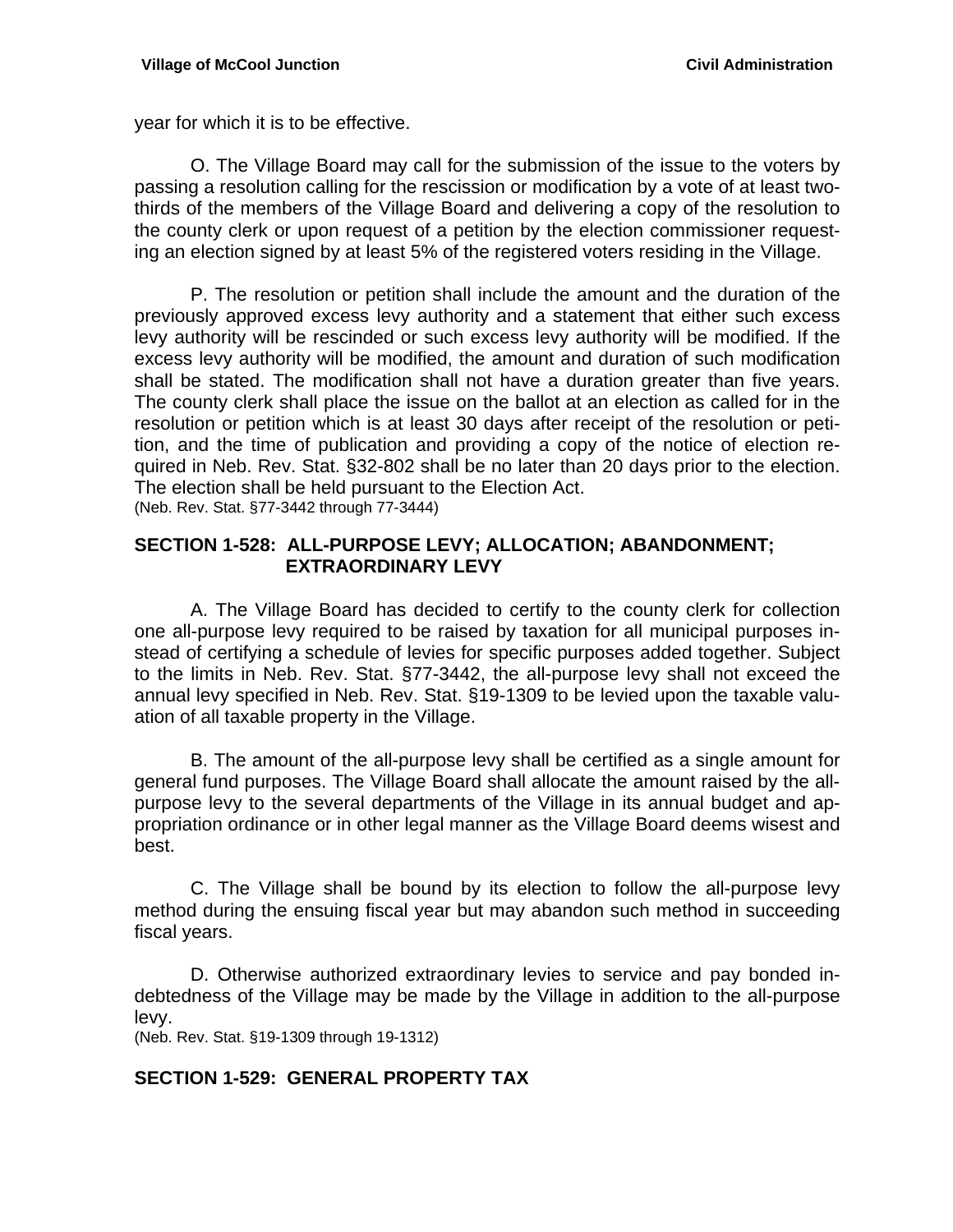year for which it is to be effective.

O. The Village Board may call for the submission of the issue to the voters by passing a resolution calling for the rescission or modification by a vote of at least two-thirds of the members of the Village Board and delivering a copy of the resolution to the county clerk or upon request of a petition by the election commissioner requesting an election signed by at least 5% of the registered voters residing in the Village.

P. The resolution or petition shall include the amount and the duration of the previously approved excess levy authority and a statement that either such excess levy authority will be rescinded or such excess levy authority will be modified. If the excess levy authority will be modified, the amount and duration of such modification shall be stated. The modification shall not have a duration greater than five years. The county clerk shall place the issue on the ballot at an election as called for in the resolution or petition which is at least 30 days after receipt of the resolution or petition, and the time of publication and providing a copy of the notice of election required in Neb. Rev. Stat. §32-802 shall be no later than 20 days prior to the election. The election shall be held pursuant to the Election Act.
(Neb. Rev. Stat. §77-3442 through 77-3444)

## SECTION 1-528: ALL-PURPOSE LEVY; ALLOCATION; ABANDONMENT; EXTRAORDINARY LEVY

A. The Village Board has decided to certify to the county clerk for collection one all-purpose levy required to be raised by taxation for all municipal purposes instead of certifying a schedule of levies for specific purposes added together. Subject to the limits in Neb. Rev. Stat. §77-3442, the all-purpose levy shall not exceed the annual levy specified in Neb. Rev. Stat. §19-1309 to be levied upon the taxable valuation of all taxable property in the Village.

B. The amount of the all-purpose levy shall be certified as a single amount for general fund purposes. The Village Board shall allocate the amount raised by the all-purpose levy to the several departments of the Village in its annual budget and appropriation ordinance or in other legal manner as the Village Board deems wisest and best.

C. The Village shall be bound by its election to follow the all-purpose levy method during the ensuing fiscal year but may abandon such method in succeeding fiscal years.

D. Otherwise authorized extraordinary levies to service and pay bonded indebtedness of the Village may be made by the Village in addition to the all-purpose levy.
(Neb. Rev. Stat. §19-1309 through 19-1312)

## SECTION 1-529: GENERAL PROPERTY TAX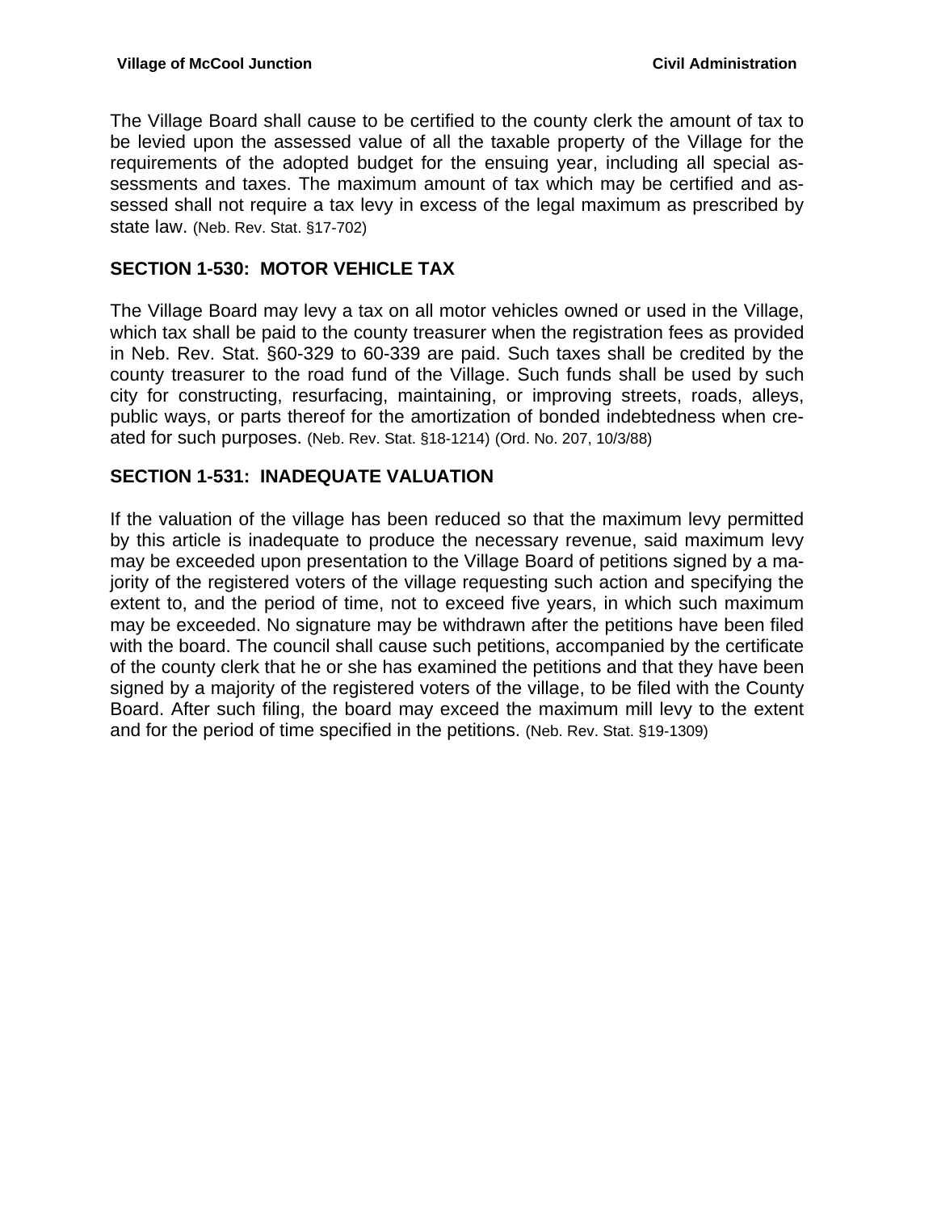The Village Board shall cause to be certified to the county clerk the amount of tax to be levied upon the assessed value of all the taxable property of the Village for the requirements of the adopted budget for the ensuing year, including all special assessments and taxes. The maximum amount of tax which may be certified and assessed shall not require a tax levy in excess of the legal maximum as prescribed by state law. (Neb. Rev. Stat. §17-702)

## SECTION 1-530: MOTOR VEHICLE TAX

The Village Board may levy a tax on all motor vehicles owned or used in the Village, which tax shall be paid to the county treasurer when the registration fees as provided in Neb. Rev. Stat. §60-329 to 60-339 are paid. Such taxes shall be credited by the county treasurer to the road fund of the Village. Such funds shall be used by such city for constructing, resurfacing, maintaining, or improving streets, roads, alleys, public ways, or parts thereof for the amortization of bonded indebtedness when created for such purposes. (Neb. Rev. Stat. §18-1214) (Ord. No. 207, 10/3/88)

## SECTION 1-531: INADEQUATE VALUATION

If the valuation of the village has been reduced so that the maximum levy permitted by this article is inadequate to produce the necessary revenue, said maximum levy may be exceeded upon presentation to the Village Board of petitions signed by a majority of the registered voters of the village requesting such action and specifying the extent to, and the period of time, not to exceed five years, in which such maximum may be exceeded. No signature may be withdrawn after the petitions have been filed with the board. The council shall cause such petitions, accompanied by the certificate of the county clerk that he or she has examined the petitions and that they have been signed by a majority of the registered voters of the village, to be filed with the County Board. After such filing, the board may exceed the maximum mill levy to the extent and for the period of time specified in the petitions. (Neb. Rev. Stat. §19-1309)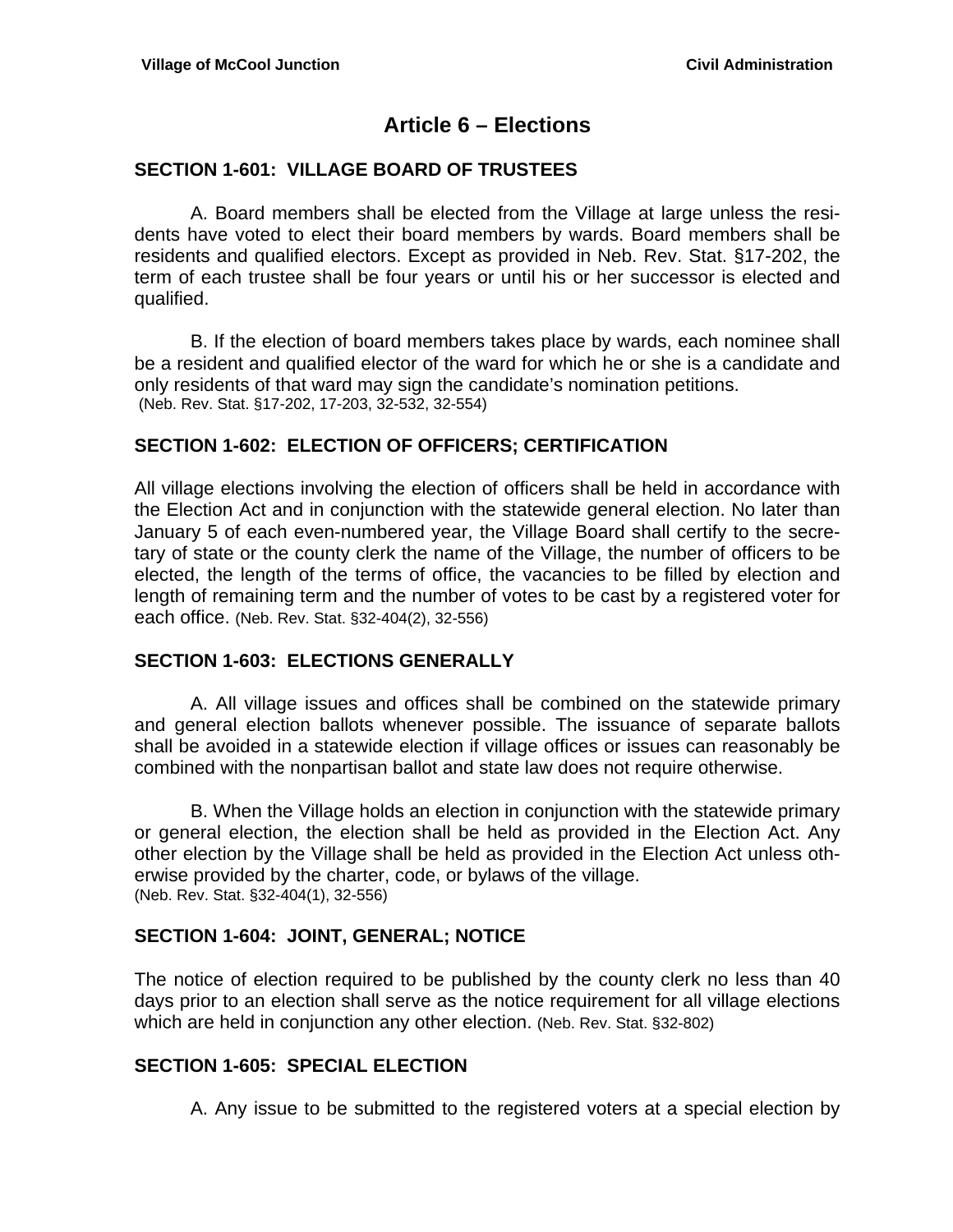# Article 6 – Elections

## SECTION 1-601: VILLAGE BOARD OF TRUSTEES

A. Board members shall be elected from the Village at large unless the residents have voted to elect their board members by wards. Board members shall be residents and qualified electors. Except as provided in Neb. Rev. Stat. §17-202, the term of each trustee shall be four years or until his or her successor is elected and qualified.

B. If the election of board members takes place by wards, each nominee shall be a resident and qualified elector of the ward for which he or she is a candidate and only residents of that ward may sign the candidate's nomination petitions.
(Neb. Rev. Stat. §17-202, 17-203, 32-532, 32-554)

## SECTION 1-602: ELECTION OF OFFICERS; CERTIFICATION

All village elections involving the election of officers shall be held in accordance with the Election Act and in conjunction with the statewide general election. No later than January 5 of each even-numbered year, the Village Board shall certify to the secretary of state or the county clerk the name of the Village, the number of officers to be elected, the length of the terms of office, the vacancies to be filled by election and length of remaining term and the number of votes to be cast by a registered voter for each office. (Neb. Rev. Stat. §32-404(2), 32-556)

## SECTION 1-603: ELECTIONS GENERALLY

A. All village issues and offices shall be combined on the statewide primary and general election ballots whenever possible. The issuance of separate ballots shall be avoided in a statewide election if village offices or issues can reasonably be combined with the nonpartisan ballot and state law does not require otherwise.

B. When the Village holds an election in conjunction with the statewide primary or general election, the election shall be held as provided in the Election Act. Any other election by the Village shall be held as provided in the Election Act unless otherwise provided by the charter, code, or bylaws of the village.
(Neb. Rev. Stat. §32-404(1), 32-556)

## SECTION 1-604: JOINT, GENERAL; NOTICE

The notice of election required to be published by the county clerk no less than 40 days prior to an election shall serve as the notice requirement for all village elections which are held in conjunction any other election. (Neb. Rev. Stat. §32-802)

## SECTION 1-605: SPECIAL ELECTION

A. Any issue to be submitted to the registered voters at a special election by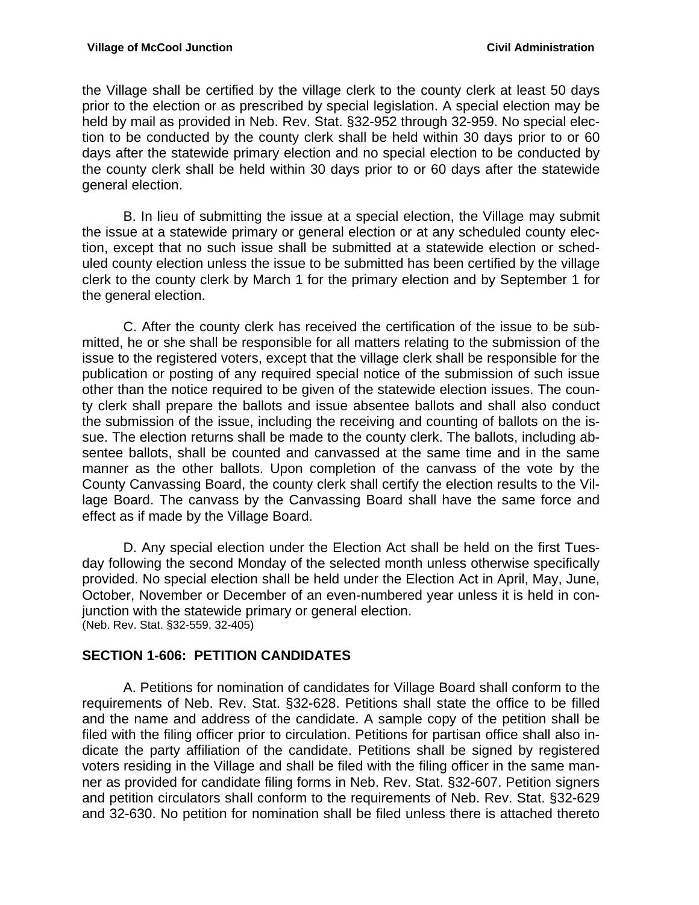the Village shall be certified by the village clerk to the county clerk at least 50 days prior to the election or as prescribed by special legislation. A special election may be held by mail as provided in Neb. Rev. Stat. §32-952 through 32-959. No special election to be conducted by the county clerk shall be held within 30 days prior to or 60 days after the statewide primary election and no special election to be conducted by the county clerk shall be held within 30 days prior to or 60 days after the statewide general election.

B. In lieu of submitting the issue at a special election, the Village may submit the issue at a statewide primary or general election or at any scheduled county election, except that no such issue shall be submitted at a statewide election or scheduled county election unless the issue to be submitted has been certified by the village clerk to the county clerk by March 1 for the primary election and by September 1 for the general election.

C. After the county clerk has received the certification of the issue to be submitted, he or she shall be responsible for all matters relating to the submission of the issue to the registered voters, except that the village clerk shall be responsible for the publication or posting of any required special notice of the submission of such issue other than the notice required to be given of the statewide election issues. The county clerk shall prepare the ballots and issue absentee ballots and shall also conduct the submission of the issue, including the receiving and counting of ballots on the issue. The election returns shall be made to the county clerk. The ballots, including absentee ballots, shall be counted and canvassed at the same time and in the same manner as the other ballots. Upon completion of the canvass of the vote by the County Canvassing Board, the county clerk shall certify the election results to the Village Board. The canvass by the Canvassing Board shall have the same force and effect as if made by the Village Board.

D. Any special election under the Election Act shall be held on the first Tuesday following the second Monday of the selected month unless otherwise specifically provided. No special election shall be held under the Election Act in April, May, June, October, November or December of an even-numbered year unless it is held in conjunction with the statewide primary or general election.
(Neb. Rev. Stat. §32-559, 32-405)

## SECTION 1-606: PETITION CANDIDATES

A. Petitions for nomination of candidates for Village Board shall conform to the requirements of Neb. Rev. Stat. §32-628. Petitions shall state the office to be filled and the name and address of the candidate. A sample copy of the petition shall be filed with the filing officer prior to circulation. Petitions for partisan office shall also indicate the party affiliation of the candidate. Petitions shall be signed by registered voters residing in the Village and shall be filed with the filing officer in the same manner as provided for candidate filing forms in Neb. Rev. Stat. §32-607. Petition signers and petition circulators shall conform to the requirements of Neb. Rev. Stat. §32-629 and 32-630. No petition for nomination shall be filed unless there is attached thereto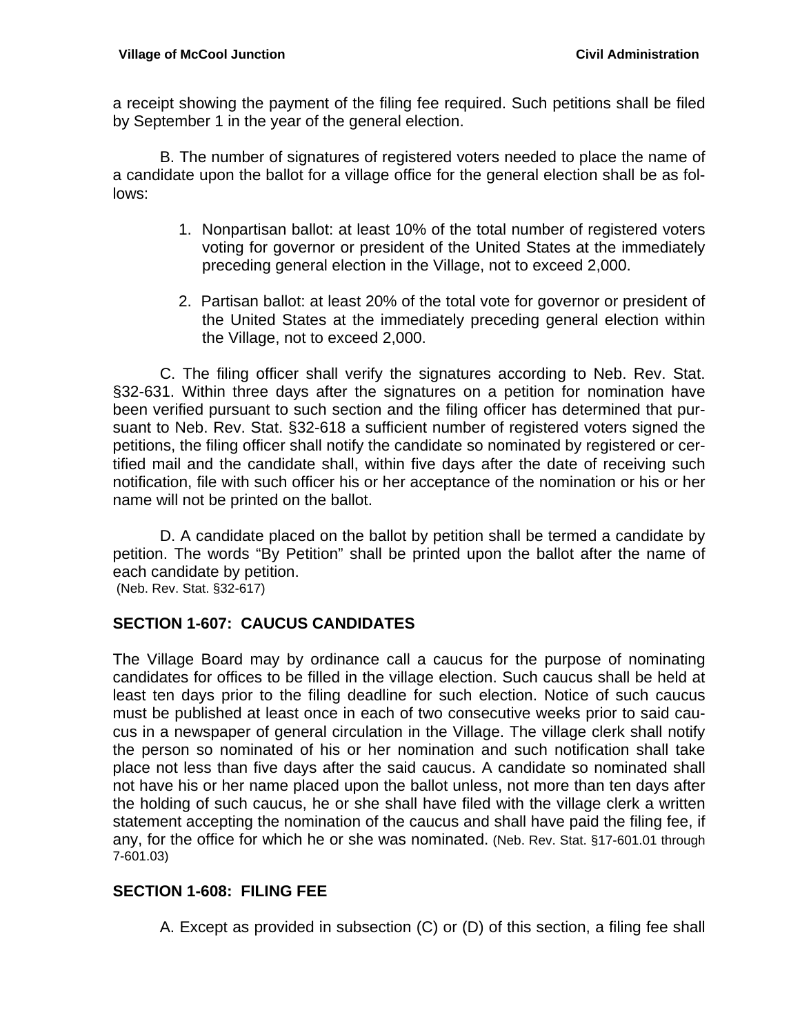a receipt showing the payment of the filing fee required. Such petitions shall be filed by September 1 in the year of the general election.

B. The number of signatures of registered voters needed to place the name of a candidate upon the ballot for a village office for the general election shall be as follows:

1. Nonpartisan ballot: at least 10% of the total number of registered voters voting for governor or president of the United States at the immediately preceding general election in the Village, not to exceed 2,000.

2. Partisan ballot: at least 20% of the total vote for governor or president of the United States at the immediately preceding general election within the Village, not to exceed 2,000.

C. The filing officer shall verify the signatures according to Neb. Rev. Stat. §32-631. Within three days after the signatures on a petition for nomination have been verified pursuant to such section and the filing officer has determined that pursuant to Neb. Rev. Stat. §32-618 a sufficient number of registered voters signed the petitions, the filing officer shall notify the candidate so nominated by registered or certified mail and the candidate shall, within five days after the date of receiving such notification, file with such officer his or her acceptance of the nomination or his or her name will not be printed on the ballot.

D. A candidate placed on the ballot by petition shall be termed a candidate by petition. The words "By Petition" shall be printed upon the ballot after the name of each candidate by petition.
(Neb. Rev. Stat. §32-617)

## SECTION 1-607: CAUCUS CANDIDATES

The Village Board may by ordinance call a caucus for the purpose of nominating candidates for offices to be filled in the village election. Such caucus shall be held at least ten days prior to the filing deadline for such election. Notice of such caucus must be published at least once in each of two consecutive weeks prior to said caucus in a newspaper of general circulation in the Village. The village clerk shall notify the person so nominated of his or her nomination and such notification shall take place not less than five days after the said caucus. A candidate so nominated shall not have his or her name placed upon the ballot unless, not more than ten days after the holding of such caucus, he or she shall have filed with the village clerk a written statement accepting the nomination of the caucus and shall have paid the filing fee, if any, for the office for which he or she was nominated. (Neb. Rev. Stat. §17-601.01 through 7-601.03)

## SECTION 1-608: FILING FEE

A. Except as provided in subsection (C) or (D) of this section, a filing fee shall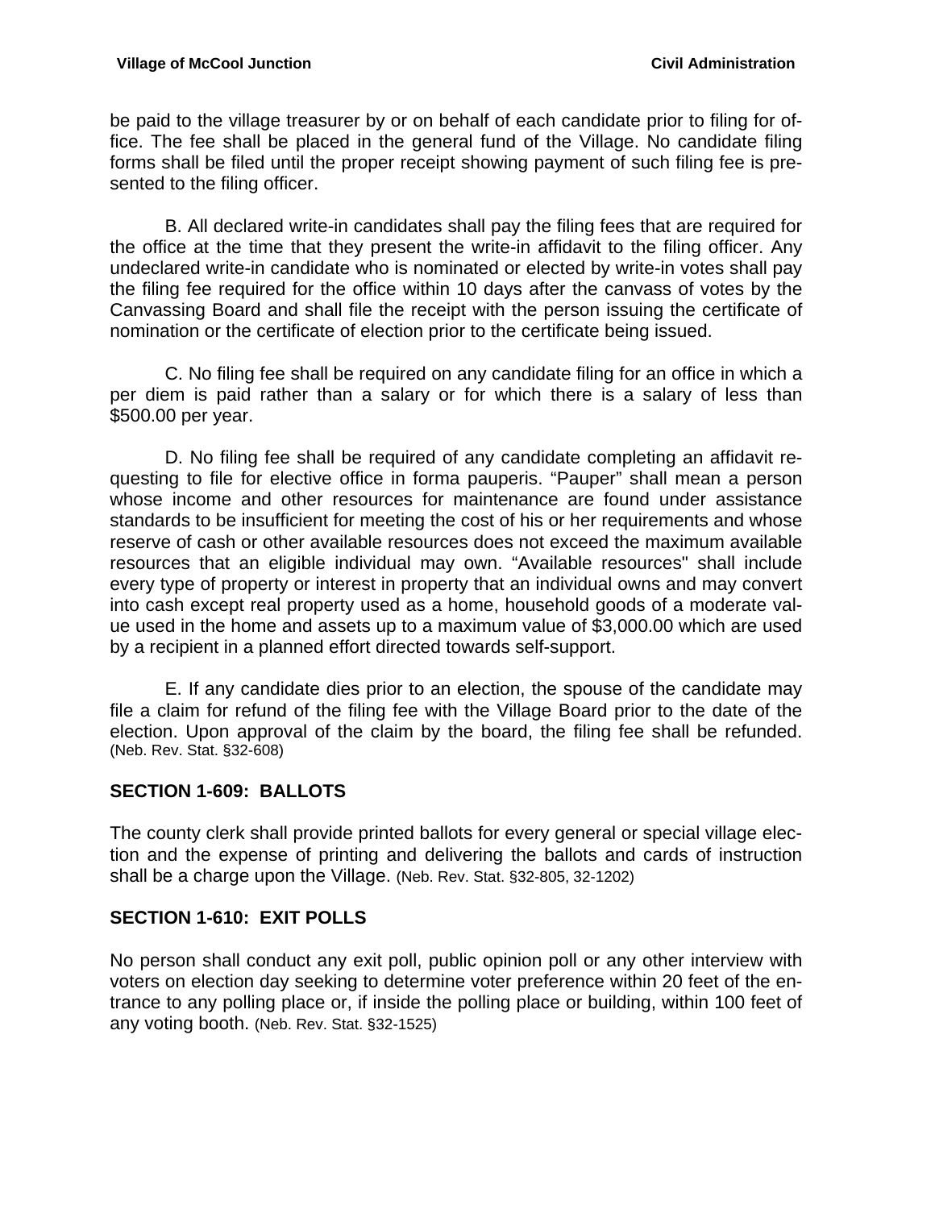be paid to the village treasurer by or on behalf of each candidate prior to filing for office. The fee shall be placed in the general fund of the Village. No candidate filing forms shall be filed until the proper receipt showing payment of such filing fee is presented to the filing officer.

B. All declared write-in candidates shall pay the filing fees that are required for the office at the time that they present the write-in affidavit to the filing officer. Any undeclared write-in candidate who is nominated or elected by write-in votes shall pay the filing fee required for the office within 10 days after the canvass of votes by the Canvassing Board and shall file the receipt with the person issuing the certificate of nomination or the certificate of election prior to the certificate being issued.

C. No filing fee shall be required on any candidate filing for an office in which a per diem is paid rather than a salary or for which there is a salary of less than $500.00 per year.

D. No filing fee shall be required of any candidate completing an affidavit requesting to file for elective office in forma pauperis. “Pauper” shall mean a person whose income and other resources for maintenance are found under assistance standards to be insufficient for meeting the cost of his or her requirements and whose reserve of cash or other available resources does not exceed the maximum available resources that an eligible individual may own. “Available resources" shall include every type of property or interest in property that an individual owns and may convert into cash except real property used as a home, household goods of a moderate value used in the home and assets up to a maximum value of $3,000.00 which are used by a recipient in a planned effort directed towards self-support.

E. If any candidate dies prior to an election, the spouse of the candidate may file a claim for refund of the filing fee with the Village Board prior to the date of the election. Upon approval of the claim by the board, the filing fee shall be refunded. (Neb. Rev. Stat. §32-608)

## SECTION 1-609: BALLOTS

The county clerk shall provide printed ballots for every general or special village election and the expense of printing and delivering the ballots and cards of instruction shall be a charge upon the Village. (Neb. Rev. Stat. §32-805, 32-1202)

## SECTION 1-610: EXIT POLLS

No person shall conduct any exit poll, public opinion poll or any other interview with voters on election day seeking to determine voter preference within 20 feet of the entrance to any polling place or, if inside the polling place or building, within 100 feet of any voting booth. (Neb. Rev. Stat. §32-1525)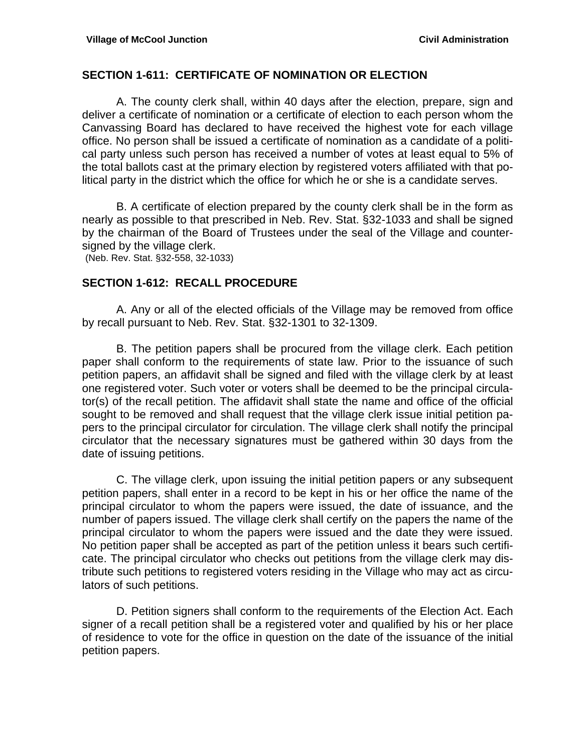## SECTION 1-611: CERTIFICATE OF NOMINATION OR ELECTION

A. The county clerk shall, within 40 days after the election, prepare, sign and deliver a certificate of nomination or a certificate of election to each person whom the Canvassing Board has declared to have received the highest vote for each village office. No person shall be issued a certificate of nomination as a candidate of a political party unless such person has received a number of votes at least equal to 5% of the total ballots cast at the primary election by registered voters affiliated with that political party in the district which the office for which he or she is a candidate serves.

B. A certificate of election prepared by the county clerk shall be in the form as nearly as possible to that prescribed in Neb. Rev. Stat. §32-1033 and shall be signed by the chairman of the Board of Trustees under the seal of the Village and countersigned by the village clerk.
(Neb. Rev. Stat. §32-558, 32-1033)

## SECTION 1-612: RECALL PROCEDURE

A. Any or all of the elected officials of the Village may be removed from office by recall pursuant to Neb. Rev. Stat. §32-1301 to 32-1309.

B. The petition papers shall be procured from the village clerk. Each petition paper shall conform to the requirements of state law. Prior to the issuance of such petition papers, an affidavit shall be signed and filed with the village clerk by at least one registered voter. Such voter or voters shall be deemed to be the principal circulator(s) of the recall petition. The affidavit shall state the name and office of the official sought to be removed and shall request that the village clerk issue initial petition papers to the principal circulator for circulation. The village clerk shall notify the principal circulator that the necessary signatures must be gathered within 30 days from the date of issuing petitions.

C. The village clerk, upon issuing the initial petition papers or any subsequent petition papers, shall enter in a record to be kept in his or her office the name of the principal circulator to whom the papers were issued, the date of issuance, and the number of papers issued. The village clerk shall certify on the papers the name of the principal circulator to whom the papers were issued and the date they were issued. No petition paper shall be accepted as part of the petition unless it bears such certificate. The principal circulator who checks out petitions from the village clerk may distribute such petitions to registered voters residing in the Village who may act as circulators of such petitions.

D. Petition signers shall conform to the requirements of the Election Act. Each signer of a recall petition shall be a registered voter and qualified by his or her place of residence to vote for the office in question on the date of the issuance of the initial petition papers.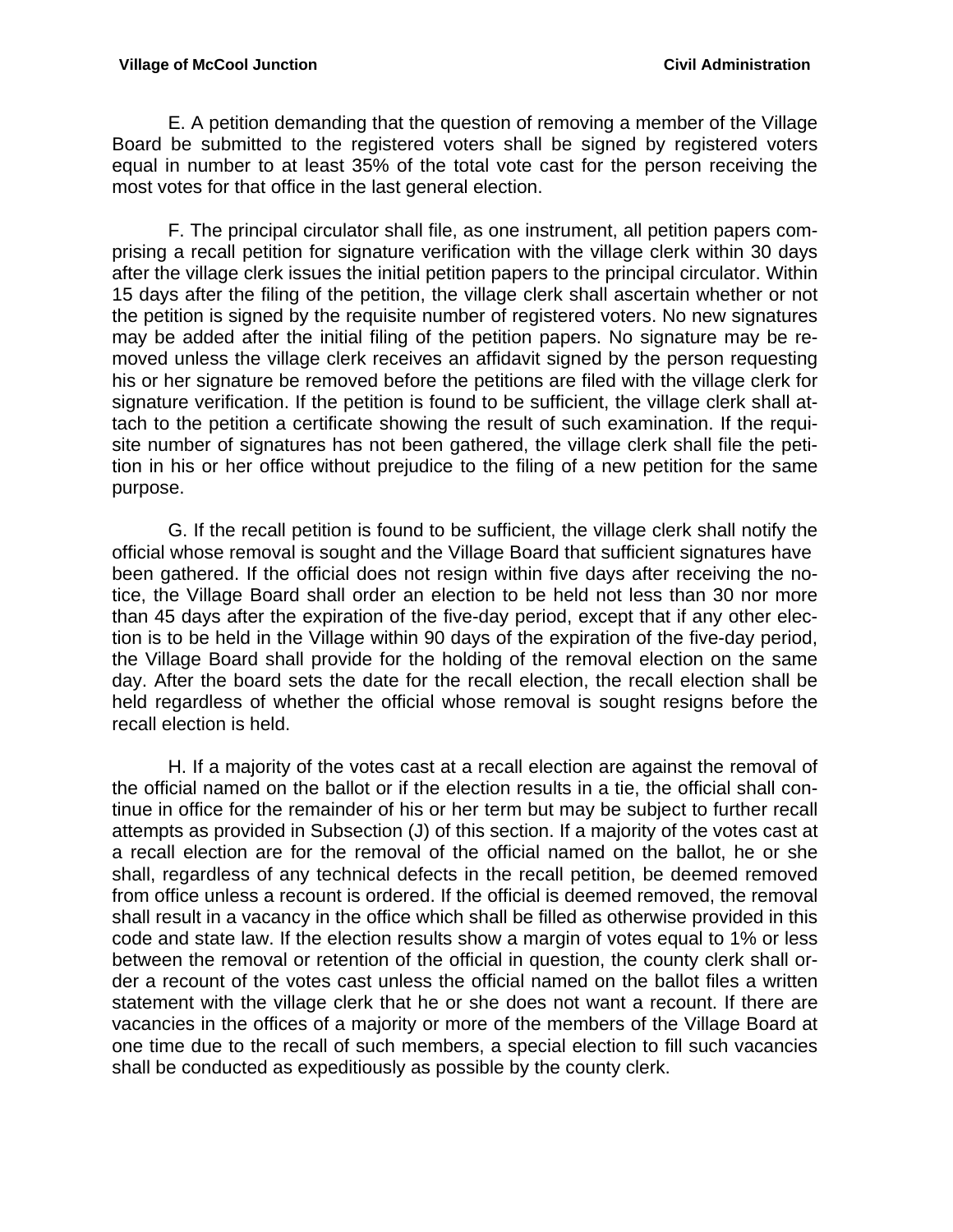E. A petition demanding that the question of removing a member of the Village Board be submitted to the registered voters shall be signed by registered voters equal in number to at least 35% of the total vote cast for the person receiving the most votes for that office in the last general election.

F. The principal circulator shall file, as one instrument, all petition papers comprising a recall petition for signature verification with the village clerk within 30 days after the village clerk issues the initial petition papers to the principal circulator. Within 15 days after the filing of the petition, the village clerk shall ascertain whether or not the petition is signed by the requisite number of registered voters. No new signatures may be added after the initial filing of the petition papers. No signature may be removed unless the village clerk receives an affidavit signed by the person requesting his or her signature be removed before the petitions are filed with the village clerk for signature verification. If the petition is found to be sufficient, the village clerk shall attach to the petition a certificate showing the result of such examination. If the requisite number of signatures has not been gathered, the village clerk shall file the petition in his or her office without prejudice to the filing of a new petition for the same purpose.

G. If the recall petition is found to be sufficient, the village clerk shall notify the official whose removal is sought and the Village Board that sufficient signatures have been gathered. If the official does not resign within five days after receiving the notice, the Village Board shall order an election to be held not less than 30 nor more than 45 days after the expiration of the five-day period, except that if any other election is to be held in the Village within 90 days of the expiration of the five-day period, the Village Board shall provide for the holding of the removal election on the same day. After the board sets the date for the recall election, the recall election shall be held regardless of whether the official whose removal is sought resigns before the recall election is held.

H. If a majority of the votes cast at a recall election are against the removal of the official named on the ballot or if the election results in a tie, the official shall continue in office for the remainder of his or her term but may be subject to further recall attempts as provided in Subsection (J) of this section. If a majority of the votes cast at a recall election are for the removal of the official named on the ballot, he or she shall, regardless of any technical defects in the recall petition, be deemed removed from office unless a recount is ordered. If the official is deemed removed, the removal shall result in a vacancy in the office which shall be filled as otherwise provided in this code and state law. If the election results show a margin of votes equal to 1% or less between the removal or retention of the official in question, the county clerk shall order a recount of the votes cast unless the official named on the ballot files a written statement with the village clerk that he or she does not want a recount. If there are vacancies in the offices of a majority or more of the members of the Village Board at one time due to the recall of such members, a special election to fill such vacancies shall be conducted as expeditiously as possible by the county clerk.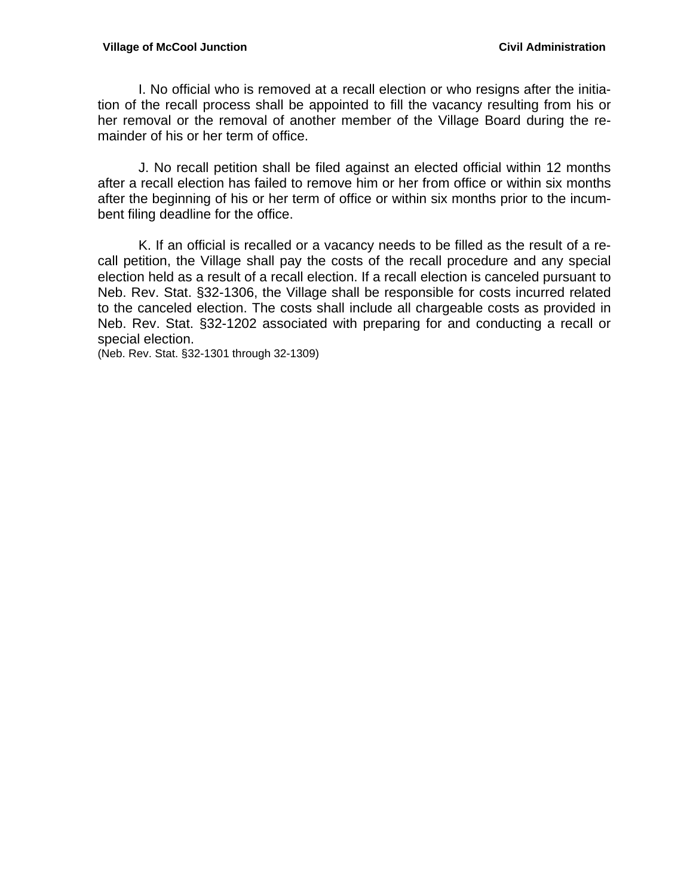I. No official who is removed at a recall election or who resigns after the initiation of the recall process shall be appointed to fill the vacancy resulting from his or her removal or the removal of another member of the Village Board during the remainder of his or her term of office.

J. No recall petition shall be filed against an elected official within 12 months after a recall election has failed to remove him or her from office or within six months after the beginning of his or her term of office or within six months prior to the incumbent filing deadline for the office.

K. If an official is recalled or a vacancy needs to be filled as the result of a recall petition, the Village shall pay the costs of the recall procedure and any special election held as a result of a recall election. If a recall election is canceled pursuant to Neb. Rev. Stat. §32-1306, the Village shall be responsible for costs incurred related to the canceled election. The costs shall include all chargeable costs as provided in Neb. Rev. Stat. §32-1202 associated with preparing for and conducting a recall or special election.

(Neb. Rev. Stat. §32-1301 through 32-1309)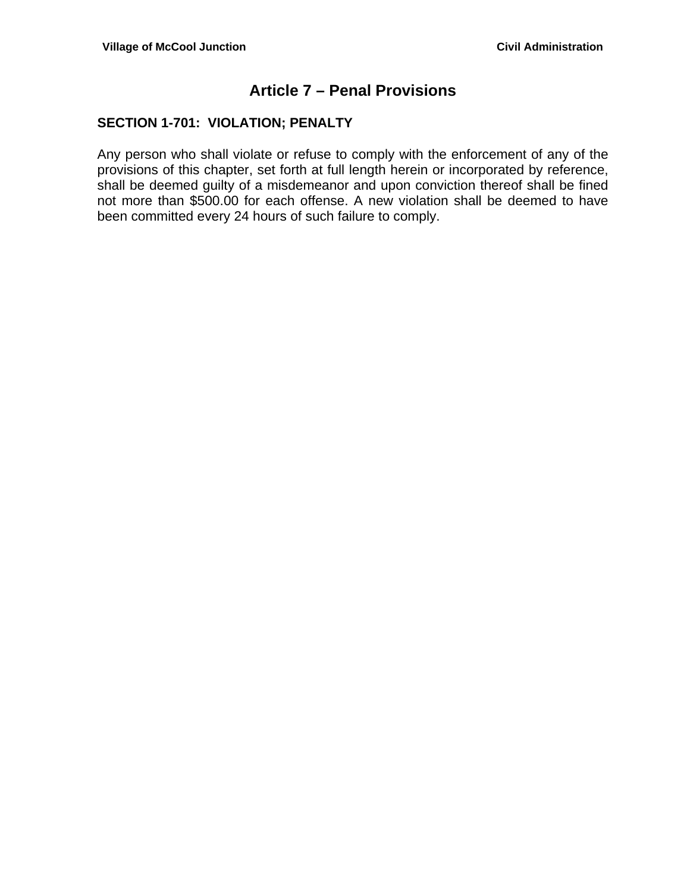# Article 7 – Penal Provisions

**SECTION 1-701: VIOLATION; PENALTY**

Any person who shall violate or refuse to comply with the enforcement of any of the provisions of this chapter, set forth at full length herein or incorporated by reference, shall be deemed guilty of a misdemeanor and upon conviction thereof shall be fined not more than $500.00 for each offense. A new violation shall be deemed to have been committed every 24 hours of such failure to comply.